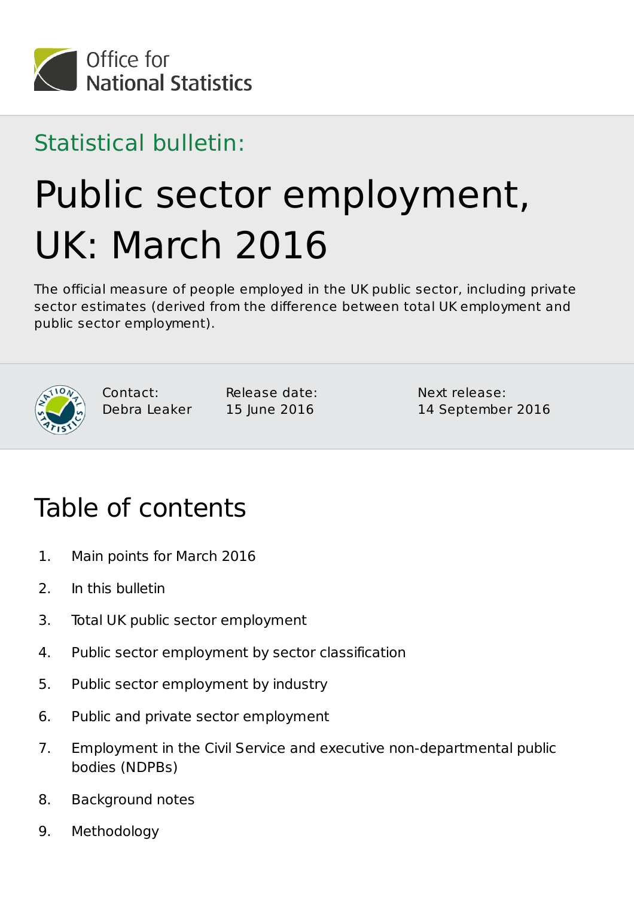Office for National Statistics

Statistical bulletin:

# Public sector employment, UK: March 2016

The official measure of people employed in the UK public sector, including private sector estimates (derived from the difference between total UK employment and public sector employment).

Contact:
Debra Leaker

Release date:
15 June 2016

Next release:
14 September 2016

## Table of contents

1. Main points for March 2016
2. In this bulletin
3. Total UK public sector employment
4. Public sector employment by sector classification
5. Public sector employment by industry
6. Public and private sector employment
7. Employment in the Civil Service and executive non-departmental public bodies (NDPBs)
8. Background notes
9. Methodology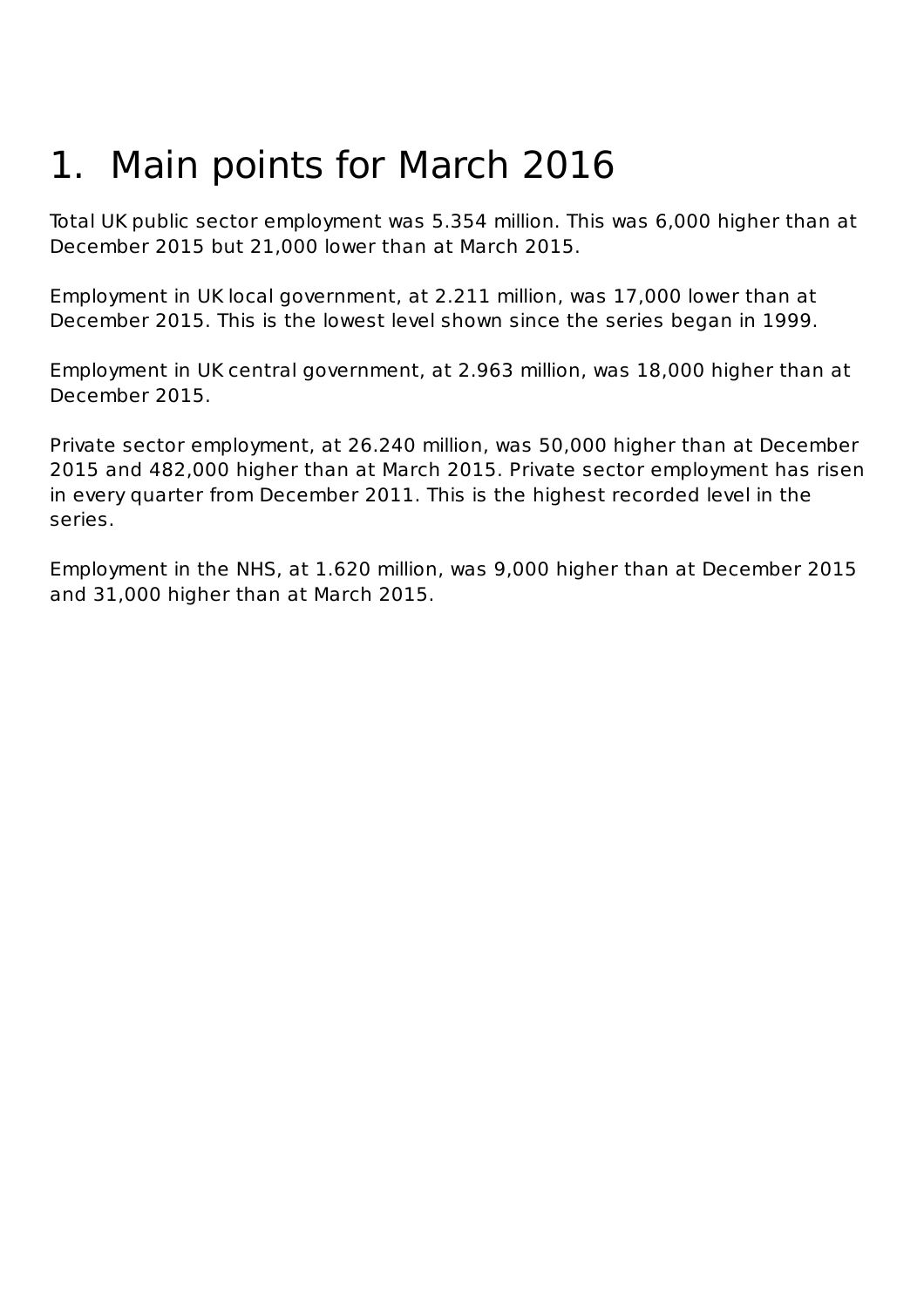## 1. Main points for March 2016

Total UK public sector employment was 5.354 million. This was 6,000 higher than at December 2015 but 21,000 lower than at March 2015.

Employment in UK local government, at 2.211 million, was 17,000 lower than at December 2015. This is the lowest level shown since the series began in 1999.

Employment in UK central government, at 2.963 million, was 18,000 higher than at December 2015.

Private sector employment, at 26.240 million, was 50,000 higher than at December 2015 and 482,000 higher than at March 2015. Private sector employment has risen in every quarter from December 2011. This is the highest recorded level in the series.

Employment in the NHS, at 1.620 million, was 9,000 higher than at December 2015 and 31,000 higher than at March 2015.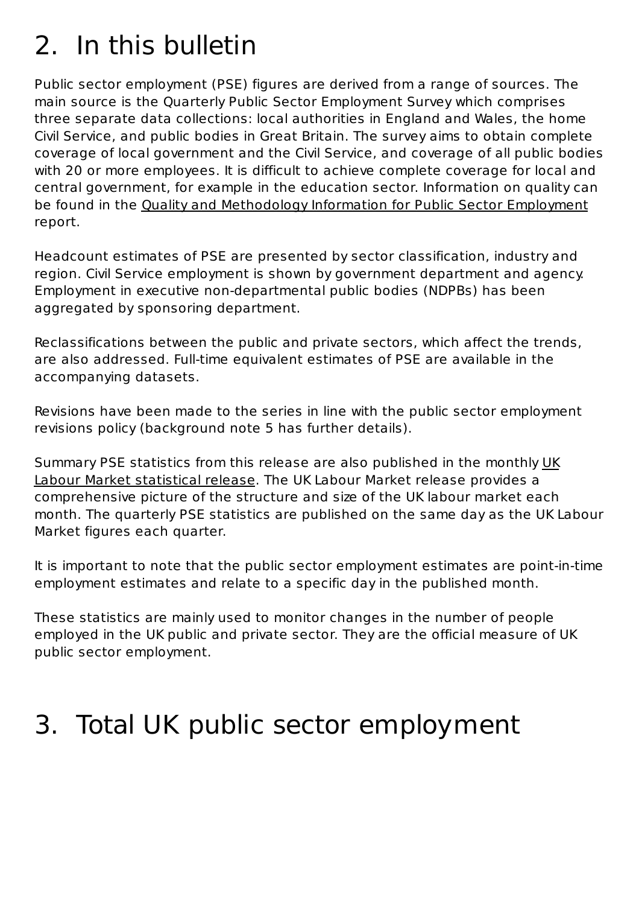## 2. In this bulletin

Public sector employment (PSE) figures are derived from a range of sources. The main source is the Quarterly Public Sector Employment Survey which comprises three separate data collections: local authorities in England and Wales, the home Civil Service, and public bodies in Great Britain. The survey aims to obtain complete coverage of local government and the Civil Service, and coverage of all public bodies with 20 or more employees. It is difficult to achieve complete coverage for local and central government, for example in the education sector. Information on quality can be found in the Quality and Methodology Information for Public Sector Employment report.

Headcount estimates of PSE are presented by sector classification, industry and region. Civil Service employment is shown by government department and agency. Employment in executive non-departmental public bodies (NDPBs) has been aggregated by sponsoring department.

Reclassifications between the public and private sectors, which affect the trends, are also addressed. Full-time equivalent estimates of PSE are available in the accompanying datasets.

Revisions have been made to the series in line with the public sector employment revisions policy (background note 5 has further details).

Summary PSE statistics from this release are also published in the monthly UK Labour Market statistical release. The UK Labour Market release provides a comprehensive picture of the structure and size of the UK labour market each month. The quarterly PSE statistics are published on the same day as the UK Labour Market figures each quarter.

It is important to note that the public sector employment estimates are point-in-time employment estimates and relate to a specific day in the published month.

These statistics are mainly used to monitor changes in the number of people employed in the UK public and private sector. They are the official measure of UK public sector employment.

## 3. Total UK public sector employment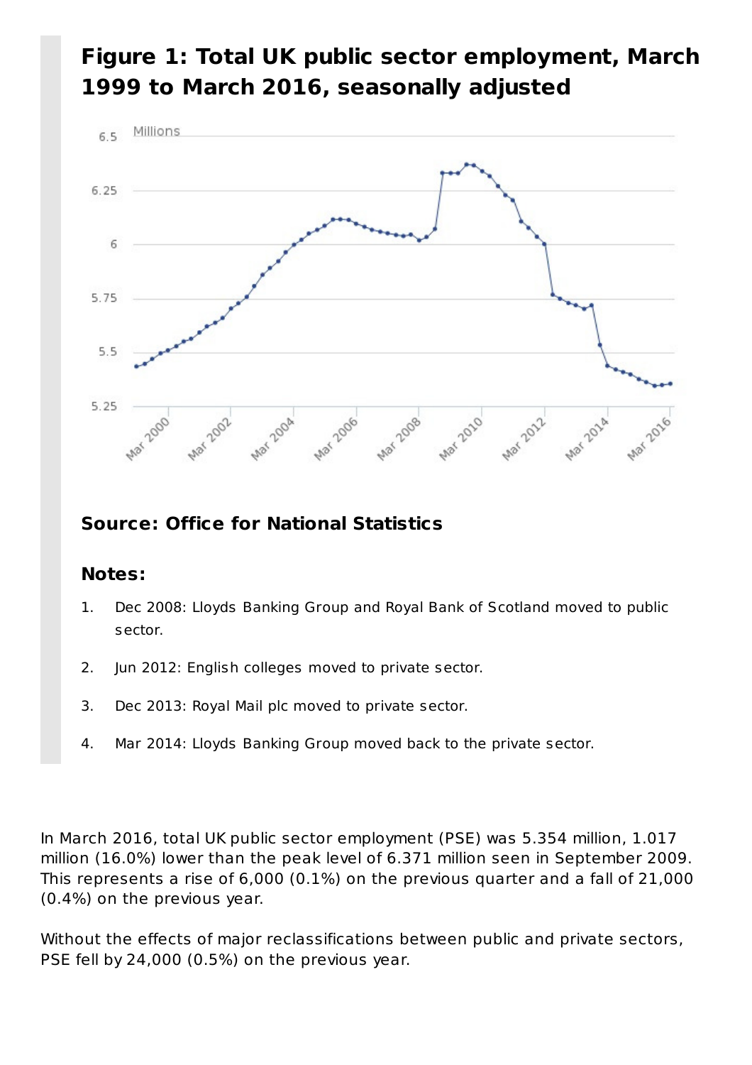## Figure 1: Total UK public sector employment, March 1999 to March 2016, seasonally adjusted

Millions

6.5
6.25
6
5.75
5.5
5.25

Mar 2000
Mar 2002
Mar 2004
Mar 2006
Mar 2008
Mar 2010
Mar 2012
Mar 2014
Mar 2016

**Source: Office for National Statistics**

**Notes:**

1. Dec 2008: Lloyds Banking Group and Royal Bank of Scotland moved to public sector.
2. Jun 2012: English colleges moved to private sector.
3. Dec 2013: Royal Mail plc moved to private sector.
4. Mar 2014: Lloyds Banking Group moved back to the private sector.

In March 2016, total UK public sector employment (PSE) was 5.354 million, 1.017 million (16.0%) lower than the peak level of 6.371 million seen in September 2009. This represents a rise of 6,000 (0.1%) on the previous quarter and a fall of 21,000 (0.4%) on the previous year.

Without the effects of major reclassifications between public and private sectors, PSE fell by 24,000 (0.5%) on the previous year.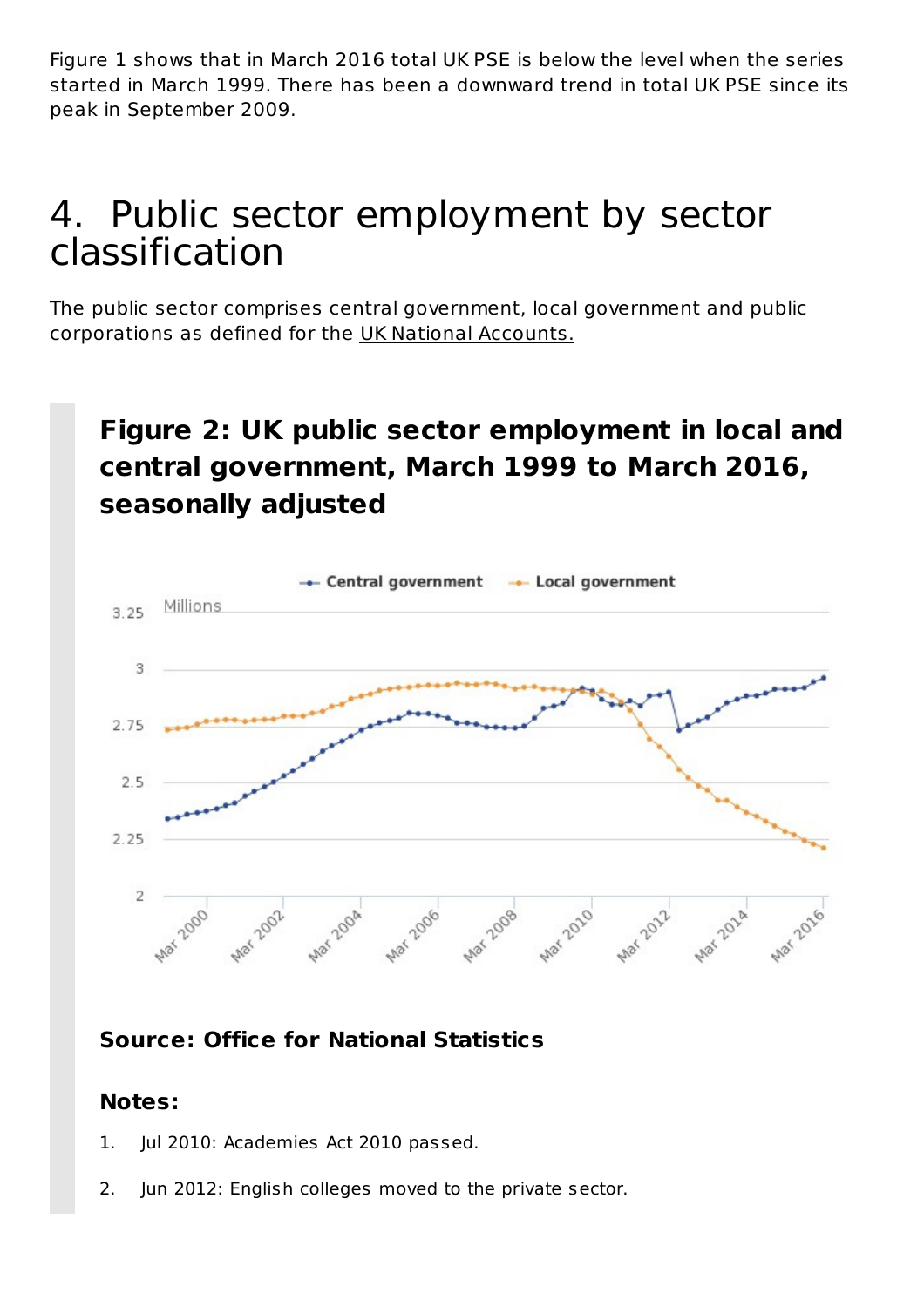Figure 1 shows that in March 2016 total UK PSE is below the level when the series started in March 1999. There has been a downward trend in total UK PSE since its peak in September 2009.

## 4. Public sector employment by sector classification

The public sector comprises central government, local government and public corporations as defined for the UK National Accounts.

### Figure 2: UK public sector employment in local and central government, March 1999 to March 2016, seasonally adjusted

**Source: Office for National Statistics**

**Notes:**

1. Jul 2010: Academies Act 2010 passed.
2. Jun 2012: English colleges moved to the private sector.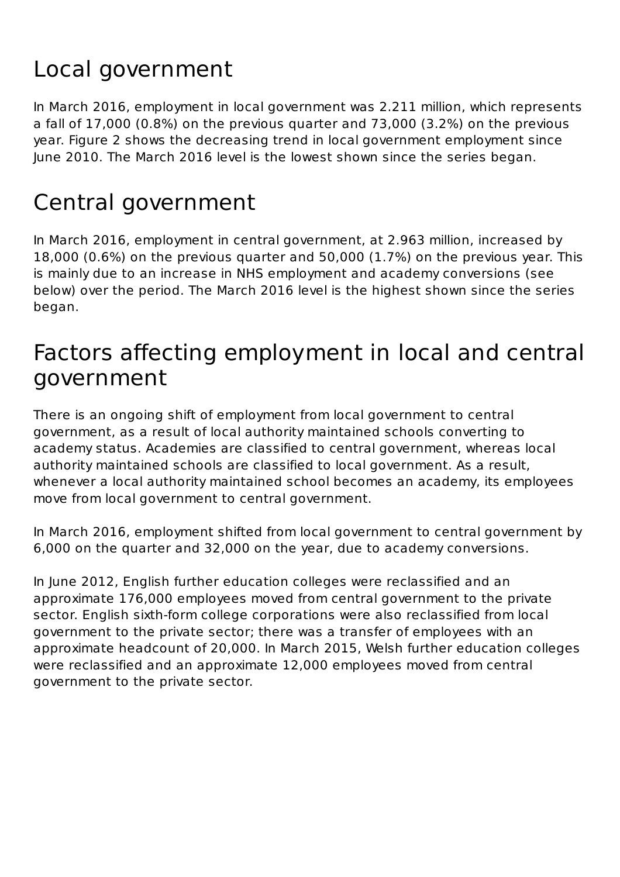## Local government

In March 2016, employment in local government was 2.211 million, which represents a fall of 17,000 (0.8%) on the previous quarter and 73,000 (3.2%) on the previous year. Figure 2 shows the decreasing trend in local government employment since June 2010. The March 2016 level is the lowest shown since the series began.

## Central government

In March 2016, employment in central government, at 2.963 million, increased by 18,000 (0.6%) on the previous quarter and 50,000 (1.7%) on the previous year. This is mainly due to an increase in NHS employment and academy conversions (see below) over the period. The March 2016 level is the highest shown since the series began.

## Factors affecting employment in local and central government

There is an ongoing shift of employment from local government to central government, as a result of local authority maintained schools converting to academy status. Academies are classified to central government, whereas local authority maintained schools are classified to local government. As a result, whenever a local authority maintained school becomes an academy, its employees move from local government to central government.

In March 2016, employment shifted from local government to central government by 6,000 on the quarter and 32,000 on the year, due to academy conversions.

In June 2012, English further education colleges were reclassified and an approximate 176,000 employees moved from central government to the private sector. English sixth-form college corporations were also reclassified from local government to the private sector; there was a transfer of employees with an approximate headcount of 20,000. In March 2015, Welsh further education colleges were reclassified and an approximate 12,000 employees moved from central government to the private sector.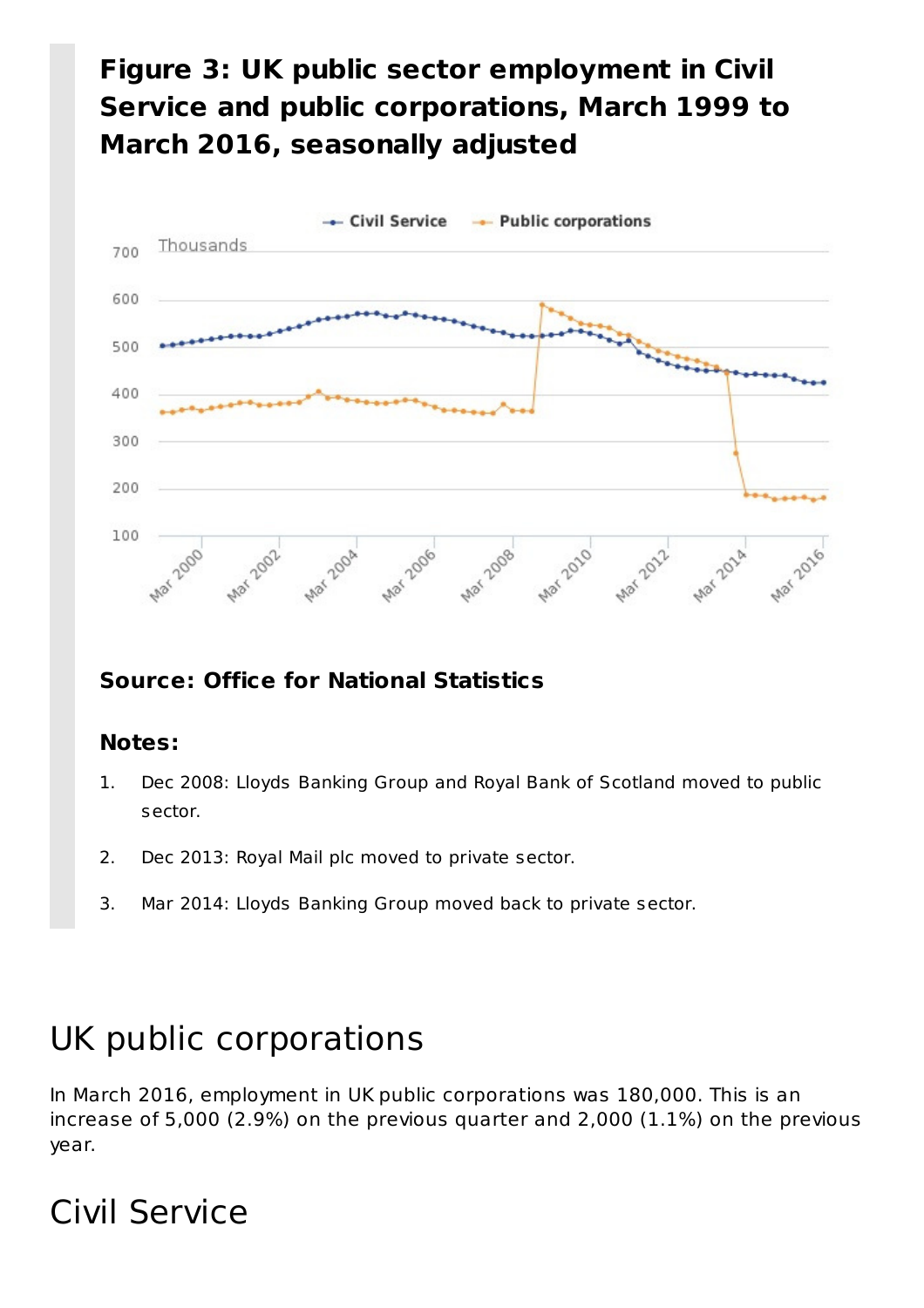### Figure 3: UK public sector employment in Civil Service and public corporations, March 1999 to March 2016, seasonally adjusted

Civil Service
Public corporations

Thousands

700
600
500
400
300
200
100

Mar 2000
Mar 2002
Mar 2004
Mar 2006
Mar 2008
Mar 2010
Mar 2012
Mar 2014
Mar 2016

**Source: Office for National Statistics**

**Notes:**

1. Dec 2008: Lloyds Banking Group and Royal Bank of Scotland moved to public sector.
2. Dec 2013: Royal Mail plc moved to private sector.
3. Mar 2014: Lloyds Banking Group moved back to private sector.

## UK public corporations

In March 2016, employment in UK public corporations was 180,000. This is an increase of 5,000 (2.9%) on the previous quarter and 2,000 (1.1%) on the previous year.

## Civil Service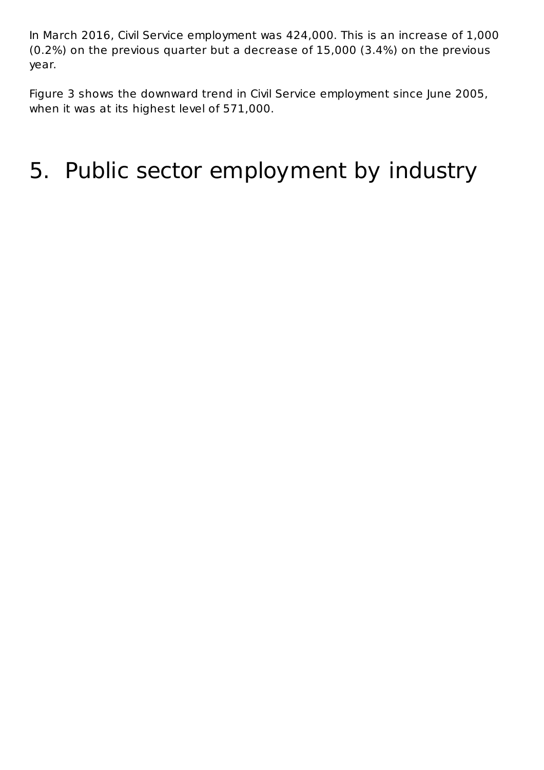In March 2016, Civil Service employment was 424,000. This is an increase of 1,000 (0.2%) on the previous quarter but a decrease of 15,000 (3.4%) on the previous year.

Figure 3 shows the downward trend in Civil Service employment since June 2005, when it was at its highest level of 571,000.

# 5. Public sector employment by industry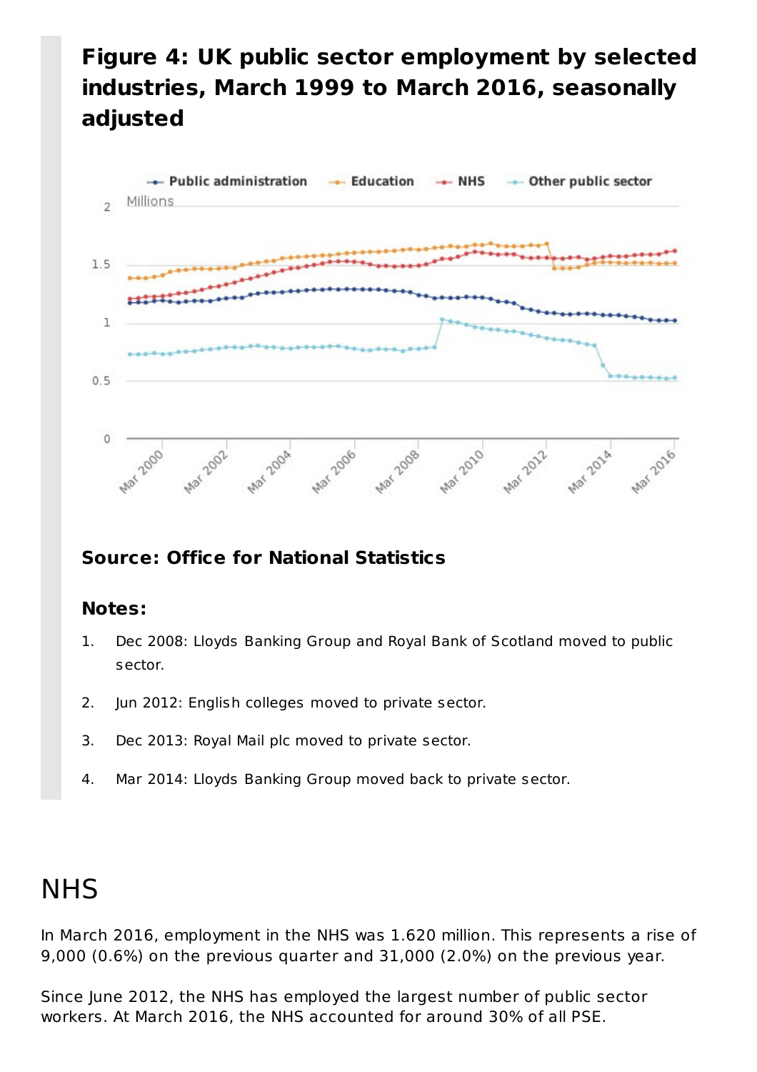## Figure 4: UK public sector employment by selected industries, March 1999 to March 2016, seasonally adjusted

Public administration
Education
NHS
Other public sector

Millions

2
1.5
1
0.5
0

Mar 2000
Mar 2002
Mar 2004
Mar 2006
Mar 2008
Mar 2010
Mar 2012
Mar 2014
Mar 2016

**Source: Office for National Statistics**

**Notes:**

1. Dec 2008: Lloyds Banking Group and Royal Bank of Scotland moved to public sector.
2. Jun 2012: English colleges moved to private sector.
3. Dec 2013: Royal Mail plc moved to private sector.
4. Mar 2014: Lloyds Banking Group moved back to private sector.

# NHS

In March 2016, employment in the NHS was 1.620 million. This represents a rise of 9,000 (0.6%) on the previous quarter and 31,000 (2.0%) on the previous year.

Since June 2012, the NHS has employed the largest number of public sector workers. At March 2016, the NHS accounted for around 30% of all PSE.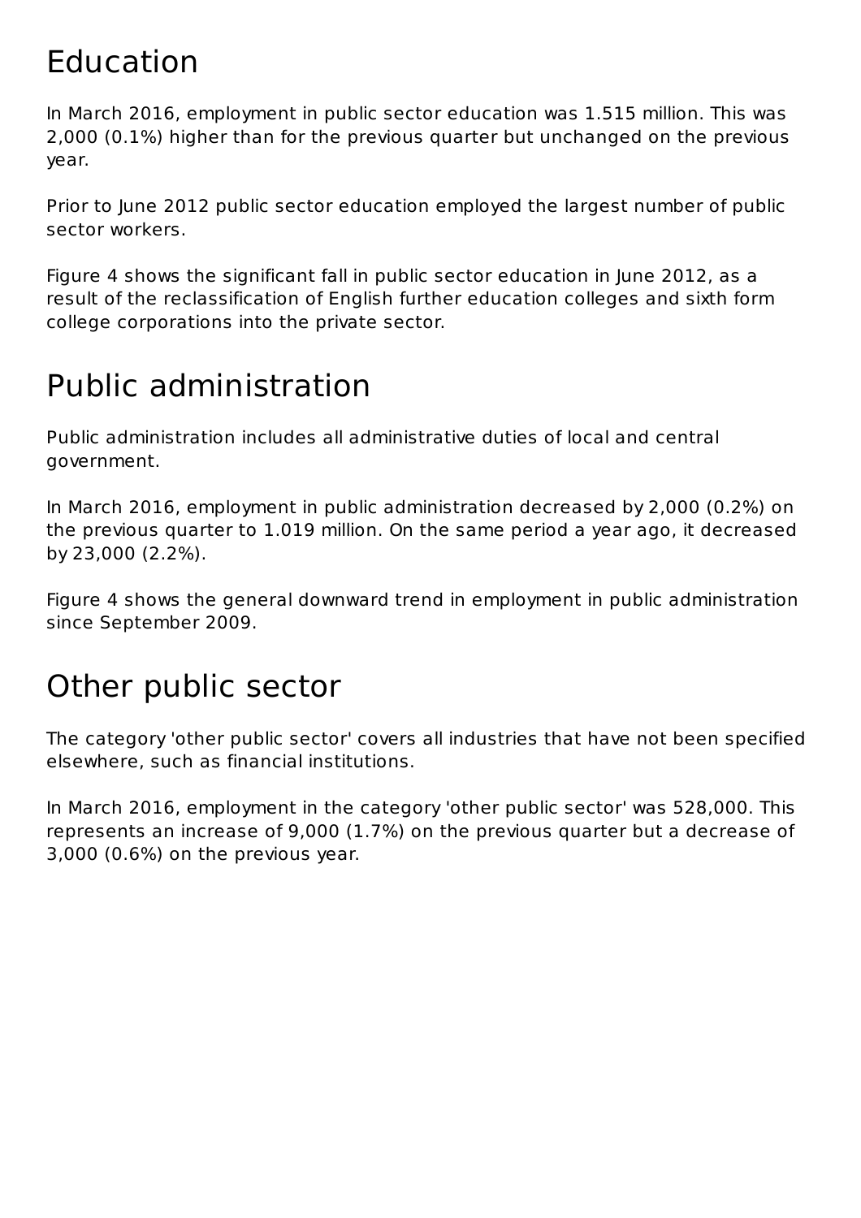## Education

In March 2016, employment in public sector education was 1.515 million. This was 2,000 (0.1%) higher than for the previous quarter but unchanged on the previous year.

Prior to June 2012 public sector education employed the largest number of public sector workers.

Figure 4 shows the significant fall in public sector education in June 2012, as a result of the reclassification of English further education colleges and sixth form college corporations into the private sector.

## Public administration

Public administration includes all administrative duties of local and central government.

In March 2016, employment in public administration decreased by 2,000 (0.2%) on the previous quarter to 1.019 million. On the same period a year ago, it decreased by 23,000 (2.2%).

Figure 4 shows the general downward trend in employment in public administration since September 2009.

## Other public sector

The category 'other public sector' covers all industries that have not been specified elsewhere, such as financial institutions.

In March 2016, employment in the category 'other public sector' was 528,000. This represents an increase of 9,000 (1.7%) on the previous quarter but a decrease of 3,000 (0.6%) on the previous year.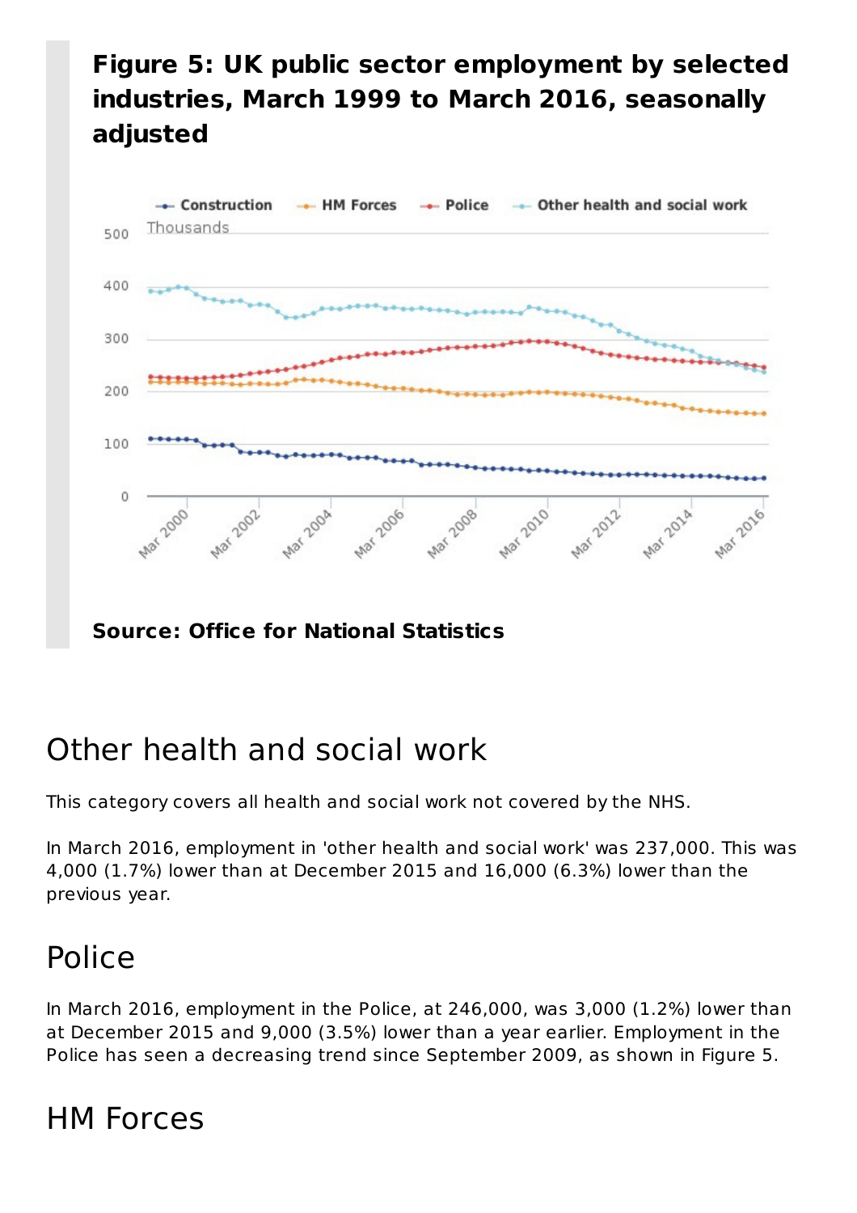**Figure 5: UK public sector employment by selected industries, March 1999 to March 2016, seasonally adjusted**

Construction
HM Forces
Police
Other health and social work

Thousands

500
400
300
200
100
0

Mar 2000
Mar 2002
Mar 2004
Mar 2006
Mar 2008
Mar 2010
Mar 2012
Mar 2014
Mar 2016

**Source: Office for National Statistics**

## Other health and social work

This category covers all health and social work not covered by the NHS.

In March 2016, employment in 'other health and social work' was 237,000. This was 4,000 (1.7%) lower than at December 2015 and 16,000 (6.3%) lower than the previous year.

## Police

In March 2016, employment in the Police, at 246,000, was 3,000 (1.2%) lower than at December 2015 and 9,000 (3.5%) lower than a year earlier. Employment in the Police has seen a decreasing trend since September 2009, as shown in Figure 5.

## HM Forces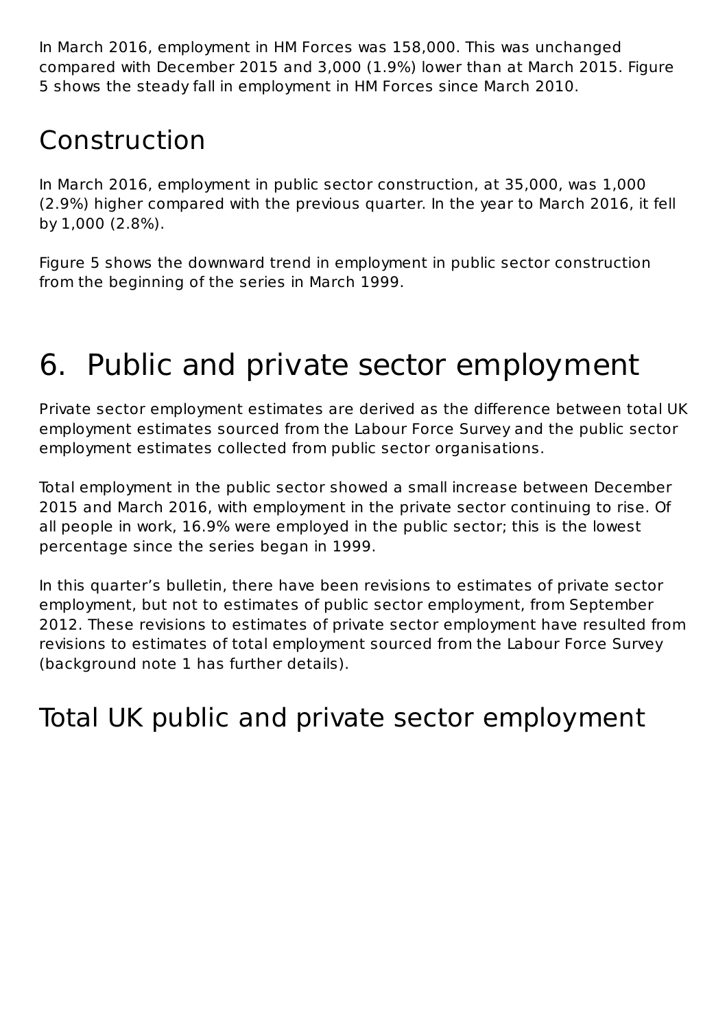In March 2016, employment in HM Forces was 158,000. This was unchanged compared with December 2015 and 3,000 (1.9%) lower than at March 2015. Figure 5 shows the steady fall in employment in HM Forces since March 2010.

## Construction

In March 2016, employment in public sector construction, at 35,000, was 1,000 (2.9%) higher compared with the previous quarter. In the year to March 2016, it fell by 1,000 (2.8%).

Figure 5 shows the downward trend in employment in public sector construction from the beginning of the series in March 1999.

# 6. Public and private sector employment

Private sector employment estimates are derived as the difference between total UK employment estimates sourced from the Labour Force Survey and the public sector employment estimates collected from public sector organisations.

Total employment in the public sector showed a small increase between December 2015 and March 2016, with employment in the private sector continuing to rise. Of all people in work, 16.9% were employed in the public sector; this is the lowest percentage since the series began in 1999.

In this quarter's bulletin, there have been revisions to estimates of private sector employment, but not to estimates of public sector employment, from September 2012. These revisions to estimates of private sector employment have resulted from revisions to estimates of total employment sourced from the Labour Force Survey (background note 1 has further details).

## Total UK public and private sector employment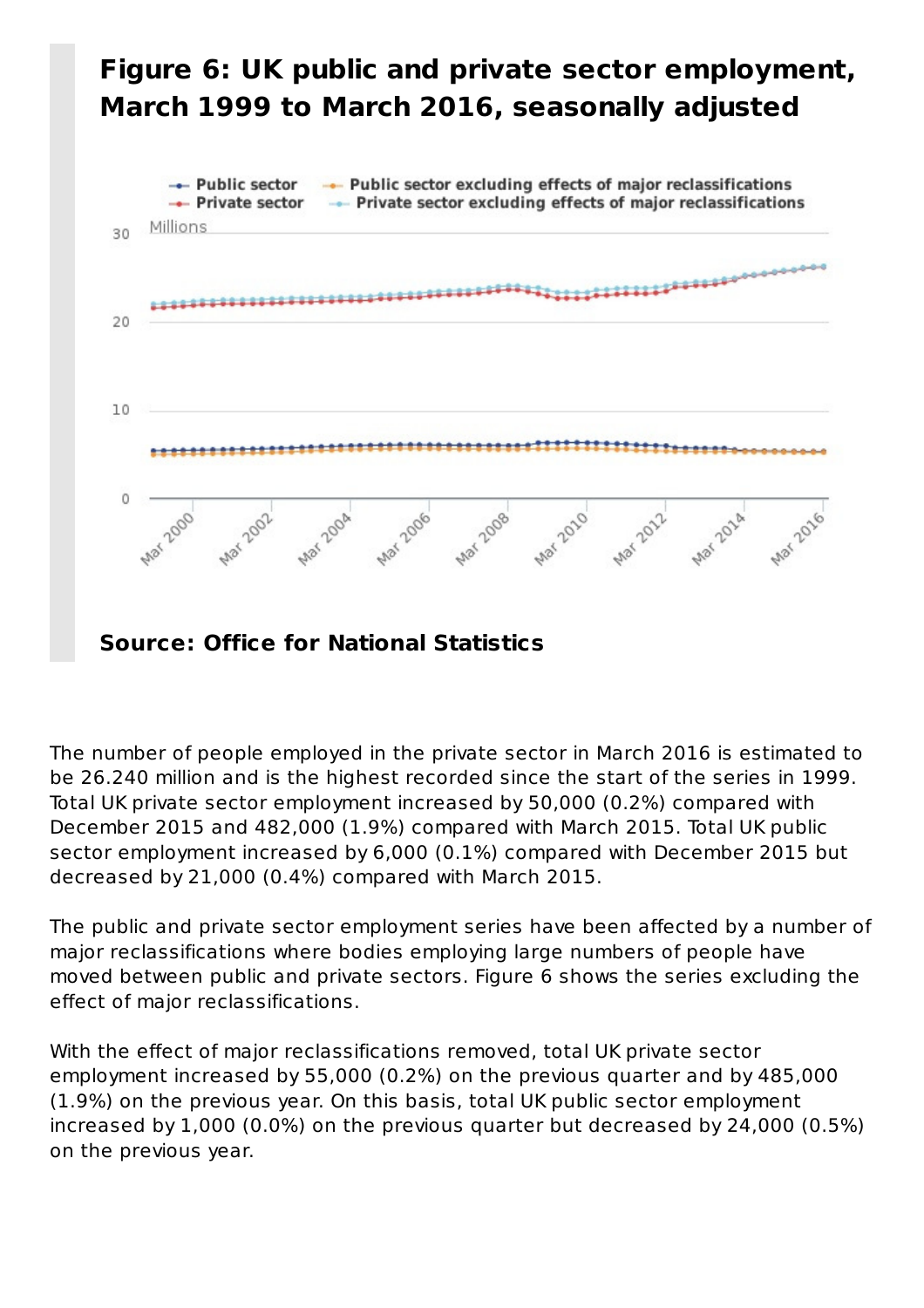## Figure 6: UK public and private sector employment, March 1999 to March 2016, seasonally adjusted

Public sector
Private sector
Public sector excluding effects of major reclassifications
Private sector excluding effects of major reclassifications

Millions

30
20
10
0

Mar 2000
Mar 2002
Mar 2004
Mar 2006
Mar 2008
Mar 2010
Mar 2012
Mar 2014
Mar 2016

**Source: Office for National Statistics**

The number of people employed in the private sector in March 2016 is estimated to be 26.240 million and is the highest recorded since the start of the series in 1999. Total UK private sector employment increased by 50,000 (0.2%) compared with December 2015 and 482,000 (1.9%) compared with March 2015. Total UK public sector employment increased by 6,000 (0.1%) compared with December 2015 but decreased by 21,000 (0.4%) compared with March 2015.

The public and private sector employment series have been affected by a number of major reclassifications where bodies employing large numbers of people have moved between public and private sectors. Figure 6 shows the series excluding the effect of major reclassifications.

With the effect of major reclassifications removed, total UK private sector employment increased by 55,000 (0.2%) on the previous quarter and by 485,000 (1.9%) on the previous year. On this basis, total UK public sector employment increased by 1,000 (0.0%) on the previous quarter but decreased by 24,000 (0.5%) on the previous year.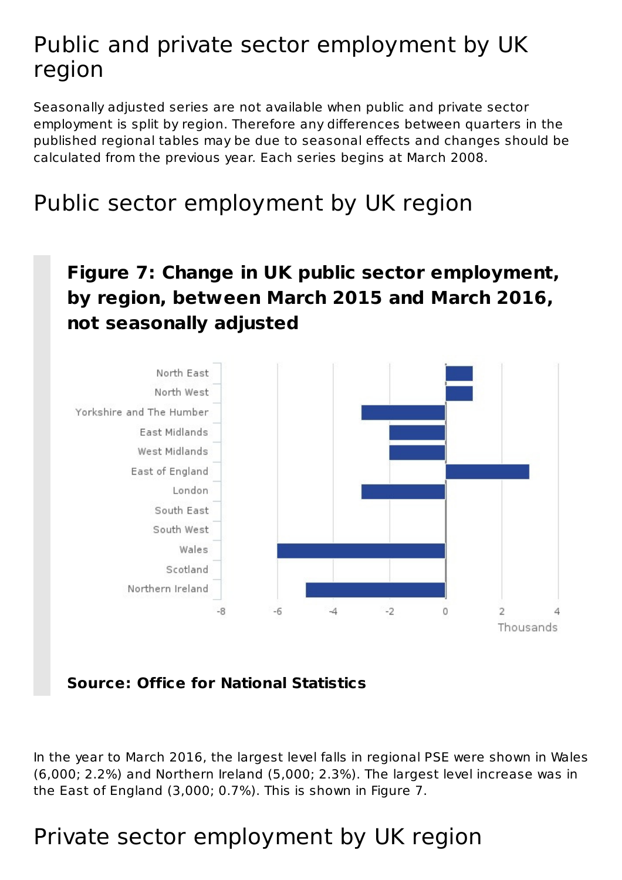# Public and private sector employment by UK region

Seasonally adjusted series are not available when public and private sector employment is split by region. Therefore any differences between quarters in the published regional tables may be due to seasonal effects and changes should be calculated from the previous year. Each series begins at March 2008.

## Public sector employment by UK region

**Figure 7: Change in UK public sector employment, by region, between March 2015 and March 2016, not seasonally adjusted**

North East
North West
Yorkshire and The Humber
East Midlands
West Midlands
East of England
London
South East
South West
Wales
Scotland
Northern Ireland

-8 -6 -4 -2 0 2 4
Thousands

**Source: Office for National Statistics**

In the year to March 2016, the largest level falls in regional PSE were shown in Wales (6,000; 2.2%) and Northern Ireland (5,000; 2.3%). The largest level increase was in the East of England (3,000; 0.7%). This is shown in Figure 7.

## Private sector employment by UK region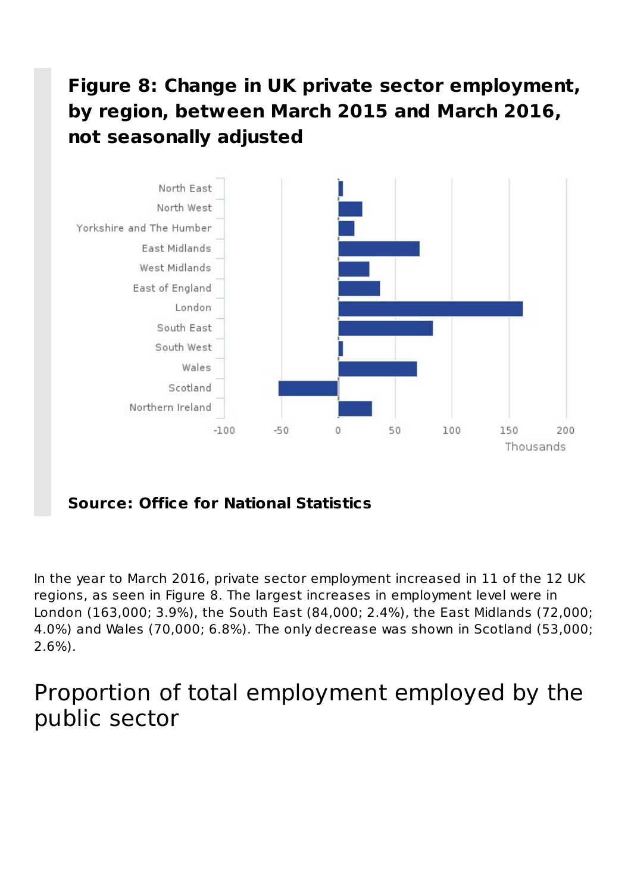**Figure 8: Change in UK private sector employment, by region, between March 2015 and March 2016, not seasonally adjusted**

North East
North West
Yorkshire and The Humber
East Midlands
West Midlands
East of England
London
South East
South West
Wales
Scotland
Northern Ireland

-100 -50 0 50 100 150 200

Thousands

**Source: Office for National Statistics**

In the year to March 2016, private sector employment increased in 11 of the 12 UK regions, as seen in Figure 8. The largest increases in employment level were in London (163,000; 3.9%), the South East (84,000; 2.4%), the East Midlands (72,000; 4.0%) and Wales (70,000; 6.8%). The only decrease was shown in Scotland (53,000; 2.6%).

# Proportion of total employment employed by the public sector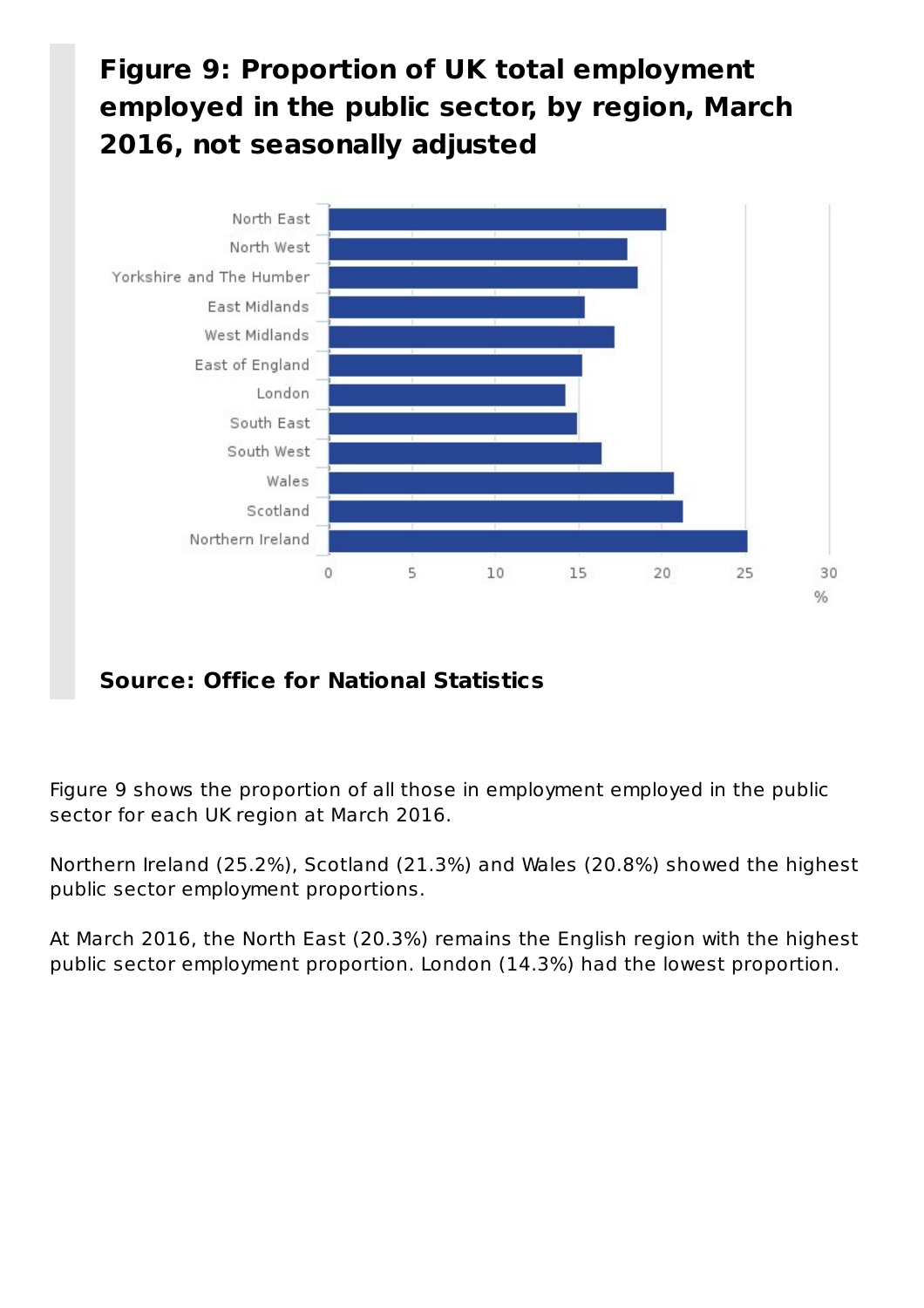## Figure 9: Proportion of UK total employment employed in the public sector, by region, March 2016, not seasonally adjusted

North East
North West
Yorkshire and The Humber
East Midlands
West Midlands
East of England
London
South East
South West
Wales
Scotland
Northern Ireland

0 5 10 15 20 25 30
%

**Source: Office for National Statistics**

Figure 9 shows the proportion of all those in employment employed in the public sector for each UK region at March 2016.

Northern Ireland (25.2%), Scotland (21.3%) and Wales (20.8%) showed the highest public sector employment proportions.

At March 2016, the North East (20.3%) remains the English region with the highest public sector employment proportion. London (14.3%) had the lowest proportion.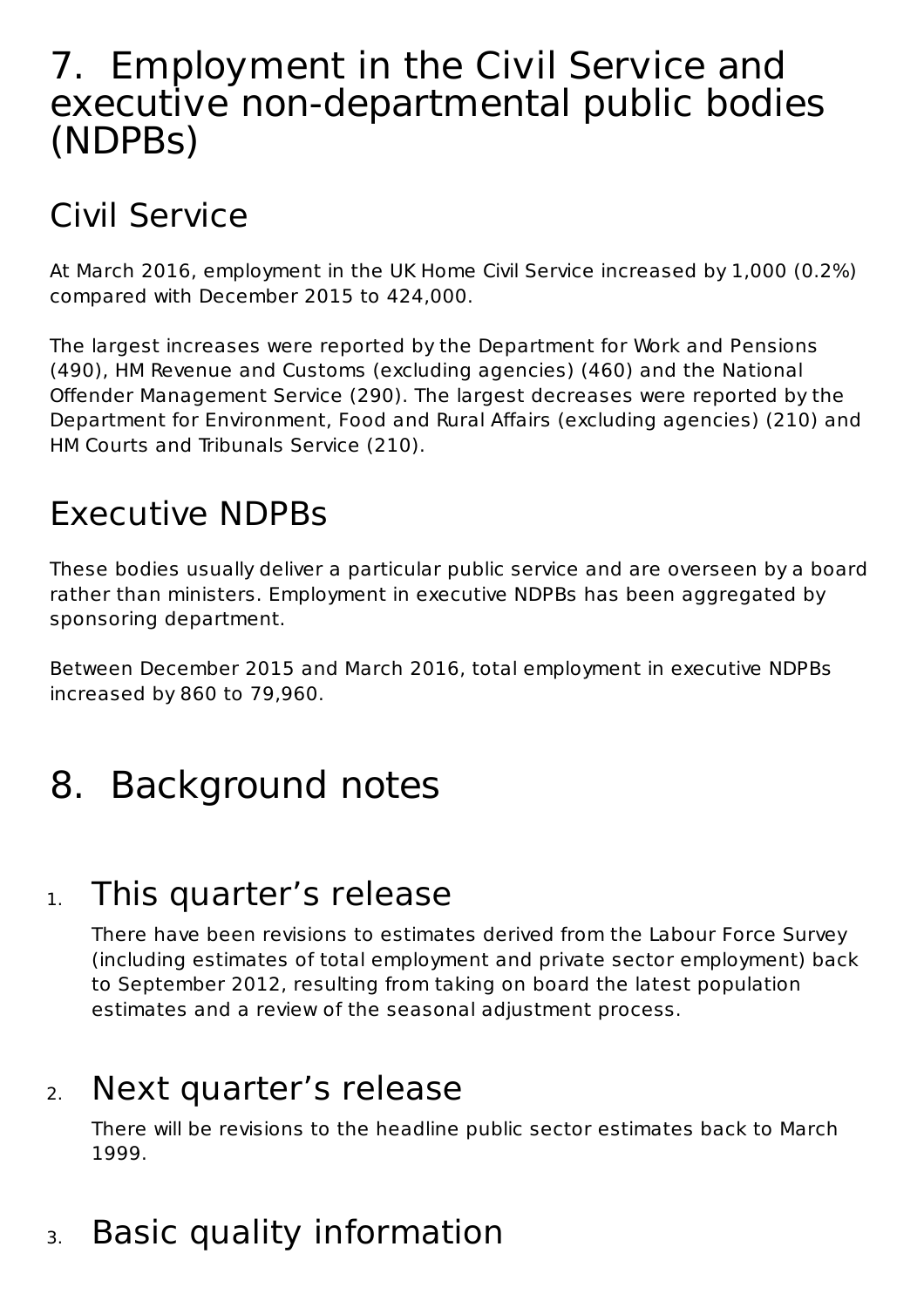# 7. Employment in the Civil Service and executive non-departmental public bodies (NDPBs)

## Civil Service

At March 2016, employment in the UK Home Civil Service increased by 1,000 (0.2%) compared with December 2015 to 424,000.

The largest increases were reported by the Department for Work and Pensions (490), HM Revenue and Customs (excluding agencies) (460) and the National Offender Management Service (290). The largest decreases were reported by the Department for Environment, Food and Rural Affairs (excluding agencies) (210) and HM Courts and Tribunals Service (210).

## Executive NDPBs

These bodies usually deliver a particular public service and are overseen by a board rather than ministers. Employment in executive NDPBs has been aggregated by sponsoring department.

Between December 2015 and March 2016, total employment in executive NDPBs increased by 860 to 79,960.

# 8. Background notes

## 1. This quarter's release

There have been revisions to estimates derived from the Labour Force Survey (including estimates of total employment and private sector employment) back to September 2012, resulting from taking on board the latest population estimates and a review of the seasonal adjustment process.

## 2. Next quarter's release

There will be revisions to the headline public sector estimates back to March 1999.

## 3. Basic quality information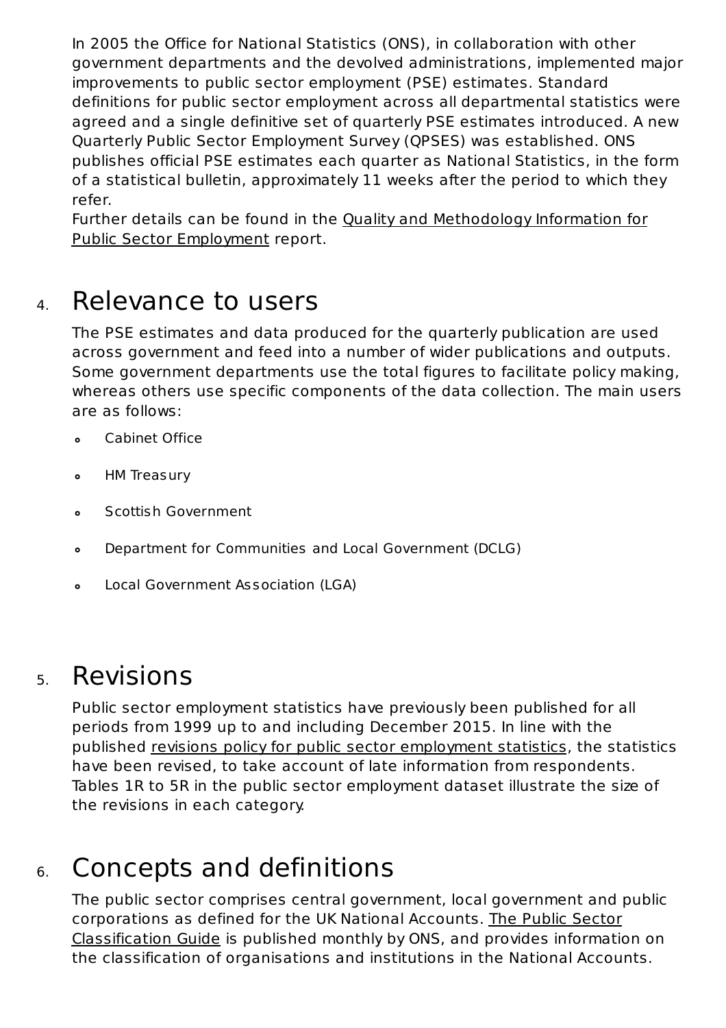In 2005 the Office for National Statistics (ONS), in collaboration with other government departments and the devolved administrations, implemented major improvements to public sector employment (PSE) estimates. Standard definitions for public sector employment across all departmental statistics were agreed and a single definitive set of quarterly PSE estimates introduced. A new Quarterly Public Sector Employment Survey (QPSES) was established. ONS publishes official PSE estimates each quarter as National Statistics, in the form of a statistical bulletin, approximately 11 weeks after the period to which they refer.

Further details can be found in the Quality and Methodology Information for Public Sector Employment report.

## 4. Relevance to users

The PSE estimates and data produced for the quarterly publication are used across government and feed into a number of wider publications and outputs. Some government departments use the total figures to facilitate policy making, whereas others use specific components of the data collection. The main users are as follows:

- Cabinet Office
- HM Treasury
- Scottish Government
- Department for Communities and Local Government (DCLG)
- Local Government Association (LGA)

## 5. Revisions

Public sector employment statistics have previously been published for all periods from 1999 up to and including December 2015. In line with the published revisions policy for public sector employment statistics, the statistics have been revised, to take account of late information from respondents. Tables 1R to 5R in the public sector employment dataset illustrate the size of the revisions in each category.

## 6. Concepts and definitions

The public sector comprises central government, local government and public corporations as defined for the UK National Accounts. The Public Sector Classification Guide is published monthly by ONS, and provides information on the classification of organisations and institutions in the National Accounts.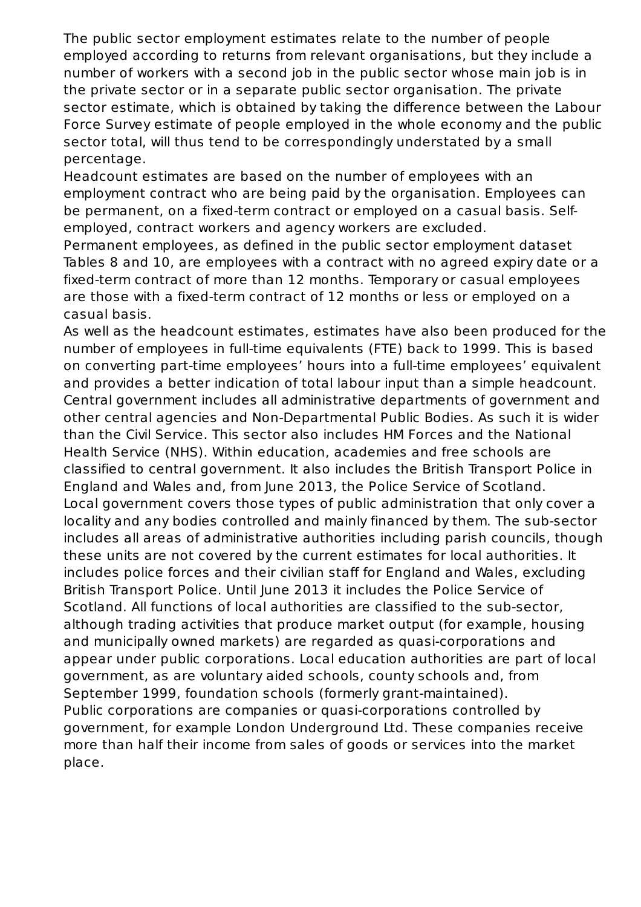The public sector employment estimates relate to the number of people employed according to returns from relevant organisations, but they include a number of workers with a second job in the public sector whose main job is in the private sector or in a separate public sector organisation. The private sector estimate, which is obtained by taking the difference between the Labour Force Survey estimate of people employed in the whole economy and the public sector total, will thus tend to be correspondingly understated by a small percentage.

Headcount estimates are based on the number of employees with an employment contract who are being paid by the organisation. Employees can be permanent, on a fixed-term contract or employed on a casual basis. Self-employed, contract workers and agency workers are excluded.

Permanent employees, as defined in the public sector employment dataset Tables 8 and 10, are employees with a contract with no agreed expiry date or a fixed-term contract of more than 12 months. Temporary or casual employees are those with a fixed-term contract of 12 months or less or employed on a casual basis.

As well as the headcount estimates, estimates have also been produced for the number of employees in full-time equivalents (FTE) back to 1999. This is based on converting part-time employees' hours into a full-time employees' equivalent and provides a better indication of total labour input than a simple headcount.

Central government includes all administrative departments of government and other central agencies and Non-Departmental Public Bodies. As such it is wider than the Civil Service. This sector also includes HM Forces and the National Health Service (NHS). Within education, academies and free schools are classified to central government. It also includes the British Transport Police in England and Wales and, from June 2013, the Police Service of Scotland.

Local government covers those types of public administration that only cover a locality and any bodies controlled and mainly financed by them. The sub-sector includes all areas of administrative authorities including parish councils, though these units are not covered by the current estimates for local authorities. It includes police forces and their civilian staff for England and Wales, excluding British Transport Police. Until June 2013 it includes the Police Service of Scotland. All functions of local authorities are classified to the sub-sector, although trading activities that produce market output (for example, housing and municipally owned markets) are regarded as quasi-corporations and appear under public corporations. Local education authorities are part of local government, as are voluntary aided schools, county schools and, from September 1999, foundation schools (formerly grant-maintained).

Public corporations are companies or quasi-corporations controlled by government, for example London Underground Ltd. These companies receive more than half their income from sales of goods or services into the market place.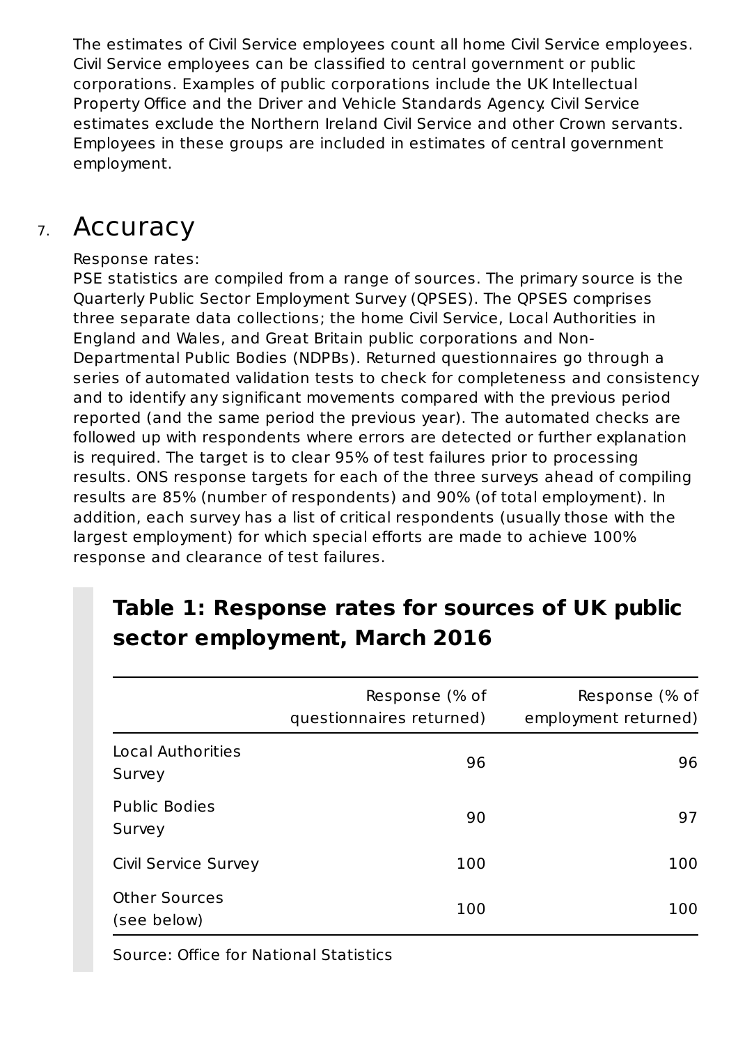The estimates of Civil Service employees count all home Civil Service employees. Civil Service employees can be classified to central government or public corporations. Examples of public corporations include the UK Intellectual Property Office and the Driver and Vehicle Standards Agency. Civil Service estimates exclude the Northern Ireland Civil Service and other Crown servants. Employees in these groups are included in estimates of central government employment.

## 7. Accuracy

Response rates:
PSE statistics are compiled from a range of sources. The primary source is the Quarterly Public Sector Employment Survey (QPSES). The QPSES comprises three separate data collections; the home Civil Service, Local Authorities in England and Wales, and Great Britain public corporations and Non-Departmental Public Bodies (NDPBs). Returned questionnaires go through a series of automated validation tests to check for completeness and consistency and to identify any significant movements compared with the previous period reported (and the same period the previous year). The automated checks are followed up with respondents where errors are detected or further explanation is required. The target is to clear 95% of test failures prior to processing results. ONS response targets for each of the three surveys ahead of compiling results are 85% (number of respondents) and 90% (of total employment). In addition, each survey has a list of critical respondents (usually those with the largest employment) for which special efforts are made to achieve 100% response and clearance of test failures.

**Table 1: Response rates for sources of UK public sector employment, March 2016**

| | Response (% of questionnaires returned) | Response (% of employment returned) |
|---|---|---|
| Local Authorities Survey | 96 | 96 |
| Public Bodies Survey | 90 | 97 |
| Civil Service Survey | 100 | 100 |
| Other Sources (see below) | 100 | 100 |

Source: Office for National Statistics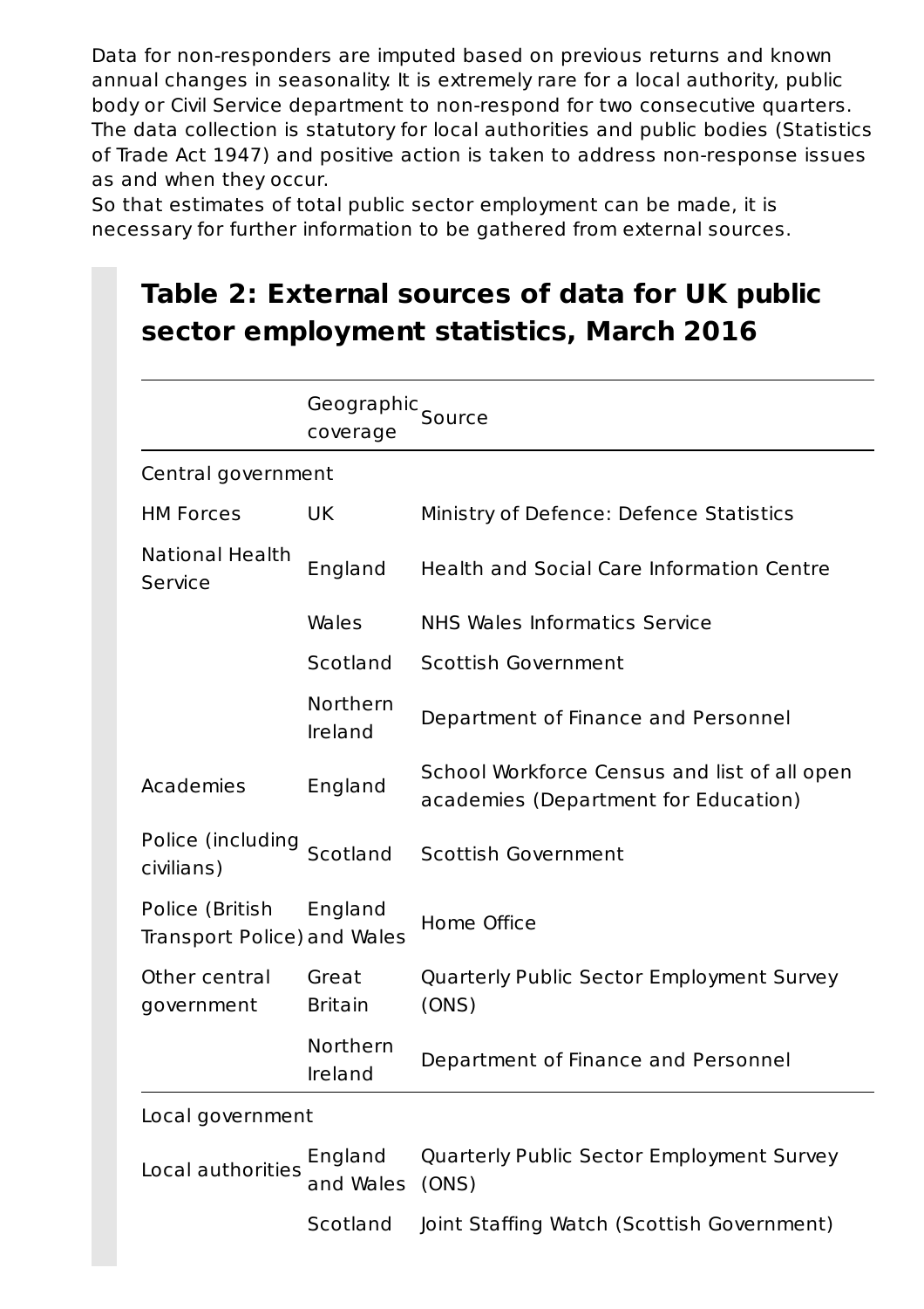Data for non-responders are imputed based on previous returns and known annual changes in seasonality. It is extremely rare for a local authority, public body or Civil Service department to non-respond for two consecutive quarters. The data collection is statutory for local authorities and public bodies (Statistics of Trade Act 1947) and positive action is taken to address non-response issues as and when they occur.

So that estimates of total public sector employment can be made, it is necessary for further information to be gathered from external sources.

### Table 2: External sources of data for UK public sector employment statistics, March 2016

| | Geographic coverage | Source |
|---|---|---|
| Central government | | |
| HM Forces | UK | Ministry of Defence: Defence Statistics |
| National Health Service | England | Health and Social Care Information Centre |
| | Wales | NHS Wales Informatics Service |
| | Scotland | Scottish Government |
| | Northern Ireland | Department of Finance and Personnel |
| Academies | England | School Workforce Census and list of all open academies (Department for Education) |
| Police (including civilians) | Scotland | Scottish Government |
| Police (British Transport Police) | England and Wales | Home Office |
| Other central government | Great Britain | Quarterly Public Sector Employment Survey (ONS) |
| | Northern Ireland | Department of Finance and Personnel |
| Local government | | |
| Local authorities | England and Wales | Quarterly Public Sector Employment Survey (ONS) |
| | Scotland | Joint Staffing Watch (Scottish Government) |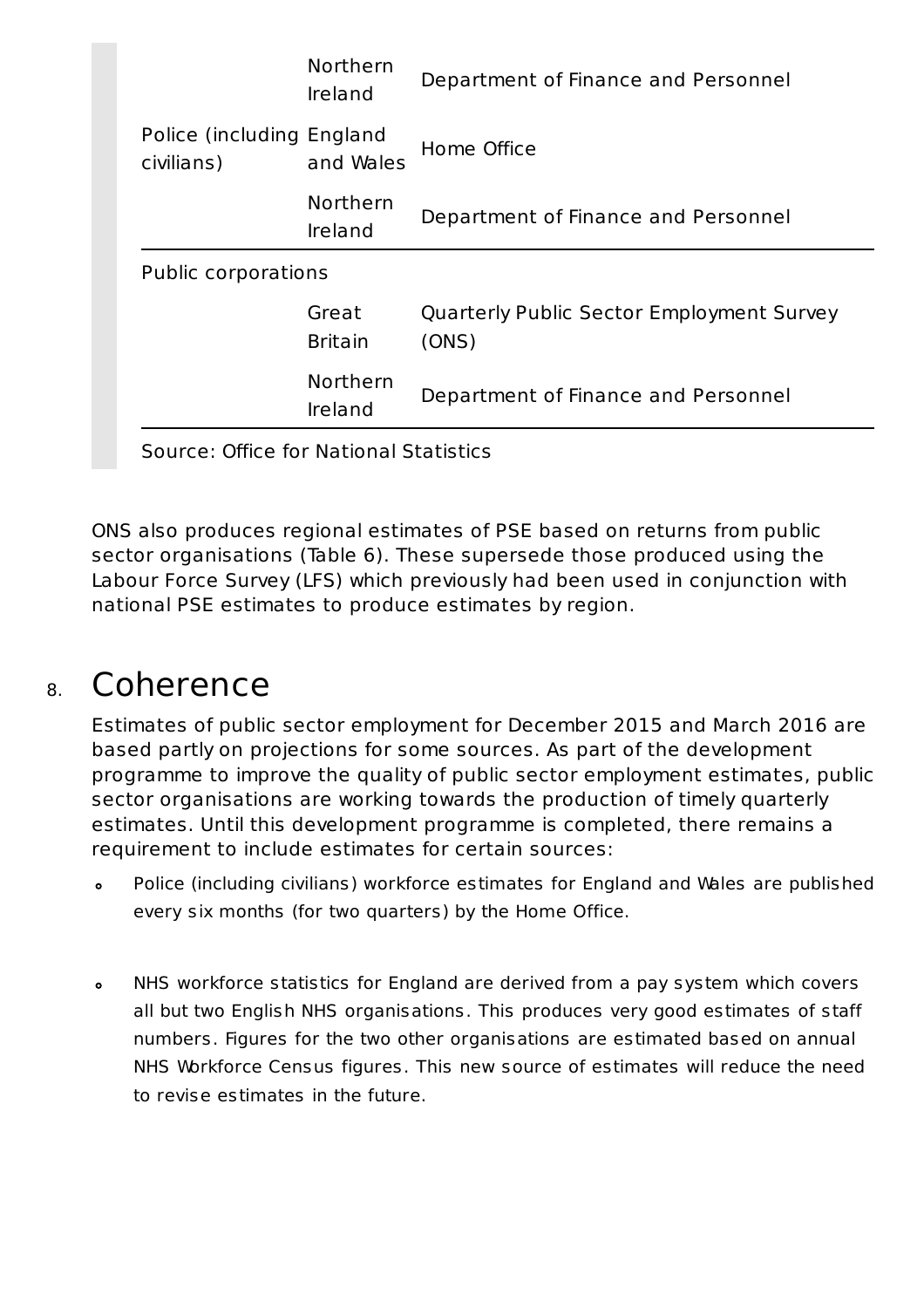| | | |
|---|---|---|
| | Northern Ireland | Department of Finance and Personnel |
| Police (including civilians) | England and Wales | Home Office |
| | Northern Ireland | Department of Finance and Personnel |
| Public corporations | | |
| | Great Britain | Quarterly Public Sector Employment Survey (ONS) |
| | Northern Ireland | Department of Finance and Personnel |

Source: Office for National Statistics

ONS also produces regional estimates of PSE based on returns from public sector organisations (Table 6). These supersede those produced using the Labour Force Survey (LFS) which previously had been used in conjunction with national PSE estimates to produce estimates by region.

## 8. Coherence

Estimates of public sector employment for December 2015 and March 2016 are based partly on projections for some sources. As part of the development programme to improve the quality of public sector employment estimates, public sector organisations are working towards the production of timely quarterly estimates. Until this development programme is completed, there remains a requirement to include estimates for certain sources:

- Police (including civilians) workforce estimates for England and Wales are published every six months (for two quarters) by the Home Office.

- NHS workforce statistics for England are derived from a pay system which covers all but two English NHS organisations. This produces very good estimates of staff numbers. Figures for the two other organisations are estimated based on annual NHS Workforce Census figures. This new source of estimates will reduce the need to revise estimates in the future.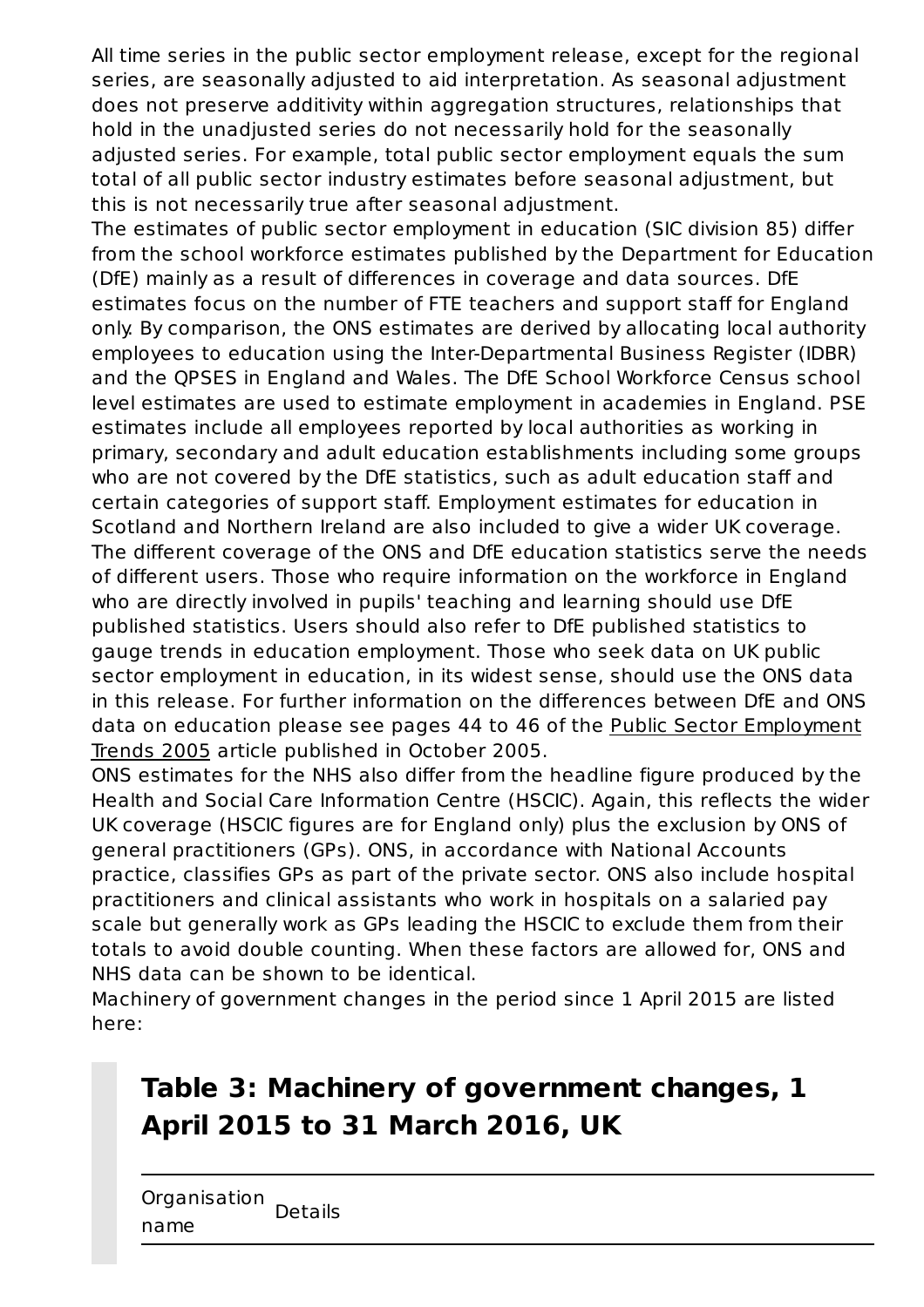All time series in the public sector employment release, except for the regional series, are seasonally adjusted to aid interpretation. As seasonal adjustment does not preserve additivity within aggregation structures, relationships that hold in the unadjusted series do not necessarily hold for the seasonally adjusted series. For example, total public sector employment equals the sum total of all public sector industry estimates before seasonal adjustment, but this is not necessarily true after seasonal adjustment.

The estimates of public sector employment in education (SIC division 85) differ from the school workforce estimates published by the Department for Education (DfE) mainly as a result of differences in coverage and data sources. DfE estimates focus on the number of FTE teachers and support staff for England only. By comparison, the ONS estimates are derived by allocating local authority employees to education using the Inter-Departmental Business Register (IDBR) and the QPSES in England and Wales. The DfE School Workforce Census school level estimates are used to estimate employment in academies in England. PSE estimates include all employees reported by local authorities as working in primary, secondary and adult education establishments including some groups who are not covered by the DfE statistics, such as adult education staff and certain categories of support staff. Employment estimates for education in Scotland and Northern Ireland are also included to give a wider UK coverage. The different coverage of the ONS and DfE education statistics serve the needs of different users. Those who require information on the workforce in England who are directly involved in pupils' teaching and learning should use DfE published statistics. Users should also refer to DfE published statistics to gauge trends in education employment. Those who seek data on UK public sector employment in education, in its widest sense, should use the ONS data in this release. For further information on the differences between DfE and ONS data on education please see pages 44 to 46 of the Public Sector Employment Trends 2005 article published in October 2005.

ONS estimates for the NHS also differ from the headline figure produced by the Health and Social Care Information Centre (HSCIC). Again, this reflects the wider UK coverage (HSCIC figures are for England only) plus the exclusion by ONS of general practitioners (GPs). ONS, in accordance with National Accounts practice, classifies GPs as part of the private sector. ONS also include hospital practitioners and clinical assistants who work in hospitals on a salaried pay scale but generally work as GPs leading the HSCIC to exclude them from their totals to avoid double counting. When these factors are allowed for, ONS and NHS data can be shown to be identical.

Machinery of government changes in the period since 1 April 2015 are listed here:

## Table 3: Machinery of government changes, 1 April 2015 to 31 March 2016, UK

| Organisation name | Details |
|---|---|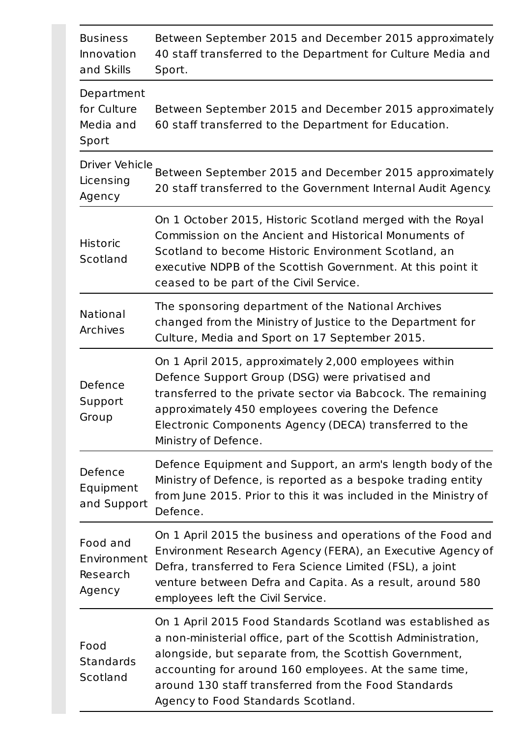| | |
|---|---|
| Business Innovation and Skills | Between September 2015 and December 2015 approximately 40 staff transferred to the Department for Culture Media and Sport. |
| Department for Culture Media and Sport | Between September 2015 and December 2015 approximately 60 staff transferred to the Department for Education. |
| Driver Vehicle Licensing Agency | Between September 2015 and December 2015 approximately 20 staff transferred to the Government Internal Audit Agency. |
| Historic Scotland | On 1 October 2015, Historic Scotland merged with the Royal Commission on the Ancient and Historical Monuments of Scotland to become Historic Environment Scotland, an executive NDPB of the Scottish Government. At this point it ceased to be part of the Civil Service. |
| National Archives | The sponsoring department of the National Archives changed from the Ministry of Justice to the Department for Culture, Media and Sport on 17 September 2015. |
| Defence Support Group | On 1 April 2015, approximately 2,000 employees within Defence Support Group (DSG) were privatised and transferred to the private sector via Babcock. The remaining approximately 450 employees covering the Defence Electronic Components Agency (DECA) transferred to the Ministry of Defence. |
| Defence Equipment and Support | Defence Equipment and Support, an arm's length body of the Ministry of Defence, is reported as a bespoke trading entity from June 2015. Prior to this it was included in the Ministry of Defence. |
| Food and Environment Research Agency | On 1 April 2015 the business and operations of the Food and Environment Research Agency (FERA), an Executive Agency of Defra, transferred to Fera Science Limited (FSL), a joint venture between Defra and Capita. As a result, around 580 employees left the Civil Service. |
| Food Standards Scotland | On 1 April 2015 Food Standards Scotland was established as a non-ministerial office, part of the Scottish Administration, alongside, but separate from, the Scottish Government, accounting for around 160 employees. At the same time, around 130 staff transferred from the Food Standards Agency to Food Standards Scotland. |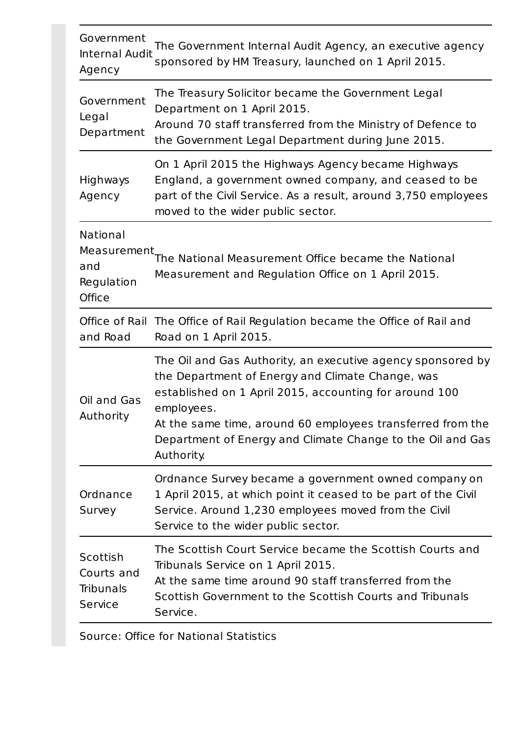| | |
|---|---|
| Government Internal Audit Agency | The Government Internal Audit Agency, an executive agency sponsored by HM Treasury, launched on 1 April 2015. |
| Government Legal Department | The Treasury Solicitor became the Government Legal Department on 1 April 2015.<br>Around 70 staff transferred from the Ministry of Defence to the Government Legal Department during June 2015. |
| Highways Agency | On 1 April 2015 the Highways Agency became Highways England, a government owned company, and ceased to be part of the Civil Service. As a result, around 3,750 employees moved to the wider public sector. |
| National Measurement and Regulation Office | The National Measurement Office became the National Measurement and Regulation Office on 1 April 2015. |
| Office of Rail and Road | The Office of Rail Regulation became the Office of Rail and Road on 1 April 2015. |
| Oil and Gas Authority | The Oil and Gas Authority, an executive agency sponsored by the Department of Energy and Climate Change, was established on 1 April 2015, accounting for around 100 employees.<br>At the same time, around 60 employees transferred from the Department of Energy and Climate Change to the Oil and Gas Authority. |
| Ordnance Survey | Ordnance Survey became a government owned company on 1 April 2015, at which point it ceased to be part of the Civil Service. Around 1,230 employees moved from the Civil Service to the wider public sector. |
| Scottish Courts and Tribunals Service | The Scottish Court Service became the Scottish Courts and Tribunals Service on 1 April 2015.<br>At the same time around 90 staff transferred from the Scottish Government to the Scottish Courts and Tribunals Service. |

Source: Office for National Statistics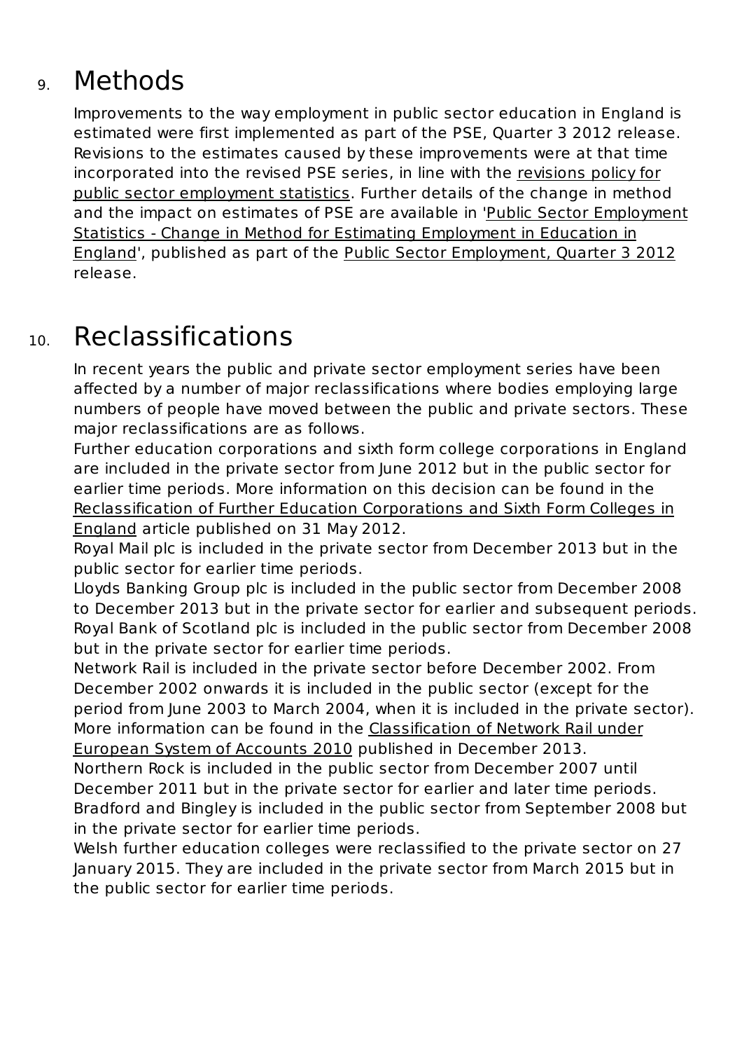## 9. Methods

Improvements to the way employment in public sector education in England is estimated were first implemented as part of the PSE, Quarter 3 2012 release. Revisions to the estimates caused by these improvements were at that time incorporated into the revised PSE series, in line with the revisions policy for public sector employment statistics. Further details of the change in method and the impact on estimates of PSE are available in 'Public Sector Employment Statistics - Change in Method for Estimating Employment in Education in England', published as part of the Public Sector Employment, Quarter 3 2012 release.

## 10. Reclassifications

In recent years the public and private sector employment series have been affected by a number of major reclassifications where bodies employing large numbers of people have moved between the public and private sectors. These major reclassifications are as follows.

Further education corporations and sixth form college corporations in England are included in the private sector from June 2012 but in the public sector for earlier time periods. More information on this decision can be found in the Reclassification of Further Education Corporations and Sixth Form Colleges in England article published on 31 May 2012.

Royal Mail plc is included in the private sector from December 2013 but in the public sector for earlier time periods.

Lloyds Banking Group plc is included in the public sector from December 2008 to December 2013 but in the private sector for earlier and subsequent periods.

Royal Bank of Scotland plc is included in the public sector from December 2008 but in the private sector for earlier time periods.

Network Rail is included in the private sector before December 2002. From December 2002 onwards it is included in the public sector (except for the period from June 2003 to March 2004, when it is included in the private sector). More information can be found in the Classification of Network Rail under European System of Accounts 2010 published in December 2013.

Northern Rock is included in the public sector from December 2007 until December 2011 but in the private sector for earlier and later time periods.

Bradford and Bingley is included in the public sector from September 2008 but in the private sector for earlier time periods.

Welsh further education colleges were reclassified to the private sector on 27 January 2015. They are included in the private sector from March 2015 but in the public sector for earlier time periods.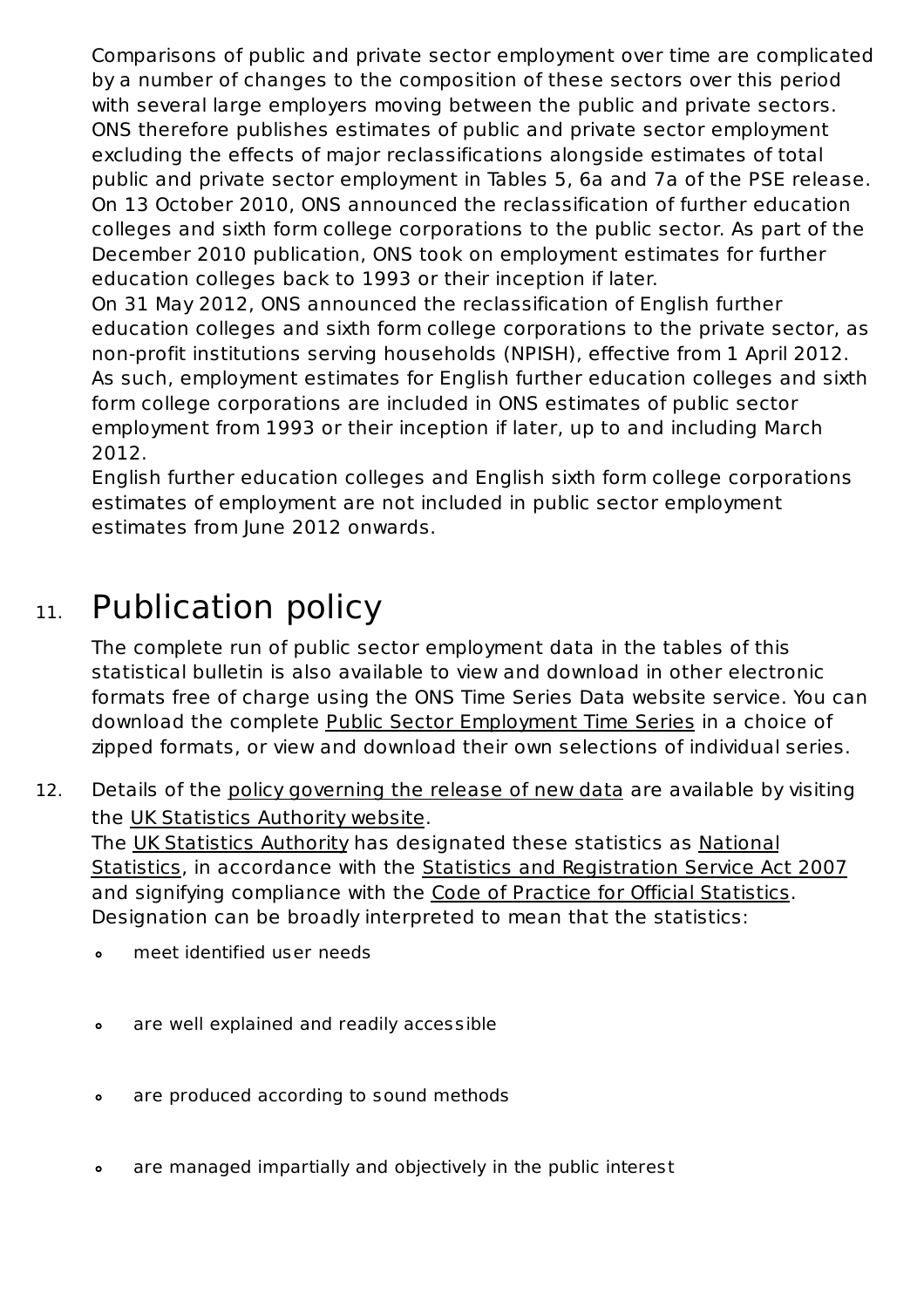Comparisons of public and private sector employment over time are complicated by a number of changes to the composition of these sectors over this period with several large employers moving between the public and private sectors. ONS therefore publishes estimates of public and private sector employment excluding the effects of major reclassifications alongside estimates of total public and private sector employment in Tables 5, 6a and 7a of the PSE release. On 13 October 2010, ONS announced the reclassification of further education colleges and sixth form college corporations to the public sector. As part of the December 2010 publication, ONS took on employment estimates for further education colleges back to 1993 or their inception if later.

On 31 May 2012, ONS announced the reclassification of English further education colleges and sixth form college corporations to the private sector, as non-profit institutions serving households (NPISH), effective from 1 April 2012. As such, employment estimates for English further education colleges and sixth form college corporations are included in ONS estimates of public sector employment from 1993 or their inception if later, up to and including March 2012.

English further education colleges and English sixth form college corporations estimates of employment are not included in public sector employment estimates from June 2012 onwards.

## 11. Publication policy

The complete run of public sector employment data in the tables of this statistical bulletin is also available to view and download in other electronic formats free of charge using the ONS Time Series Data website service. You can download the complete Public Sector Employment Time Series in a choice of zipped formats, or view and download their own selections of individual series.

12. Details of the policy governing the release of new data are available by visiting the UK Statistics Authority website.

The UK Statistics Authority has designated these statistics as National Statistics, in accordance with the Statistics and Registration Service Act 2007 and signifying compliance with the Code of Practice for Official Statistics. Designation can be broadly interpreted to mean that the statistics:

- meet identified user needs
- are well explained and readily accessible
- are produced according to sound methods
- are managed impartially and objectively in the public interest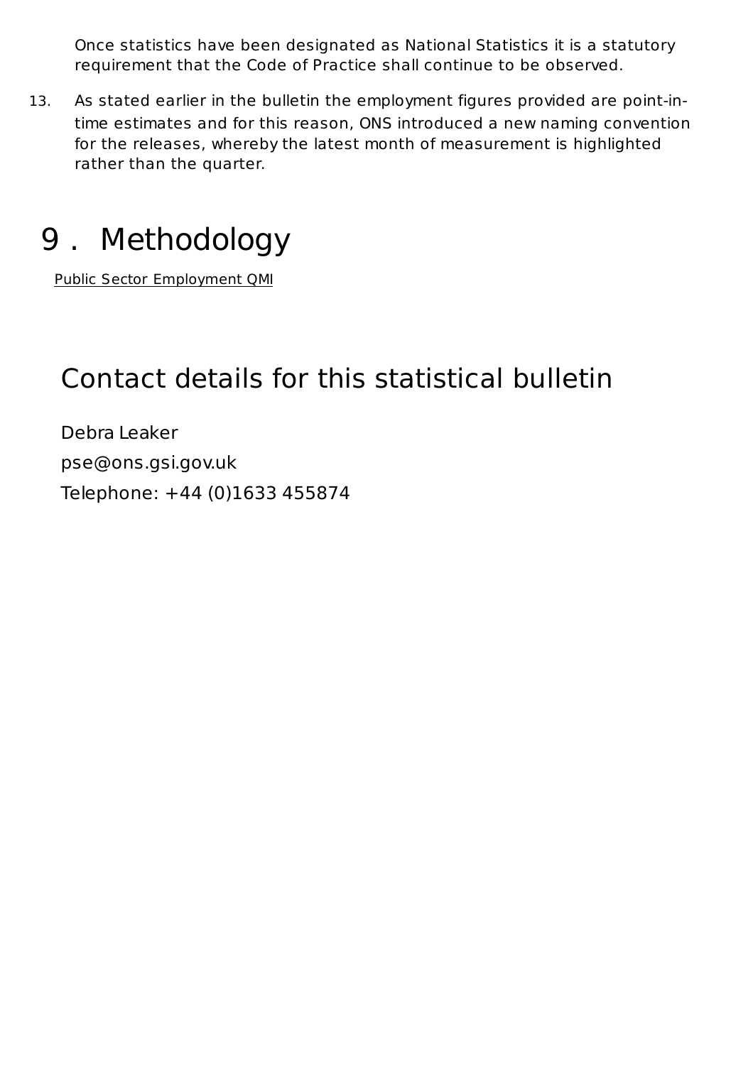Once statistics have been designated as National Statistics it is a statutory requirement that the Code of Practice shall continue to be observed.

13. As stated earlier in the bulletin the employment figures provided are point-in-time estimates and for this reason, ONS introduced a new naming convention for the releases, whereby the latest month of measurement is highlighted rather than the quarter.

# 9 . Methodology

Public Sector Employment QMI

## Contact details for this statistical bulletin

Debra Leaker

pse@ons.gsi.gov.uk

Telephone: +44 (0)1633 455874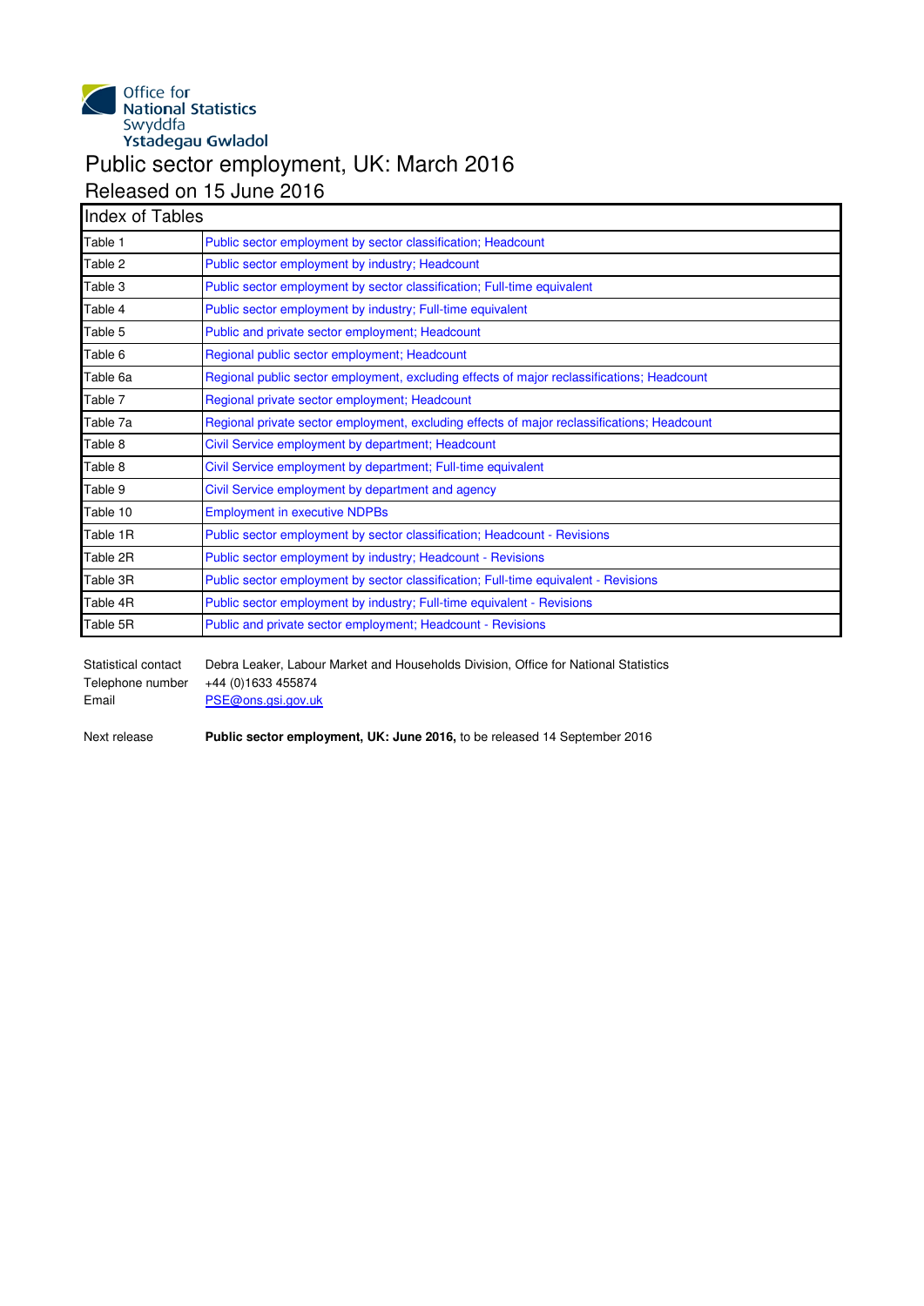Office for
National Statistics
Swyddfa
Ystadegau Gwladol

# Public sector employment, UK: March 2016

## Released on 15 June 2016

| Index of Tables | |
|---|---|
| Table 1 | Public sector employment by sector classification; Headcount |
| Table 2 | Public sector employment by industry; Headcount |
| Table 3 | Public sector employment by sector classification; Full-time equivalent |
| Table 4 | Public sector employment by industry; Full-time equivalent |
| Table 5 | Public and private sector employment; Headcount |
| Table 6 | Regional public sector employment; Headcount |
| Table 6a | Regional public sector employment, excluding effects of major reclassifications; Headcount |
| Table 7 | Regional private sector employment; Headcount |
| Table 7a | Regional private sector employment, excluding effects of major reclassifications; Headcount |
| Table 8 | Civil Service employment by department; Headcount |
| Table 8 | Civil Service employment by department; Full-time equivalent |
| Table 9 | Civil Service employment by department and agency |
| Table 10 | Employment in executive NDPBs |
| Table 1R | Public sector employment by sector classification; Headcount - Revisions |
| Table 2R | Public sector employment by industry; Headcount - Revisions |
| Table 3R | Public sector employment by sector classification; Full-time equivalent - Revisions |
| Table 4R | Public sector employment by industry; Full-time equivalent - Revisions |
| Table 5R | Public and private sector employment; Headcount - Revisions |

Statistical contact: Debra Leaker, Labour Market and Households Division, Office for National Statistics
Telephone number: +44 (0)1633 455874
Email: PSE@ons.gsi.gov.uk

Next release: **Public sector employment, UK: June 2016,** to be released 14 September 2016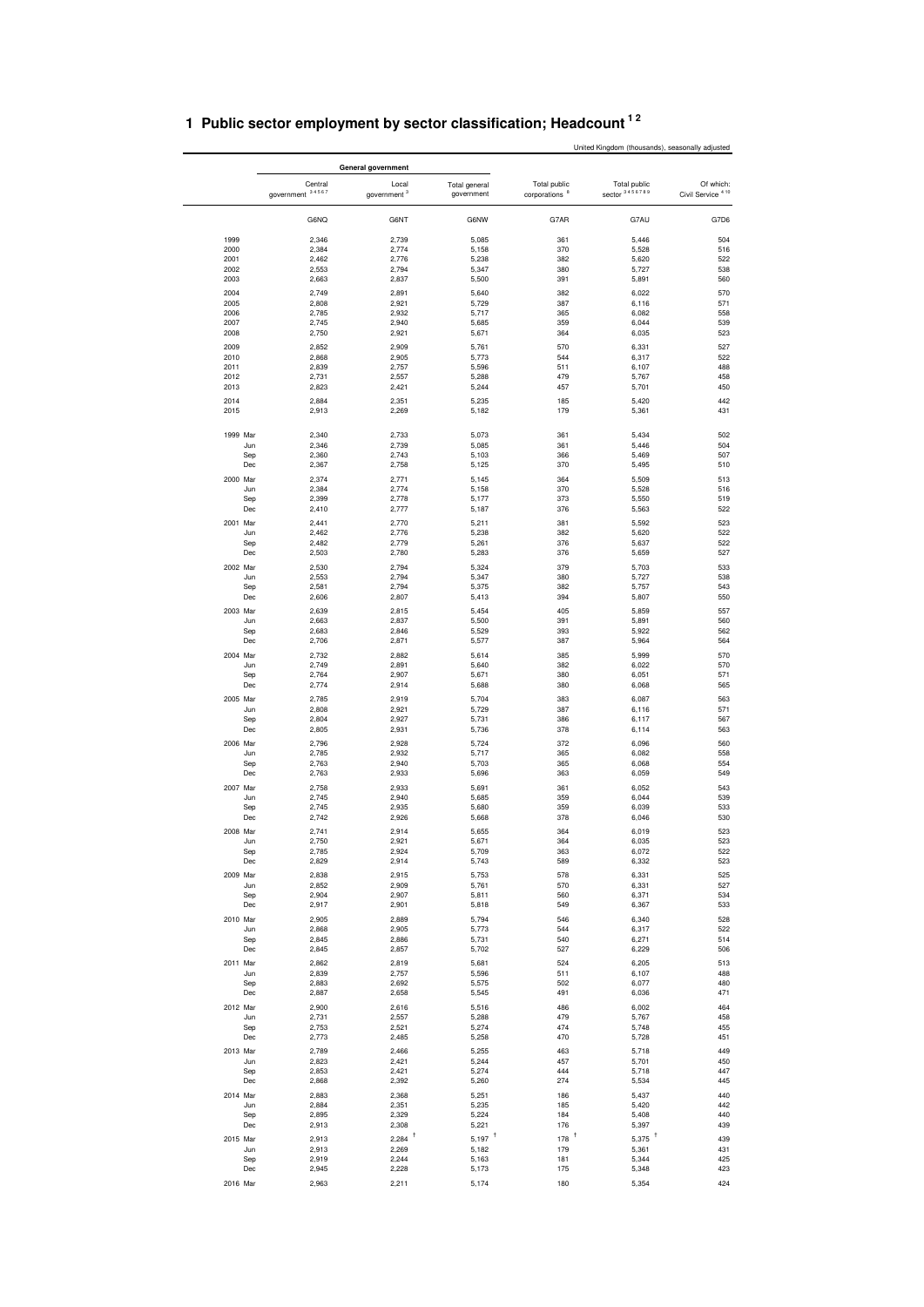# 1 Public sector employment by sector classification; Headcount [1 2]

United Kingdom (thousands), seasonally adjusted

| | General government | | | | | |
|---|---|---|---|---|---|---|
| | Central government [3 4 5 6 7] | Local government [3] | Total general government | Total public corporations [8] | Total public sector [3 4 5 6 7 8 9] | Of which: Civil Service [4 10] |
| | G6NQ | G6NT | G6NW | G7AR | G7AU | G7D6 |
| 1999 | 2,346 | 2,739 | 5,085 | 361 | 5,446 | 504 |
| 2000 | 2,384 | 2,774 | 5,158 | 370 | 5,528 | 516 |
| 2001 | 2,462 | 2,776 | 5,238 | 382 | 5,620 | 522 |
| 2002 | 2,553 | 2,794 | 5,347 | 380 | 5,727 | 538 |
| 2003 | 2,663 | 2,837 | 5,500 | 391 | 5,891 | 560 |
| 2004 | 2,749 | 2,891 | 5,640 | 382 | 6,022 | 570 |
| 2005 | 2,808 | 2,921 | 5,729 | 387 | 6,116 | 571 |
| 2006 | 2,785 | 2,932 | 5,717 | 365 | 6,082 | 558 |
| 2007 | 2,745 | 2,940 | 5,685 | 359 | 6,044 | 539 |
| 2008 | 2,750 | 2,921 | 5,671 | 364 | 6,035 | 523 |
| 2009 | 2,852 | 2,909 | 5,761 | 570 | 6,331 | 527 |
| 2010 | 2,868 | 2,905 | 5,773 | 544 | 6,317 | 522 |
| 2011 | 2,839 | 2,757 | 5,596 | 511 | 6,107 | 488 |
| 2012 | 2,731 | 2,557 | 5,288 | 479 | 5,767 | 458 |
| 2013 | 2,823 | 2,421 | 5,244 | 457 | 5,701 | 450 |
| 2014 | 2,884 | 2,351 | 5,235 | 185 | 5,420 | 442 |
| 2015 | 2,913 | 2,269 | 5,182 | 179 | 5,361 | 431 |
| 1999 Mar | 2,340 | 2,733 | 5,073 | 361 | 5,434 | 502 |
| Jun | 2,346 | 2,739 | 5,085 | 361 | 5,446 | 504 |
| Sep | 2,360 | 2,743 | 5,103 | 366 | 5,469 | 507 |
| Dec | 2,367 | 2,758 | 5,125 | 370 | 5,495 | 510 |
| 2000 Mar | 2,374 | 2,771 | 5,145 | 364 | 5,509 | 513 |
| Jun | 2,384 | 2,774 | 5,158 | 370 | 5,528 | 516 |
| Sep | 2,399 | 2,778 | 5,177 | 373 | 5,550 | 519 |
| Dec | 2,410 | 2,777 | 5,187 | 376 | 5,563 | 522 |
| 2001 Mar | 2,441 | 2,770 | 5,211 | 381 | 5,592 | 523 |
| Jun | 2,462 | 2,776 | 5,238 | 382 | 5,620 | 522 |
| Sep | 2,482 | 2,779 | 5,261 | 376 | 5,637 | 522 |
| Dec | 2,503 | 2,780 | 5,283 | 376 | 5,659 | 527 |
| 2002 Mar | 2,530 | 2,794 | 5,324 | 379 | 5,703 | 533 |
| Jun | 2,553 | 2,794 | 5,347 | 380 | 5,727 | 538 |
| Sep | 2,581 | 2,794 | 5,375 | 382 | 5,757 | 543 |
| Dec | 2,606 | 2,807 | 5,413 | 394 | 5,807 | 550 |
| 2003 Mar | 2,639 | 2,815 | 5,454 | 405 | 5,859 | 557 |
| Jun | 2,663 | 2,837 | 5,500 | 391 | 5,891 | 560 |
| Sep | 2,683 | 2,846 | 5,529 | 393 | 5,922 | 562 |
| Dec | 2,706 | 2,871 | 5,577 | 387 | 5,964 | 564 |
| 2004 Mar | 2,732 | 2,882 | 5,614 | 385 | 5,999 | 570 |
| Jun | 2,749 | 2,891 | 5,640 | 382 | 6,022 | 570 |
| Sep | 2,764 | 2,907 | 5,671 | 380 | 6,051 | 571 |
| Dec | 2,774 | 2,914 | 5,688 | 380 | 6,068 | 565 |
| 2005 Mar | 2,785 | 2,919 | 5,704 | 383 | 6,087 | 563 |
| Jun | 2,808 | 2,921 | 5,729 | 387 | 6,116 | 571 |
| Sep | 2,804 | 2,927 | 5,731 | 386 | 6,117 | 567 |
| Dec | 2,805 | 2,931 | 5,736 | 378 | 6,114 | 563 |
| 2006 Mar | 2,796 | 2,928 | 5,724 | 372 | 6,096 | 560 |
| Jun | 2,785 | 2,932 | 5,717 | 365 | 6,082 | 558 |
| Sep | 2,763 | 2,940 | 5,703 | 365 | 6,068 | 554 |
| Dec | 2,763 | 2,933 | 5,696 | 363 | 6,059 | 549 |
| 2007 Mar | 2,758 | 2,933 | 5,691 | 361 | 6,052 | 543 |
| Jun | 2,745 | 2,940 | 5,685 | 359 | 6,044 | 539 |
| Sep | 2,745 | 2,935 | 5,680 | 359 | 6,039 | 533 |
| Dec | 2,742 | 2,926 | 5,668 | 378 | 6,046 | 530 |
| 2008 Mar | 2,741 | 2,914 | 5,655 | 364 | 6,019 | 523 |
| Jun | 2,750 | 2,921 | 5,671 | 364 | 6,035 | 523 |
| Sep | 2,785 | 2,924 | 5,709 | 363 | 6,072 | 522 |
| Dec | 2,829 | 2,914 | 5,743 | 589 | 6,332 | 523 |
| 2009 Mar | 2,838 | 2,915 | 5,753 | 578 | 6,331 | 525 |
| Jun | 2,852 | 2,909 | 5,761 | 570 | 6,331 | 527 |
| Sep | 2,904 | 2,907 | 5,811 | 560 | 6,371 | 534 |
| Dec | 2,917 | 2,901 | 5,818 | 549 | 6,367 | 533 |
| 2010 Mar | 2,905 | 2,889 | 5,794 | 546 | 6,340 | 528 |
| Jun | 2,868 | 2,905 | 5,773 | 544 | 6,317 | 522 |
| Sep | 2,845 | 2,886 | 5,731 | 540 | 6,271 | 514 |
| Dec | 2,845 | 2,857 | 5,702 | 527 | 6,229 | 506 |
| 2011 Mar | 2,862 | 2,819 | 5,681 | 524 | 6,205 | 513 |
| Jun | 2,839 | 2,757 | 5,596 | 511 | 6,107 | 488 |
| Sep | 2,883 | 2,692 | 5,575 | 502 | 6,077 | 480 |
| Dec | 2,887 | 2,658 | 5,545 | 491 | 6,036 | 471 |
| 2012 Mar | 2,900 | 2,616 | 5,516 | 486 | 6,002 | 464 |
| Jun | 2,731 | 2,557 | 5,288 | 479 | 5,767 | 458 |
| Sep | 2,753 | 2,521 | 5,274 | 474 | 5,748 | 455 |
| Dec | 2,773 | 2,485 | 5,258 | 470 | 5,728 | 451 |
| 2013 Mar | 2,789 | 2,466 | 5,255 | 463 | 5,718 | 449 |
| Jun | 2,823 | 2,421 | 5,244 | 457 | 5,701 | 450 |
| Sep | 2,853 | 2,421 | 5,274 | 444 | 5,718 | 447 |
| Dec | 2,868 | 2,392 | 5,260 | 274 | 5,534 | 445 |
| 2014 Mar | 2,883 | 2,368 | 5,251 | 186 | 5,437 | 440 |
| Jun | 2,884 | 2,351 | 5,235 | 185 | 5,420 | 442 |
| Sep | 2,895 | 2,329 | 5,224 | 184 | 5,408 | 440 |
| Dec | 2,913 | 2,308 | 5,221 | 176 | 5,397 | 439 |
| 2015 Mar | 2,913 | 2,284 † | 5,197 † | 178 † | 5,375 † | 439 |
| Jun | 2,913 | 2,269 | 5,182 | 179 | 5,361 | 431 |
| Sep | 2,919 | 2,244 | 5,163 | 181 | 5,344 | 425 |
| Dec | 2,945 | 2,228 | 5,173 | 175 | 5,348 | 423 |
| 2016 Mar | 2,963 | 2,211 | 5,174 | 180 | 5,354 | 424 |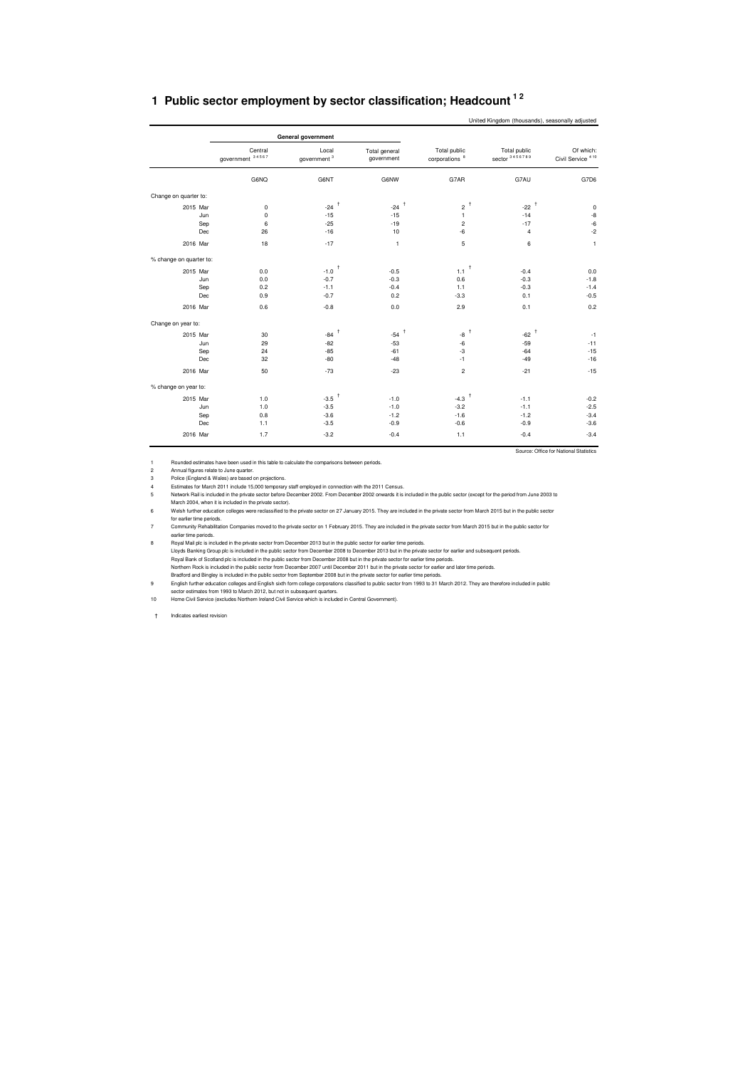# 1 Public sector employment by sector classification; Headcount [1 2]

United Kingdom (thousands), seasonally adjusted

| | General government | | | | | |
|---|---|---|---|---|---|---|
| | Central government [3 4 5 6 7] | Local government [3] | Total general government | Total public corporations [8] | Total public sector [3 4 5 6 7 8 9] | Of which: Civil Service [4 10] |
| | G6NQ | G6NT | G6NW | G7AR | G7AU | G7D6 |
| **Change on quarter to:** | | | | | | |
| 2015 Mar | 0 | -24 † | -24 † | 2 † | -22 † | 0 |
| Jun | 0 | -15 | -15 | 1 | -14 | -8 |
| Sep | 6 | -25 | -19 | 2 | -17 | -6 |
| Dec | 26 | -16 | 10 | -6 | 4 | -2 |
| 2016 Mar | 18 | -17 | 1 | 5 | 6 | 1 |
| **% change on quarter to:** | | | | | | |
| 2015 Mar | 0.0 | -1.0 † | -0.5 | 1.1 † | -0.4 | 0.0 |
| Jun | 0.0 | -0.7 | -0.3 | 0.6 | -0.3 | -1.8 |
| Sep | 0.2 | -1.1 | -0.4 | 1.1 | -0.3 | -1.4 |
| Dec | 0.9 | -0.7 | 0.2 | -3.3 | 0.1 | -0.5 |
| 2016 Mar | 0.6 | -0.8 | 0.0 | 2.9 | 0.1 | 0.2 |
| **Change on year to:** | | | | | | |
| 2015 Mar | 30 | -84 † | -54 † | -8 † | -62 † | -1 |
| Jun | 29 | -82 | -53 | -6 | -59 | -11 |
| Sep | 24 | -85 | -61 | -3 | -64 | -15 |
| Dec | 32 | -80 | -48 | -1 | -49 | -16 |
| 2016 Mar | 50 | -73 | -23 | 2 | -21 | -15 |
| **% change on year to:** | | | | | | |
| 2015 Mar | 1.0 | -3.5 † | -1.0 | -4.3 † | -1.1 | -0.2 |
| Jun | 1.0 | -3.5 | -1.0 | -3.2 | -1.1 | -2.5 |
| Sep | 0.8 | -3.6 | -1.2 | -1.6 | -1.2 | -3.4 |
| Dec | 1.1 | -3.5 | -0.9 | -0.6 | -0.9 | -3.6 |
| 2016 Mar | 1.7 | -3.2 | -0.4 | 1.1 | -0.4 | -3.4 |

Source: Office for National Statistics

1 Rounded estimates have been used in this table to calculate the comparisons between periods.
2 Annual figures relate to June quarter.
3 Police (England & Wales) are based on projections.
4 Estimates for March 2011 include 15,000 temporary staff employed in connection with the 2011 Census.
5 Network Rail is included in the private sector before December 2002. From December 2002 onwards it is included in the public sector (except for the period from June 2003 to March 2004, when it is included in the private sector).
6 Welsh further education colleges were reclassified to the private sector on 27 January 2015. They are included in the private sector from March 2015 but in the public sector for earlier time periods.
7 Community Rehabilitation Companies moved to the private sector on 1 February 2015. They are included in the private sector from March 2015 but in the public sector for earlier time periods.
8 Royal Mail plc is included in the private sector from December 2013 but in the public sector for earlier time periods.
Lloyds Banking Group plc is included in the public sector from December 2008 to December 2013 but in the private sector for earlier and subsequent periods.
Royal Bank of Scotland plc is included in the public sector from December 2008 but in the private sector for earlier time periods.
Northern Rock is included in the public sector from December 2007 until December 2011 but in the private sector for earlier and later time periods.
Bradford and Bingley is included in the public sector from September 2008 but in the private sector for earlier time periods.
9 English further education colleges and English sixth form college corporations classified to public sector from 1993 to 31 March 2012. They are therefore included in public sector estimates from 1993 to March 2012, but not in subsequent quarters.
10 Home Civil Service (excludes Northern Ireland Civil Service which is included in Central Government).

† Indicates earliest revision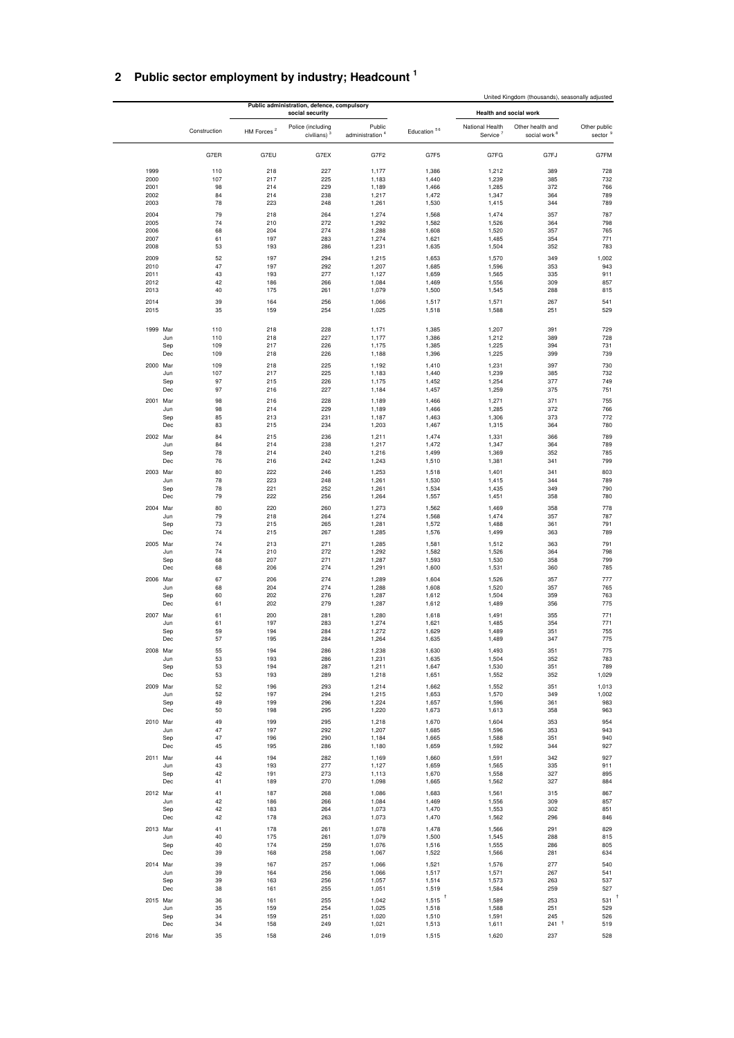# 2 Public sector employment by industry; Headcount [1]

United Kingdom (thousands), seasonally adjusted

| | Construction | Public administration, defence, compulsory social security | | | Education [5 6] | Health and social work | | Other public sector [9] |
|---|---|---|---|---|---|---|---|---|
| | | HM Forces [2] | Police (including civilians) [3] | Public administration [4] | | National Health Service [7] | Other health and social work [8] | |
| | G7ER | G7EU | G7EX | G7F2 | G7F5 | G7FG | G7FJ | G7FM |
| 1999 | 110 | 218 | 227 | 1,177 | 1,386 | 1,212 | 389 | 728 |
| 2000 | 107 | 217 | 225 | 1,183 | 1,440 | 1,239 | 385 | 732 |
| 2001 | 98 | 214 | 229 | 1,189 | 1,466 | 1,285 | 372 | 766 |
| 2002 | 84 | 214 | 238 | 1,217 | 1,472 | 1,347 | 364 | 789 |
| 2003 | 78 | 223 | 248 | 1,261 | 1,530 | 1,415 | 344 | 789 |
| 2004 | 79 | 218 | 264 | 1,274 | 1,568 | 1,474 | 357 | 787 |
| 2005 | 74 | 210 | 272 | 1,292 | 1,582 | 1,526 | 364 | 798 |
| 2006 | 68 | 204 | 274 | 1,288 | 1,608 | 1,520 | 357 | 765 |
| 2007 | 61 | 197 | 283 | 1,274 | 1,621 | 1,485 | 354 | 771 |
| 2008 | 53 | 193 | 286 | 1,231 | 1,635 | 1,504 | 352 | 783 |
| 2009 | 52 | 197 | 294 | 1,215 | 1,653 | 1,570 | 349 | 1,002 |
| 2010 | 47 | 197 | 292 | 1,207 | 1,685 | 1,596 | 353 | 943 |
| 2011 | 43 | 193 | 277 | 1,127 | 1,659 | 1,565 | 335 | 911 |
| 2012 | 42 | 186 | 266 | 1,084 | 1,469 | 1,556 | 309 | 857 |
| 2013 | 40 | 175 | 261 | 1,079 | 1,500 | 1,545 | 288 | 815 |
| 2014 | 39 | 164 | 256 | 1,066 | 1,517 | 1,571 | 267 | 541 |
| 2015 | 35 | 159 | 254 | 1,025 | 1,518 | 1,588 | 251 | 529 |
| 1999 Mar | 110 | 218 | 228 | 1,171 | 1,385 | 1,207 | 391 | 729 |
| Jun | 110 | 218 | 227 | 1,177 | 1,386 | 1,212 | 389 | 728 |
| Sep | 109 | 217 | 226 | 1,175 | 1,385 | 1,225 | 394 | 731 |
| Dec | 109 | 218 | 226 | 1,188 | 1,396 | 1,225 | 399 | 739 |
| 2000 Mar | 109 | 218 | 225 | 1,192 | 1,410 | 1,231 | 397 | 730 |
| Jun | 107 | 217 | 225 | 1,183 | 1,440 | 1,239 | 385 | 732 |
| Sep | 97 | 215 | 226 | 1,175 | 1,452 | 1,254 | 377 | 749 |
| Dec | 97 | 216 | 227 | 1,184 | 1,457 | 1,259 | 375 | 751 |
| 2001 Mar | 98 | 216 | 228 | 1,189 | 1,466 | 1,271 | 371 | 755 |
| Jun | 98 | 214 | 229 | 1,189 | 1,466 | 1,285 | 372 | 766 |
| Sep | 85 | 213 | 231 | 1,187 | 1,463 | 1,306 | 373 | 772 |
| Dec | 83 | 215 | 234 | 1,203 | 1,467 | 1,315 | 364 | 780 |
| 2002 Mar | 84 | 215 | 236 | 1,211 | 1,474 | 1,331 | 366 | 789 |
| Jun | 84 | 214 | 238 | 1,217 | 1,472 | 1,347 | 364 | 789 |
| Sep | 78 | 214 | 240 | 1,216 | 1,499 | 1,369 | 352 | 785 |
| Dec | 76 | 216 | 242 | 1,243 | 1,510 | 1,381 | 341 | 799 |
| 2003 Mar | 80 | 222 | 246 | 1,253 | 1,518 | 1,401 | 341 | 803 |
| Jun | 78 | 223 | 248 | 1,261 | 1,530 | 1,415 | 344 | 789 |
| Sep | 78 | 221 | 252 | 1,261 | 1,534 | 1,435 | 349 | 790 |
| Dec | 79 | 222 | 256 | 1,264 | 1,557 | 1,451 | 358 | 780 |
| 2004 Mar | 80 | 220 | 260 | 1,273 | 1,562 | 1,469 | 358 | 778 |
| Jun | 79 | 218 | 264 | 1,274 | 1,568 | 1,474 | 357 | 787 |
| Sep | 73 | 215 | 265 | 1,281 | 1,572 | 1,488 | 361 | 791 |
| Dec | 74 | 215 | 267 | 1,285 | 1,576 | 1,499 | 363 | 789 |
| 2005 Mar | 74 | 213 | 271 | 1,285 | 1,581 | 1,512 | 363 | 791 |
| Jun | 74 | 210 | 272 | 1,292 | 1,582 | 1,526 | 364 | 798 |
| Sep | 68 | 207 | 271 | 1,287 | 1,593 | 1,530 | 358 | 799 |
| Dec | 68 | 206 | 274 | 1,291 | 1,600 | 1,531 | 360 | 785 |
| 2006 Mar | 67 | 206 | 274 | 1,289 | 1,604 | 1,526 | 357 | 777 |
| Jun | 68 | 204 | 274 | 1,288 | 1,608 | 1,520 | 357 | 765 |
| Sep | 60 | 202 | 276 | 1,287 | 1,612 | 1,504 | 359 | 763 |
| Dec | 61 | 202 | 279 | 1,287 | 1,612 | 1,489 | 356 | 775 |
| 2007 Mar | 61 | 200 | 281 | 1,280 | 1,618 | 1,491 | 355 | 771 |
| Jun | 61 | 197 | 283 | 1,274 | 1,621 | 1,485 | 354 | 771 |
| Sep | 59 | 194 | 284 | 1,272 | 1,629 | 1,489 | 351 | 755 |
| Dec | 57 | 195 | 284 | 1,264 | 1,635 | 1,489 | 347 | 775 |
| 2008 Mar | 55 | 194 | 286 | 1,238 | 1,630 | 1,493 | 351 | 775 |
| Jun | 53 | 193 | 286 | 1,231 | 1,635 | 1,504 | 352 | 783 |
| Sep | 53 | 194 | 287 | 1,211 | 1,647 | 1,530 | 351 | 789 |
| Dec | 53 | 193 | 289 | 1,218 | 1,651 | 1,552 | 352 | 1,029 |
| 2009 Mar | 52 | 196 | 293 | 1,214 | 1,662 | 1,552 | 351 | 1,013 |
| Jun | 52 | 197 | 294 | 1,215 | 1,653 | 1,570 | 349 | 1,002 |
| Sep | 49 | 199 | 296 | 1,224 | 1,657 | 1,596 | 361 | 983 |
| Dec | 50 | 198 | 295 | 1,220 | 1,673 | 1,613 | 358 | 963 |
| 2010 Mar | 49 | 199 | 295 | 1,218 | 1,670 | 1,604 | 353 | 954 |
| Jun | 47 | 197 | 292 | 1,207 | 1,685 | 1,596 | 353 | 943 |
| Sep | 47 | 196 | 290 | 1,184 | 1,665 | 1,588 | 351 | 940 |
| Dec | 45 | 195 | 286 | 1,180 | 1,659 | 1,592 | 344 | 927 |
| 2011 Mar | 44 | 194 | 282 | 1,169 | 1,660 | 1,591 | 342 | 927 |
| Jun | 43 | 193 | 277 | 1,127 | 1,659 | 1,565 | 335 | 911 |
| Sep | 42 | 191 | 273 | 1,113 | 1,670 | 1,558 | 327 | 895 |
| Dec | 41 | 189 | 270 | 1,098 | 1,665 | 1,562 | 327 | 884 |
| 2012 Mar | 41 | 187 | 268 | 1,086 | 1,683 | 1,561 | 315 | 867 |
| Jun | 42 | 186 | 266 | 1,084 | 1,469 | 1,556 | 309 | 857 |
| Sep | 42 | 183 | 264 | 1,073 | 1,470 | 1,553 | 302 | 851 |
| Dec | 42 | 178 | 263 | 1,073 | 1,470 | 1,562 | 296 | 846 |
| 2013 Mar | 41 | 178 | 261 | 1,078 | 1,478 | 1,566 | 291 | 829 |
| Jun | 40 | 175 | 261 | 1,079 | 1,500 | 1,545 | 288 | 815 |
| Sep | 40 | 174 | 259 | 1,076 | 1,516 | 1,555 | 286 | 805 |
| Dec | 39 | 168 | 258 | 1,067 | 1,522 | 1,566 | 281 | 634 |
| 2014 Mar | 39 | 167 | 257 | 1,066 | 1,521 | 1,576 | 277 | 540 |
| Jun | 39 | 164 | 256 | 1,066 | 1,517 | 1,571 | 267 | 541 |
| Sep | 39 | 163 | 256 | 1,057 | 1,514 | 1,573 | 263 | 537 |
| Dec | 38 | 161 | 255 | 1,051 | 1,519 | 1,584 | 259 | 527 |
| 2015 Mar | 36 | 161 | 255 | 1,042 | 1,515 † | 1,589 | 253 | 531 † |
| Jun | 35 | 159 | 254 | 1,025 | 1,518 | 1,588 | 251 | 529 |
| Sep | 34 | 159 | 251 | 1,020 | 1,510 | 1,591 | 245 | 526 |
| Dec | 34 | 158 | 249 | 1,021 | 1,513 | 1,611 | 241 † | 519 |
| 2016 Mar | 35 | 158 | 246 | 1,019 | 1,515 | 1,620 | 237 | 528 |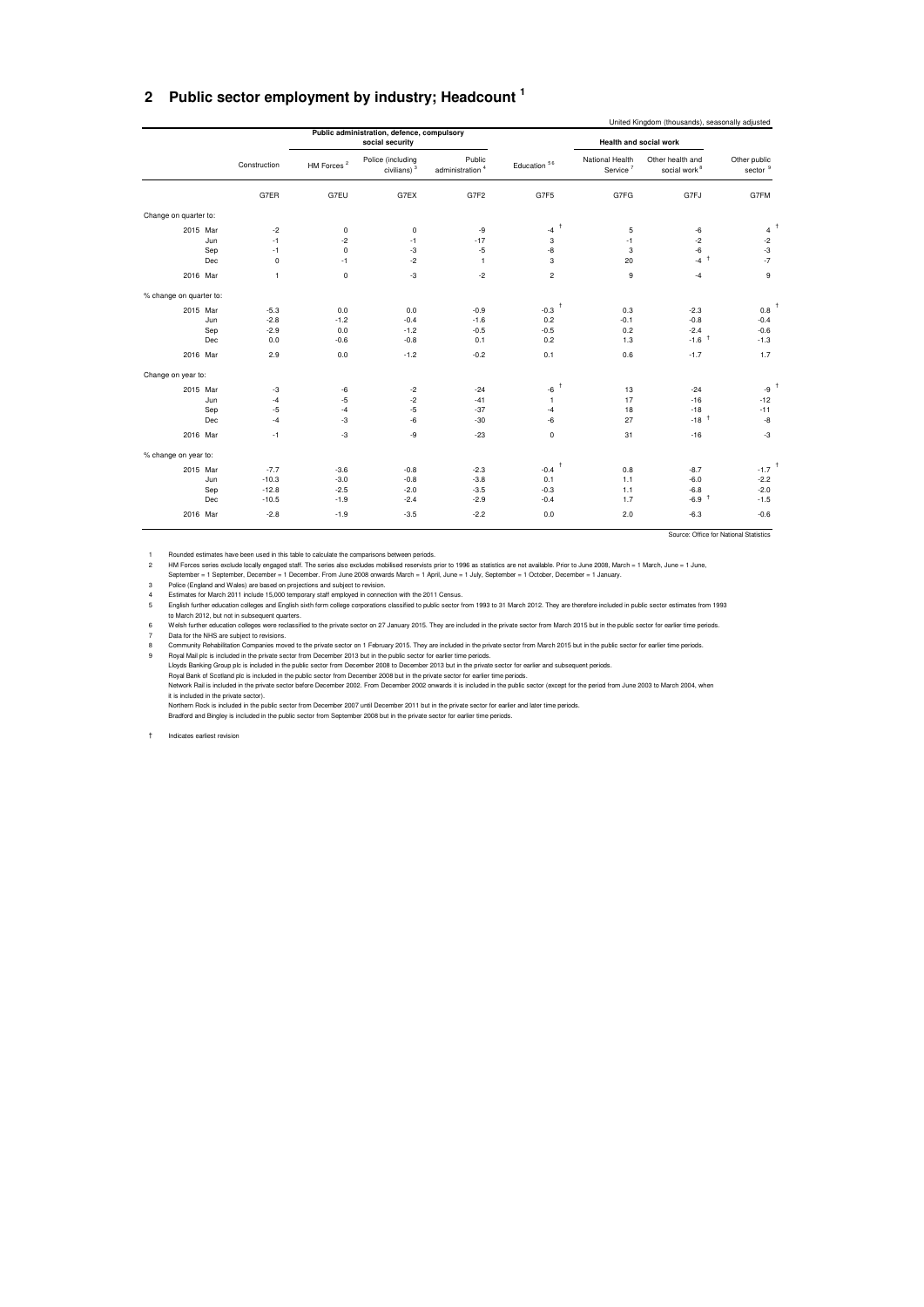## 2 Public sector employment by industry; Headcount [1]

United Kingdom (thousands), seasonally adjusted

| | Construction | Public administration, defence, compulsory social security | | | Education [5 6] | Health and social work | | Other public sector [9] |
|---|---|---|---|---|---|---|---|---|
| | | HM Forces [2] | Police (including civilians) [3] | Public administration [4] | | National Health Service [7] | Other health and social work [8] | |
| | G7ER | G7EU | G7EX | G7F2 | G7F5 | G7FG | G7FJ | G7FM |
| **Change on quarter to:** | | | | | | | | |
| 2015 Mar | -2 | 0 | 0 | -9 | -4 † | 5 | -6 | 4 † |
| Jun | -1 | -2 | -1 | -17 | 3 | -1 | -2 | -2 |
| Sep | -1 | 0 | -3 | -5 | -8 | 3 | -6 | -3 |
| Dec | 0 | -1 | -2 | 1 | 3 | 20 | -4 † | -7 |
| 2016 Mar | 1 | 0 | -3 | -2 | 2 | 9 | -4 | 9 |
| **% change on quarter to:** | | | | | | | | |
| 2015 Mar | -5.3 | 0.0 | 0.0 | -0.9 | -0.3 † | 0.3 | -2.3 | 0.8 † |
| Jun | -2.8 | -1.2 | -0.4 | -1.6 | 0.2 | -0.1 | -0.8 | -0.4 |
| Sep | -2.9 | 0.0 | -1.2 | -0.5 | -0.5 | 0.2 | -2.4 | -0.6 |
| Dec | 0.0 | -0.6 | -0.8 | 0.1 | 0.2 | 1.3 | -1.6 † | -1.3 |
| 2016 Mar | 2.9 | 0.0 | -1.2 | -0.2 | 0.1 | 0.6 | -1.7 | 1.7 |
| **Change on year to:** | | | | | | | | |
| 2015 Mar | -3 | -6 | -2 | -24 | -6 † | 13 | -24 | -9 † |
| Jun | -4 | -5 | -2 | -41 | 1 | 17 | -16 | -12 |
| Sep | -5 | -4 | -5 | -37 | -4 | 18 | -18 | -11 |
| Dec | -4 | -3 | -6 | -30 | -6 | 27 | -18 † | -8 |
| 2016 Mar | -1 | -3 | -9 | -23 | 0 | 31 | -16 | -3 |
| **% change on year to:** | | | | | | | | |
| 2015 Mar | -7.7 | -3.6 | -0.8 | -2.3 | -0.4 † | 0.8 | -8.7 | -1.7 † |
| Jun | -10.3 | -3.0 | -0.8 | -3.8 | 0.1 | 1.1 | -6.0 | -2.2 |
| Sep | -12.8 | -2.5 | -2.0 | -3.5 | -0.3 | 1.1 | -6.8 | -2.0 |
| Dec | -10.5 | -1.9 | -2.4 | -2.9 | -0.4 | 1.7 | -6.9 † | -1.5 |
| 2016 Mar | -2.8 | -1.9 | -3.5 | -2.2 | 0.0 | 2.0 | -6.3 | -0.6 |

Source: Office for National Statistics

1 Rounded estimates have been used in this table to calculate the comparisons between periods.
2 HM Forces series exclude locally engaged staff. The series also excludes mobilised reservists prior to 1996 as statistics are not available. Prior to June 2008, March = 1 March, June = 1 June, September = 1 September, December = 1 December. From June 2008 onwards March = 1 April, June = 1 July, September = 1 October, December = 1 January.
3 Police (England and Wales) are based on projections and subject to revision.
4 Estimates for March 2011 include 15,000 temporary staff employed in connection with the 2011 Census.
5 English further education colleges and English sixth form college corporations classified to public sector from 1993 to 31 March 2012. They are therefore included in public sector estimates from 1993 to March 2012, but not in subsequent quarters.
6 Welsh further education colleges were reclassified to the private sector on 27 January 2015. They are included in the private sector from March 2015 but in the public sector for earlier time periods.
7 Data for the NHS are subject to revisions.
8 Community Rehabilitation Companies moved to the private sector on 1 February 2015. They are included in the private sector from March 2015 but in the public sector for earlier time periods.
9 Royal Mail plc is included in the private sector from December 2013 but in the public sector for earlier time periods.
Lloyds Banking Group plc is included in the public sector from December 2008 to December 2013 but in the private sector for earlier and subsequent periods.
Royal Bank of Scotland plc is included in the public sector from December 2008 but in the private sector for earlier time periods.
Network Rail is included in the private sector before December 2002. From December 2002 onwards it is included in the public sector (except for the period from June 2003 to March 2004, when it is included in the private sector).
Northern Rock is included in the public sector from December 2007 until December 2011 but in the private sector for earlier and later time periods.
Bradford and Bingley is included in the public sector from September 2008 but in the private sector for earlier time periods.

† Indicates earliest revision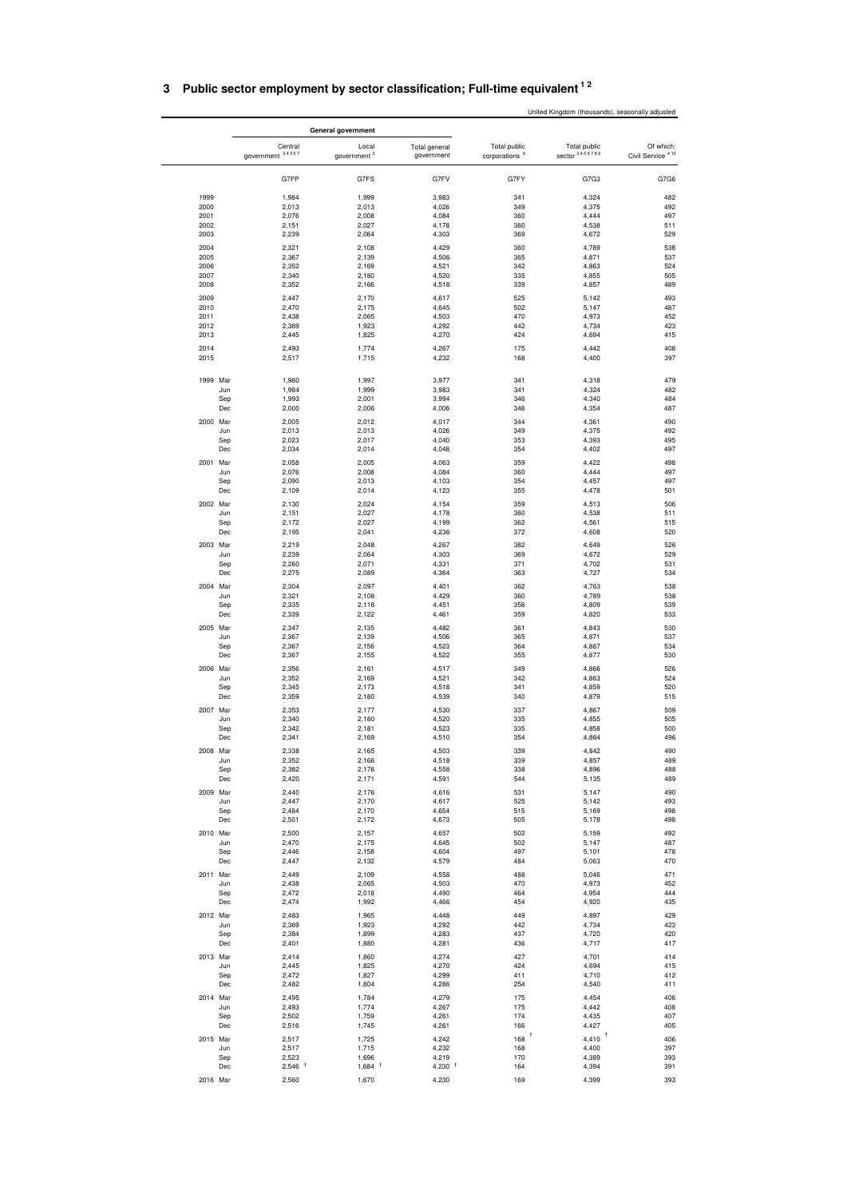# 3 Public sector employment by sector classification; Full-time equivalent [1 2]

United Kingdom (thousands), seasonally adjusted

| | | General government | | | | | |
|---|---|---|---|---|---|---|---|
| | | Central government [3 4 5 6 7] | Local government [3] | Total general government | Total public corporations [8] | Total public sector [3 4 5 6 7 8 9] | Of which: Civil Service [4 10] |
| | | G7FP | G7FS | G7FV | G7FY | G7G3 | G7G6 |
| 1999 | | 1,984 | 1,999 | 3,983 | 341 | 4,324 | 482 |
| 2000 | | 2,013 | 2,013 | 4,026 | 349 | 4,375 | 492 |
| 2001 | | 2,076 | 2,008 | 4,084 | 360 | 4,444 | 497 |
| 2002 | | 2,151 | 2,027 | 4,178 | 360 | 4,538 | 511 |
| 2003 | | 2,239 | 2,064 | 4,303 | 369 | 4,672 | 529 |
| 2004 | | 2,321 | 2,108 | 4,429 | 360 | 4,789 | 538 |
| 2005 | | 2,367 | 2,139 | 4,506 | 365 | 4,871 | 537 |
| 2006 | | 2,352 | 2,169 | 4,521 | 342 | 4,863 | 524 |
| 2007 | | 2,340 | 2,180 | 4,520 | 335 | 4,855 | 505 |
| 2008 | | 2,352 | 2,166 | 4,518 | 339 | 4,857 | 489 |
| 2009 | | 2,447 | 2,170 | 4,617 | 525 | 5,142 | 493 |
| 2010 | | 2,470 | 2,175 | 4,645 | 502 | 5,147 | 487 |
| 2011 | | 2,438 | 2,065 | 4,503 | 470 | 4,973 | 452 |
| 2012 | | 2,369 | 1,923 | 4,292 | 442 | 4,734 | 423 |
| 2013 | | 2,445 | 1,825 | 4,270 | 424 | 4,694 | 415 |
| 2014 | | 2,493 | 1,774 | 4,267 | 175 | 4,442 | 408 |
| 2015 | | 2,517 | 1,715 | 4,232 | 168 | 4,400 | 397 |
| 1999 | Mar | 1,980 | 1,997 | 3,977 | 341 | 4,318 | 479 |
| | Jun | 1,984 | 1,999 | 3,983 | 341 | 4,324 | 482 |
| | Sep | 1,993 | 2,001 | 3,994 | 346 | 4,340 | 484 |
| | Dec | 2,000 | 2,006 | 4,006 | 348 | 4,354 | 487 |
| 2000 | Mar | 2,005 | 2,012 | 4,017 | 344 | 4,361 | 490 |
| | Jun | 2,013 | 2,013 | 4,026 | 349 | 4,375 | 492 |
| | Sep | 2,023 | 2,017 | 4,040 | 353 | 4,393 | 495 |
| | Dec | 2,034 | 2,014 | 4,048 | 354 | 4,402 | 497 |
| 2001 | Mar | 2,058 | 2,005 | 4,063 | 359 | 4,422 | 498 |
| | Jun | 2,076 | 2,008 | 4,084 | 360 | 4,444 | 497 |
| | Sep | 2,090 | 2,013 | 4,103 | 354 | 4,457 | 497 |
| | Dec | 2,109 | 2,014 | 4,123 | 355 | 4,478 | 501 |
| 2002 | Mar | 2,130 | 2,024 | 4,154 | 359 | 4,513 | 506 |
| | Jun | 2,151 | 2,027 | 4,178 | 360 | 4,538 | 511 |
| | Sep | 2,172 | 2,027 | 4,199 | 362 | 4,561 | 515 |
| | Dec | 2,195 | 2,041 | 4,236 | 372 | 4,608 | 520 |
| 2003 | Mar | 2,219 | 2,048 | 4,267 | 382 | 4,649 | 526 |
| | Jun | 2,239 | 2,064 | 4,303 | 369 | 4,672 | 529 |
| | Sep | 2,260 | 2,071 | 4,331 | 371 | 4,702 | 531 |
| | Dec | 2,275 | 2,089 | 4,364 | 363 | 4,727 | 534 |
| 2004 | Mar | 2,304 | 2,097 | 4,401 | 362 | 4,763 | 538 |
| | Jun | 2,321 | 2,108 | 4,429 | 360 | 4,789 | 538 |
| | Sep | 2,335 | 2,116 | 4,451 | 358 | 4,809 | 539 |
| | Dec | 2,339 | 2,122 | 4,461 | 359 | 4,820 | 533 |
| 2005 | Mar | 2,347 | 2,135 | 4,482 | 361 | 4,843 | 530 |
| | Jun | 2,367 | 2,139 | 4,506 | 365 | 4,871 | 537 |
| | Sep | 2,367 | 2,156 | 4,523 | 364 | 4,887 | 534 |
| | Dec | 2,367 | 2,155 | 4,522 | 355 | 4,877 | 530 |
| 2006 | Mar | 2,356 | 2,161 | 4,517 | 349 | 4,866 | 526 |
| | Jun | 2,352 | 2,169 | 4,521 | 342 | 4,863 | 524 |
| | Sep | 2,345 | 2,173 | 4,518 | 341 | 4,859 | 520 |
| | Dec | 2,359 | 2,180 | 4,539 | 340 | 4,879 | 515 |
| 2007 | Mar | 2,353 | 2,177 | 4,530 | 337 | 4,867 | 509 |
| | Jun | 2,340 | 2,180 | 4,520 | 335 | 4,855 | 505 |
| | Sep | 2,342 | 2,181 | 4,523 | 335 | 4,858 | 500 |
| | Dec | 2,341 | 2,169 | 4,510 | 354 | 4,864 | 496 |
| 2008 | Mar | 2,338 | 2,165 | 4,503 | 339 | 4,842 | 490 |
| | Jun | 2,352 | 2,166 | 4,518 | 339 | 4,857 | 489 |
| | Sep | 2,382 | 2,176 | 4,558 | 338 | 4,896 | 488 |
| | Dec | 2,420 | 2,171 | 4,591 | 544 | 5,135 | 489 |
| 2009 | Mar | 2,440 | 2,176 | 4,616 | 531 | 5,147 | 490 |
| | Jun | 2,447 | 2,170 | 4,617 | 525 | 5,142 | 493 |
| | Sep | 2,484 | 2,170 | 4,654 | 515 | 5,169 | 498 |
| | Dec | 2,501 | 2,172 | 4,673 | 505 | 5,178 | 498 |
| 2010 | Mar | 2,500 | 2,157 | 4,657 | 502 | 5,159 | 492 |
| | Jun | 2,470 | 2,175 | 4,645 | 502 | 5,147 | 487 |
| | Sep | 2,446 | 2,158 | 4,604 | 497 | 5,101 | 478 |
| | Dec | 2,447 | 2,132 | 4,579 | 484 | 5,063 | 470 |
| 2011 | Mar | 2,449 | 2,109 | 4,558 | 488 | 5,046 | 471 |
| | Jun | 2,438 | 2,065 | 4,503 | 470 | 4,973 | 452 |
| | Sep | 2,472 | 2,018 | 4,490 | 464 | 4,954 | 444 |
| | Dec | 2,474 | 1,992 | 4,466 | 454 | 4,920 | 435 |
| 2012 | Mar | 2,483 | 1,965 | 4,448 | 449 | 4,897 | 429 |
| | Jun | 2,369 | 1,923 | 4,292 | 442 | 4,734 | 423 |
| | Sep | 2,384 | 1,899 | 4,283 | 437 | 4,720 | 420 |
| | Dec | 2,401 | 1,880 | 4,281 | 436 | 4,717 | 417 |
| 2013 | Mar | 2,414 | 1,860 | 4,274 | 427 | 4,701 | 414 |
| | Jun | 2,445 | 1,825 | 4,270 | 424 | 4,694 | 415 |
| | Sep | 2,472 | 1,827 | 4,299 | 411 | 4,710 | 412 |
| | Dec | 2,482 | 1,804 | 4,286 | 254 | 4,540 | 411 |
| 2014 | Mar | 2,495 | 1,784 | 4,279 | 175 | 4,454 | 406 |
| | Jun | 2,493 | 1,774 | 4,267 | 175 | 4,442 | 408 |
| | Sep | 2,502 | 1,759 | 4,261 | 174 | 4,435 | 407 |
| | Dec | 2,516 | 1,745 | 4,261 | 166 | 4,427 | 405 |
| 2015 | Mar | 2,517 | 1,725 | 4,242 | 168 † | 4,410 † | 406 |
| | Jun | 2,517 | 1,715 | 4,232 | 168 | 4,400 | 397 |
| | Sep | 2,523 | 1,696 | 4,219 | 170 | 4,389 | 393 |
| | Dec | 2,546 † | 1,684 † | 4,230 † | 164 | 4,394 | 391 |
| 2016 | Mar | 2,560 | 1,670 | 4,230 | 169 | 4,399 | 393 |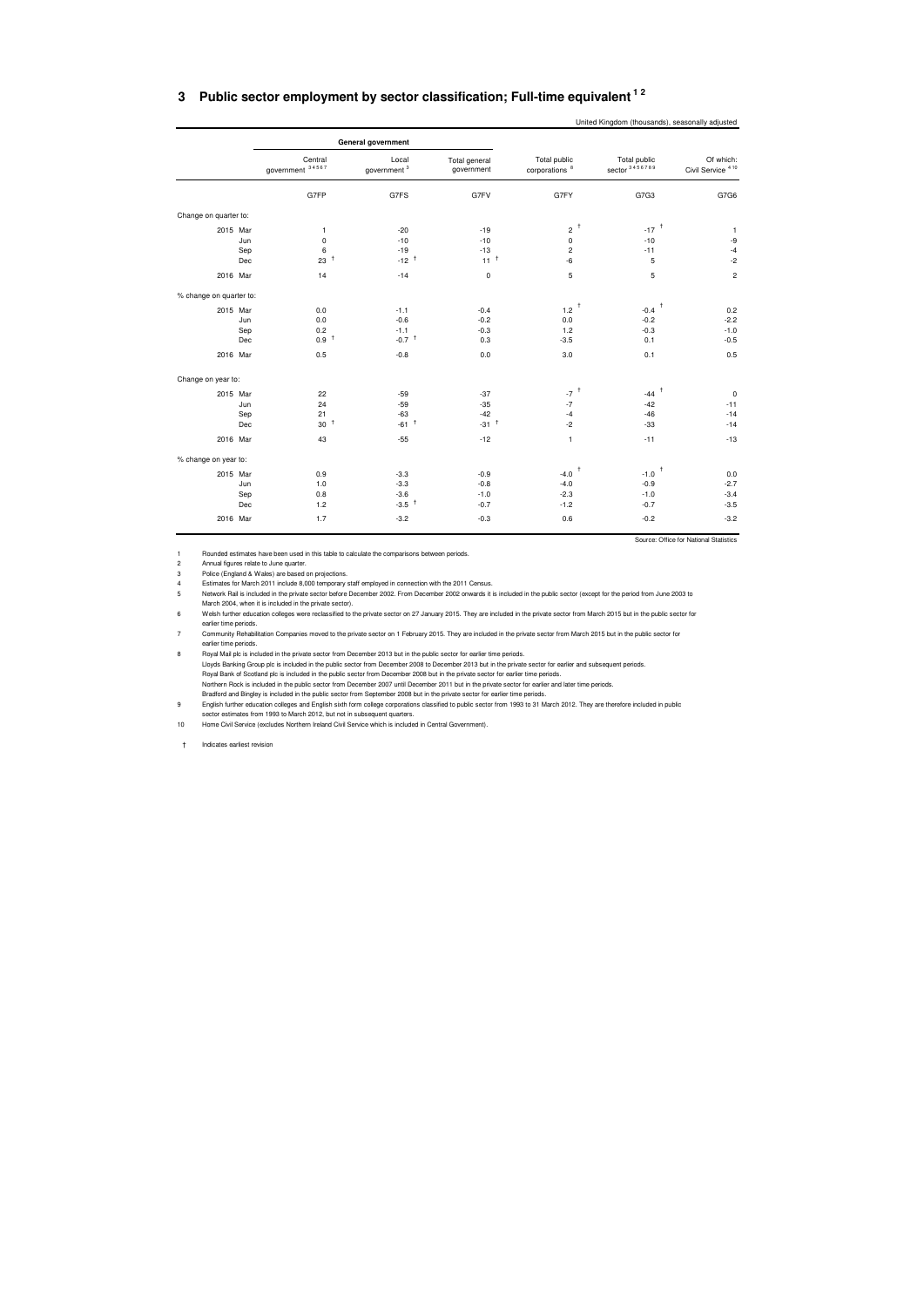## 3 Public sector employment by sector classification; Full-time equivalent [1 2]

United Kingdom (thousands), seasonally adjusted

| | General government | | | | | |
|---|---|---|---|---|---|---|
| | Central government [3 4 5 6 7] | Local government [3] | Total general government | Total public corporations [8] | Total public sector [3 4 5 6 7 8 9] | Of which: Civil Service [4 10] |
| | G7FP | G7FS | G7FV | G7FY | G7G3 | G7G6 |
| **Change on quarter to:** | | | | | | |
| 2015 Mar | 1 | -20 | -19 | 2 † | -17 † | 1 |
| Jun | 0 | -10 | -10 | 0 | -10 | -9 |
| Sep | 6 | -19 | -13 | 2 | -11 | -4 |
| Dec | 23 † | -12 † | 11 † | -6 | 5 | -2 |
| 2016 Mar | 14 | -14 | 0 | 5 | 5 | 2 |
| **% change on quarter to:** | | | | | | |
| 2015 Mar | 0.0 | -1.1 | -0.4 | 1.2 † | -0.4 † | 0.2 |
| Jun | 0.0 | -0.6 | -0.2 | 0.0 | -0.2 | -2.2 |
| Sep | 0.2 | -1.1 | -0.3 | 1.2 | -0.3 | -1.0 |
| Dec | 0.9 † | -0.7 † | 0.3 | -3.5 | 0.1 | -0.5 |
| 2016 Mar | 0.5 | -0.8 | 0.0 | 3.0 | 0.1 | 0.5 |
| **Change on year to:** | | | | | | |
| 2015 Mar | 22 | -59 | -37 | -7 † | -44 † | 0 |
| Jun | 24 | -59 | -35 | -7 | -42 | -11 |
| Sep | 21 | -63 | -42 | -4 | -46 | -14 |
| Dec | 30 † | -61 † | -31 † | -2 | -33 | -14 |
| 2016 Mar | 43 | -55 | -12 | 1 | -11 | -13 |
| **% change on year to:** | | | | | | |
| 2015 Mar | 0.9 | -3.3 | -0.9 | -4.0 † | -1.0 † | 0.0 |
| Jun | 1.0 | -3.3 | -0.8 | -4.0 | -0.9 | -2.7 |
| Sep | 0.8 | -3.6 | -1.0 | -2.3 | -1.0 | -3.4 |
| Dec | 1.2 | -3.5 † | -0.7 | -1.2 | -0.7 | -3.5 |
| 2016 Mar | 1.7 | -3.2 | -0.3 | 0.6 | -0.2 | -3.2 |

Source: Office for National Statistics

1 Rounded estimates have been used in this table to calculate the comparisons between periods.

2 Annual figures relate to June quarter.

3 Police (England & Wales) are based on projections.

4 Estimates for March 2011 include 8,000 temporary staff employed in connection with the 2011 Census.

5 Network Rail is included in the private sector before December 2002. From December 2002 onwards it is included in the public sector (except for the period from June 2003 to March 2004, when it is included in the private sector).

6 Welsh further education colleges were reclassified to the private sector on 27 January 2015. They are included in the private sector from March 2015 but in the public sector for earlier time periods.

7 Community Rehabilitation Companies moved to the private sector on 1 February 2015. They are included in the private sector from March 2015 but in the public sector for earlier time periods.

8 Royal Mail plc is included in the private sector from December 2013 but in the public sector for earlier time periods.
Lloyds Banking Group plc is included in the public sector from December 2008 to December 2013 but in the private sector for earlier and subsequent periods.
Royal Bank of Scotland plc is included in the public sector from December 2008 but in the private sector for earlier time periods.
Northern Rock is included in the public sector from December 2007 until December 2011 but in the private sector for earlier and later time periods.
Bradford and Bingley is included in the public sector from September 2008 but in the private sector for earlier time periods.

9 English further education colleges and English sixth form college corporations classified to public sector from 1993 to 31 March 2012. They are therefore included in public sector estimates from 1993 to March 2012, but not in subsequent quarters.

10 Home Civil Service (excludes Northern Ireland Civil Service which is included in Central Government).

† Indicates earliest revision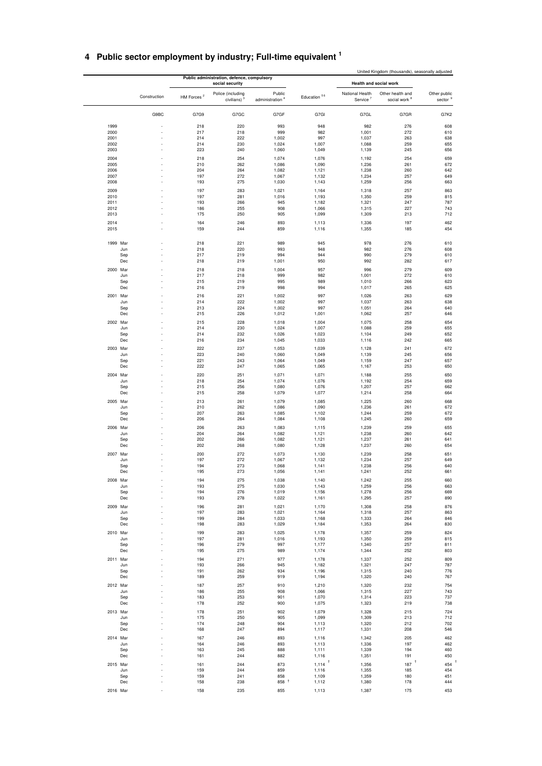# 4 Public sector employment by industry; Full-time equivalent [1]

United Kingdom (thousands), seasonally adjusted

| | Construction | Public administration, defence, compulsory social security | | | Education [5 6] | Health and social work | | Other public sector [9] |
|---|---|---|---|---|---|---|---|---|
| | | HM Forces [2] | Police (including civilians) [3] | Public administration [4] | | National Health Service [7] | Other health and social work [8] | |
| | G9BC | G7G9 | G7GC | G7GF | G7GI | G7GL | G7GR | G7K2 |
| 1999 | - | 218 | 220 | 993 | 948 | 982 | 276 | 608 |
| 2000 | - | 217 | 218 | 999 | 982 | 1,001 | 272 | 610 |
| 2001 | - | 214 | 222 | 1,002 | 997 | 1,037 | 263 | 638 |
| 2002 | - | 214 | 230 | 1,024 | 1,007 | 1,088 | 259 | 655 |
| 2003 | - | 223 | 240 | 1,060 | 1,049 | 1,139 | 245 | 656 |
| 2004 | - | 218 | 254 | 1,074 | 1,076 | 1,192 | 254 | 659 |
| 2005 | - | 210 | 262 | 1,086 | 1,090 | 1,236 | 261 | 672 |
| 2006 | - | 204 | 264 | 1,082 | 1,121 | 1,238 | 260 | 642 |
| 2007 | - | 197 | 272 | 1,067 | 1,132 | 1,234 | 257 | 649 |
| 2008 | - | 193 | 275 | 1,030 | 1,143 | 1,259 | 256 | 663 |
| 2009 | - | 197 | 283 | 1,021 | 1,164 | 1,318 | 257 | 863 |
| 2010 | - | 197 | 281 | 1,016 | 1,193 | 1,350 | 259 | 815 |
| 2011 | - | 193 | 266 | 945 | 1,182 | 1,321 | 247 | 787 |
| 2012 | - | 186 | 255 | 908 | 1,066 | 1,315 | 227 | 743 |
| 2013 | - | 175 | 250 | 905 | 1,099 | 1,309 | 213 | 712 |
| 2014 | - | 164 | 246 | 893 | 1,113 | 1,336 | 197 | 462 |
| 2015 | - | 159 | 244 | 859 | 1,116 | 1,355 | 185 | 454 |
| 1999 Mar | - | 218 | 221 | 989 | 945 | 978 | 276 | 610 |
| Jun | - | 218 | 220 | 993 | 948 | 982 | 276 | 608 |
| Sep | - | 217 | 219 | 994 | 944 | 990 | 279 | 610 |
| Dec | - | 218 | 219 | 1,001 | 950 | 992 | 282 | 617 |
| 2000 Mar | - | 218 | 218 | 1,004 | 957 | 996 | 279 | 609 |
| Jun | - | 217 | 218 | 999 | 982 | 1,001 | 272 | 610 |
| Sep | - | 215 | 219 | 995 | 989 | 1,010 | 266 | 623 |
| Dec | - | 216 | 219 | 998 | 994 | 1,017 | 265 | 625 |
| 2001 Mar | - | 216 | 221 | 1,002 | 997 | 1,026 | 263 | 629 |
| Jun | - | 214 | 222 | 1,002 | 997 | 1,037 | 263 | 638 |
| Sep | - | 213 | 224 | 1,002 | 997 | 1,051 | 264 | 640 |
| Dec | - | 215 | 226 | 1,012 | 1,001 | 1,062 | 257 | 646 |
| 2002 Mar | - | 215 | 228 | 1,018 | 1,004 | 1,075 | 258 | 654 |
| Jun | - | 214 | 230 | 1,024 | 1,007 | 1,088 | 259 | 655 |
| Sep | - | 214 | 232 | 1,026 | 1,023 | 1,104 | 249 | 652 |
| Dec | - | 216 | 234 | 1,045 | 1,033 | 1,116 | 242 | 665 |
| 2003 Mar | - | 222 | 237 | 1,053 | 1,039 | 1,128 | 241 | 672 |
| Jun | - | 223 | 240 | 1,060 | 1,049 | 1,139 | 245 | 656 |
| Sep | - | 221 | 243 | 1,064 | 1,049 | 1,159 | 247 | 657 |
| Dec | - | 222 | 247 | 1,065 | 1,065 | 1,167 | 253 | 650 |
| 2004 Mar | - | 220 | 251 | 1,071 | 1,071 | 1,188 | 255 | 650 |
| Jun | - | 218 | 254 | 1,074 | 1,076 | 1,192 | 254 | 659 |
| Sep | - | 215 | 256 | 1,080 | 1,076 | 1,207 | 257 | 662 |
| Dec | - | 215 | 258 | 1,079 | 1,077 | 1,214 | 258 | 664 |
| 2005 Mar | - | 213 | 261 | 1,079 | 1,085 | 1,225 | 260 | 668 |
| Jun | - | 210 | 262 | 1,086 | 1,090 | 1,236 | 261 | 672 |
| Sep | - | 207 | 263 | 1,085 | 1,102 | 1,244 | 259 | 672 |
| Dec | - | 206 | 264 | 1,084 | 1,108 | 1,245 | 260 | 659 |
| 2006 Mar | - | 206 | 263 | 1,083 | 1,115 | 1,239 | 259 | 655 |
| Jun | - | 204 | 264 | 1,082 | 1,121 | 1,238 | 260 | 642 |
| Sep | - | 202 | 266 | 1,082 | 1,121 | 1,237 | 261 | 641 |
| Dec | - | 202 | 268 | 1,080 | 1,128 | 1,237 | 260 | 654 |
| 2007 Mar | - | 200 | 272 | 1,073 | 1,130 | 1,239 | 258 | 651 |
| Jun | - | 197 | 272 | 1,067 | 1,132 | 1,234 | 257 | 649 |
| Sep | - | 194 | 273 | 1,068 | 1,141 | 1,238 | 256 | 640 |
| Dec | - | 195 | 273 | 1,056 | 1,141 | 1,241 | 252 | 661 |
| 2008 Mar | - | 194 | 275 | 1,038 | 1,140 | 1,242 | 255 | 660 |
| Jun | - | 193 | 275 | 1,030 | 1,143 | 1,259 | 256 | 663 |
| Sep | - | 194 | 276 | 1,019 | 1,156 | 1,278 | 256 | 669 |
| Dec | - | 193 | 278 | 1,022 | 1,161 | 1,295 | 257 | 890 |
| 2009 Mar | - | 196 | 281 | 1,021 | 1,170 | 1,308 | 258 | 876 |
| Jun | - | 197 | 283 | 1,021 | 1,164 | 1,318 | 257 | 863 |
| Sep | - | 199 | 284 | 1,033 | 1,168 | 1,333 | 264 | 846 |
| Dec | - | 198 | 283 | 1,029 | 1,184 | 1,353 | 264 | 830 |
| 2010 Mar | - | 199 | 283 | 1,025 | 1,178 | 1,357 | 259 | 824 |
| Jun | - | 197 | 281 | 1,016 | 1,193 | 1,350 | 259 | 815 |
| Sep | - | 196 | 279 | 997 | 1,177 | 1,340 | 257 | 811 |
| Dec | - | 195 | 275 | 989 | 1,174 | 1,344 | 252 | 803 |
| 2011 Mar | - | 194 | 271 | 977 | 1,178 | 1,337 | 252 | 809 |
| Jun | - | 193 | 266 | 945 | 1,182 | 1,321 | 247 | 787 |
| Sep | - | 191 | 262 | 934 | 1,196 | 1,315 | 240 | 776 |
| Dec | - | 189 | 259 | 919 | 1,194 | 1,320 | 240 | 767 |
| 2012 Mar | - | 187 | 257 | 910 | 1,210 | 1,320 | 232 | 754 |
| Jun | - | 186 | 255 | 908 | 1,066 | 1,315 | 227 | 743 |
| Sep | - | 183 | 253 | 901 | 1,070 | 1,314 | 223 | 737 |
| Dec | - | 178 | 252 | 900 | 1,075 | 1,323 | 219 | 738 |
| 2013 Mar | - | 178 | 251 | 902 | 1,079 | 1,328 | 215 | 724 |
| Jun | - | 175 | 250 | 905 | 1,099 | 1,309 | 213 | 712 |
| Sep | - | 174 | 248 | 904 | 1,113 | 1,320 | 212 | 702 |
| Dec | - | 168 | 247 | 894 | 1,117 | 1,331 | 208 | 546 |
| 2014 Mar | - | 167 | 246 | 893 | 1,116 | 1,342 | 205 | 462 |
| Jun | - | 164 | 246 | 893 | 1,113 | 1,336 | 197 | 462 |
| Sep | - | 163 | 245 | 888 | 1,111 | 1,339 | 194 | 460 |
| Dec | - | 161 | 244 | 882 | 1,116 | 1,351 | 191 | 450 |
| 2015 Mar | - | 161 | 244 | 873 | 1,114 † | 1,356 | 187 † | 454 † |
| Jun | - | 159 | 244 | 859 | 1,116 | 1,355 | 185 | 454 |
| Sep | - | 159 | 241 | 858 | 1,109 | 1,359 | 180 | 451 |
| Dec | - | 158 | 238 | 858 † | 1,112 | 1,380 | 178 | 444 |
| 2016 Mar | - | 158 | 235 | 855 | 1,113 | 1,387 | 175 | 453 |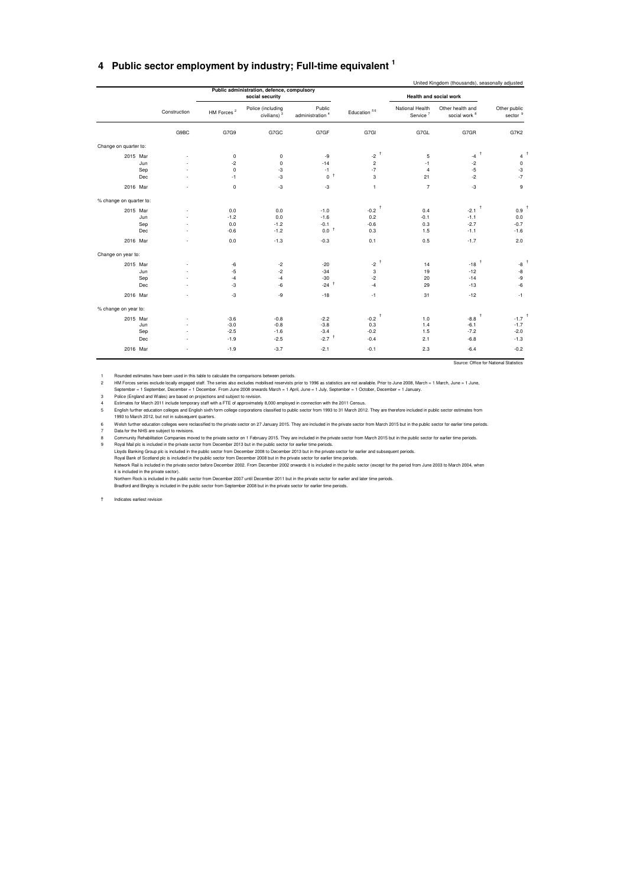# 4 Public sector employment by industry; Full-time equivalent [1]

United Kingdom (thousands), seasonally adjusted

| | Construction | Public administration, defence, compulsory social security | | | Education [5,6] | Health and social work | | Other public sector [9] |
|---|---|---|---|---|---|---|---|---|
| | | HM Forces [2] | Police (including civilians) [3] | Public administration [4] | | National Health Service [7] | Other health and social work [8] | |
| | G9BC | G7G9 | G7GC | G7GF | G7GI | G7GL | G7GR | G7K2 |
| **Change on quarter to:** | | | | | | | | |
| 2015 Mar | - | 0 | 0 | -9 | -2 † | 5 | -4 † | 4 † |
| Jun | - | -2 | 0 | -14 | 2 | -1 | -2 | 0 |
| Sep | - | 0 | -3 | -1 | -7 | 4 | -5 | -3 |
| Dec | - | -1 | -3 | 0 † | 3 | 21 | -2 | -7 |
| 2016 Mar | - | 0 | -3 | -3 | 1 | 7 | -3 | 9 |
| **% change on quarter to:** | | | | | | | | |
| 2015 Mar | - | 0.0 | 0.0 | -1.0 | -0.2 † | 0.4 | -2.1 † | 0.9 † |
| Jun | - | -1.2 | 0.0 | -1.6 | 0.2 | -0.1 | -1.1 | 0.0 |
| Sep | - | 0.0 | -1.2 | -0.1 | -0.6 | 0.3 | -2.7 | -0.7 |
| Dec | - | -0.6 | -1.2 | 0.0 † | 0.3 | 1.5 | -1.1 | -1.6 |
| 2016 Mar | - | 0.0 | -1.3 | -0.3 | 0.1 | 0.5 | -1.7 | 2.0 |
| **Change on year to:** | | | | | | | | |
| 2015 Mar | - | -6 | -2 | -20 | -2 † | 14 | -18 † | -8 † |
| Jun | - | -5 | -2 | -34 | 3 | 19 | -12 | -8 |
| Sep | - | -4 | -4 | -30 | -2 | 20 | -14 | -9 |
| Dec | - | -3 | -6 | -24 † | -4 | 29 | -13 | -6 |
| 2016 Mar | - | -3 | -9 | -18 | -1 | 31 | -12 | -1 |
| **% change on year to:** | | | | | | | | |
| 2015 Mar | - | -3.6 | -0.8 | -2.2 | -0.2 † | 1.0 | -8.8 † | -1.7 † |
| Jun | - | -3.0 | -0.8 | -3.8 | 0.3 | 1.4 | -6.1 | -1.7 |
| Sep | - | -2.5 | -1.6 | -3.4 | -0.2 | 1.5 | -7.2 | -2.0 |
| Dec | - | -1.9 | -2.5 | -2.7 † | -0.4 | 2.1 | -6.8 | -1.3 |
| 2016 Mar | - | -1.9 | -3.7 | -2.1 | -0.1 | 2.3 | -6.4 | -0.2 |

Source: Office for National Statistics

1 Rounded estimates have been used in this table to calculate the comparisons between periods.
2 HM Forces series exclude locally engaged staff. The series also excludes mobilised reservists prior to 1996 as statistics are not available. Prior to June 2008, March = 1 March, June = 1 June, September = 1 September, December = 1 December. From June 2008 onwards March = 1 April, June = 1 July, September = 1 October, December = 1 January.
3 Police (England and Wales) are based on projections and subject to revision.
4 Estimates for March 2011 include temporary staff with a FTE of approximately 8,000 employed in connection with the 2011 Census.
5 English further education colleges and English sixth form college corporations classified to public sector from 1993 to 31 March 2012. They are therefore included in public sector estimates from 1993 to March 2012, but not in subsequent quarters.
6 Welsh further education colleges were reclassified to the private sector on 27 January 2015. They are included in the private sector from March 2015 but in the public sector for earlier time periods.
7 Data for the NHS are subject to revisions.
8 Community Rehabilitation Companies moved to the private sector on 1 February 2015. They are included in the private sector from March 2015 but in the public sector for earlier time periods.
9 Royal Mail plc is included in the private sector from December 2013 but in the public sector for earlier time periods.
Lloyds Banking Group plc is included in the public sector from December 2008 to December 2013 but in the private sector for earlier and subsequent periods.
Royal Bank of Scotland plc is included in the public sector from December 2008 but in the private sector for earlier time periods.
Network Rail is included in the private sector before December 2002. From December 2002 onwards it is included in the public sector (except for the period from June 2003 to March 2004, when it is included in the private sector).
Northern Rock is included in the public sector from December 2007 until December 2011 but in the private sector for earlier and later time periods.
Bradford and Bingley is included in the public sector from September 2008 but in the private sector for earlier time periods.

† Indicates earliest revision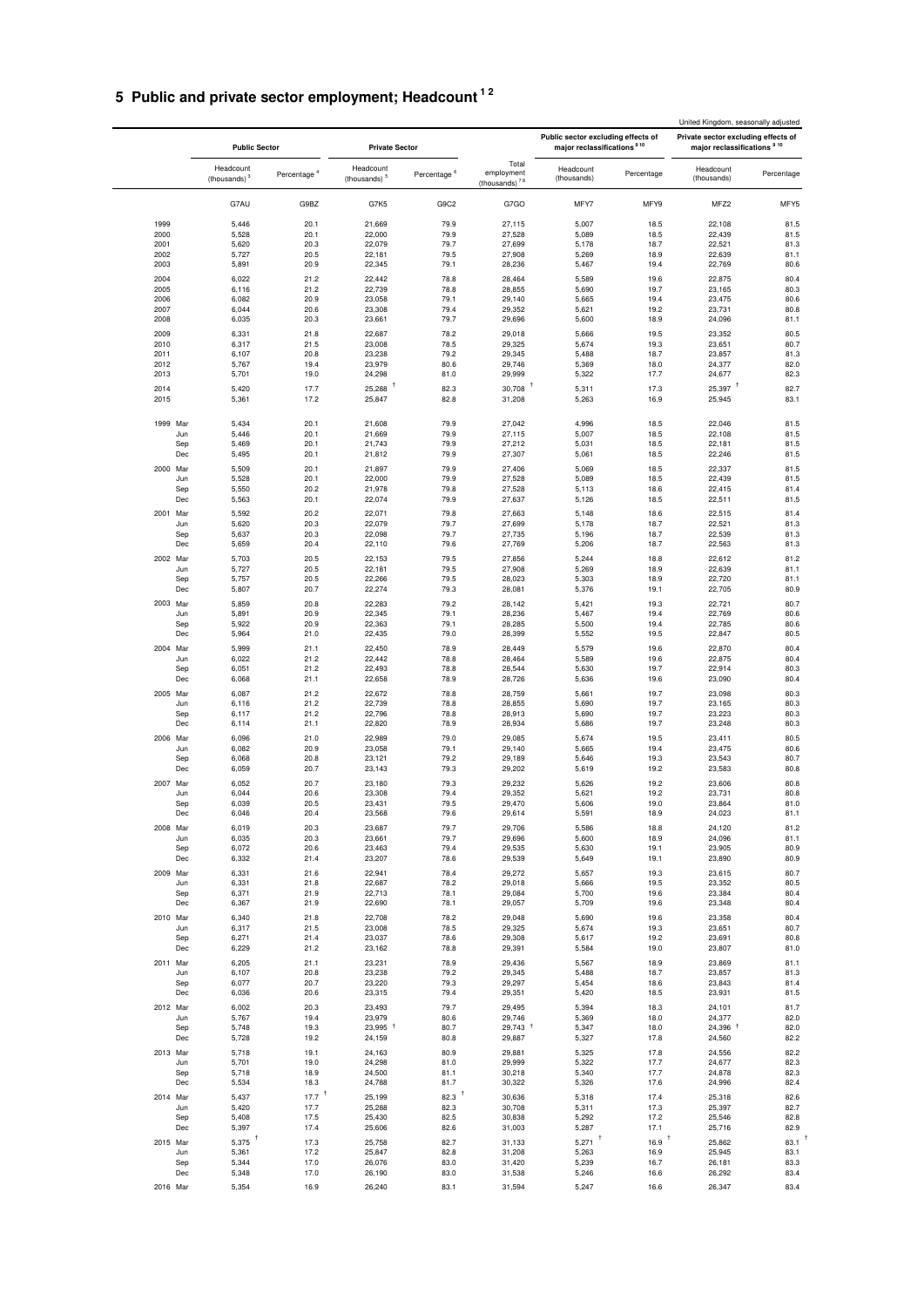# 5 Public and private sector employment; Headcount [1 2]

United Kingdom, seasonally adjusted

| | Public Sector | | Private Sector | | | Public sector excluding effects of major reclassifications [9 10] | | Private sector excluding effects of major reclassifications [9 10] | |
|---|---|---|---|---|---|---|---|---|---|
| | Headcount (thousands) [3] | Percentage [4] | Headcount (thousands) [5] | Percentage [6] | Total employment (thousands) [7 8] | Headcount (thousands) | Percentage | Headcount (thousands) | Percentage |
| | G7AU | G9BZ | G7K5 | G9C2 | G7GO | MFY7 | MFY9 | MFZ2 | MFY5 |
| 1999 | 5,446 | 20.1 | 21,669 | 79.9 | 27,115 | 5,007 | 18.5 | 22,108 | 81.5 |
| 2000 | 5,528 | 20.1 | 22,000 | 79.9 | 27,528 | 5,089 | 18.5 | 22,439 | 81.5 |
| 2001 | 5,620 | 20.3 | 22,079 | 79.7 | 27,699 | 5,178 | 18.7 | 22,521 | 81.3 |
| 2002 | 5,727 | 20.5 | 22,181 | 79.5 | 27,908 | 5,269 | 18.9 | 22,639 | 81.1 |
| 2003 | 5,891 | 20.9 | 22,345 | 79.1 | 28,236 | 5,467 | 19.4 | 22,769 | 80.6 |
| 2004 | 6,022 | 21.2 | 22,442 | 78.8 | 28,464 | 5,589 | 19.6 | 22,875 | 80.4 |
| 2005 | 6,116 | 21.2 | 22,739 | 78.8 | 28,855 | 5,690 | 19.7 | 23,165 | 80.3 |
| 2006 | 6,082 | 20.9 | 23,058 | 79.1 | 29,140 | 5,665 | 19.4 | 23,475 | 80.6 |
| 2007 | 6,044 | 20.6 | 23,308 | 79.4 | 29,352 | 5,621 | 19.2 | 23,731 | 80.8 |
| 2008 | 6,035 | 20.3 | 23,661 | 79.7 | 29,696 | 5,600 | 18.9 | 24,096 | 81.1 |
| 2009 | 6,331 | 21.8 | 22,687 | 78.2 | 29,018 | 5,666 | 19.5 | 23,352 | 80.5 |
| 2010 | 6,317 | 21.5 | 23,008 | 78.5 | 29,325 | 5,674 | 19.3 | 23,651 | 80.7 |
| 2011 | 6,107 | 20.8 | 23,238 | 79.2 | 29,345 | 5,488 | 18.7 | 23,857 | 81.3 |
| 2012 | 5,767 | 19.4 | 23,979 | 80.6 | 29,746 | 5,369 | 18.0 | 24,377 | 82.0 |
| 2013 | 5,701 | 19.0 | 24,298 | 81.0 | 29,999 | 5,322 | 17.7 | 24,677 | 82.3 |
| 2014 | 5,420 | 17.7 | 25,288 † | 82.3 | 30,708 † | 5,311 | 17.3 | 25,397 † | 82.7 |
| 2015 | 5,361 | 17.2 | 25,847 | 82.8 | 31,208 | 5,263 | 16.9 | 25,945 | 83.1 |
| 1999 Mar | 5,434 | 20.1 | 21,608 | 79.9 | 27,042 | 4,996 | 18.5 | 22,046 | 81.5 |
| Jun | 5,446 | 20.1 | 21,669 | 79.9 | 27,115 | 5,007 | 18.5 | 22,108 | 81.5 |
| Sep | 5,469 | 20.1 | 21,743 | 79.9 | 27,212 | 5,031 | 18.5 | 22,181 | 81.5 |
| Dec | 5,495 | 20.1 | 21,812 | 79.9 | 27,307 | 5,061 | 18.5 | 22,246 | 81.5 |
| 2000 Mar | 5,509 | 20.1 | 21,897 | 79.9 | 27,406 | 5,069 | 18.5 | 22,337 | 81.5 |
| Jun | 5,528 | 20.1 | 22,000 | 79.9 | 27,528 | 5,089 | 18.5 | 22,439 | 81.5 |
| Sep | 5,550 | 20.2 | 21,978 | 79.8 | 27,528 | 5,113 | 18.6 | 22,415 | 81.4 |
| Dec | 5,563 | 20.1 | 22,074 | 79.9 | 27,637 | 5,126 | 18.5 | 22,511 | 81.5 |
| 2001 Mar | 5,592 | 20.2 | 22,071 | 79.8 | 27,663 | 5,148 | 18.6 | 22,515 | 81.4 |
| Jun | 5,620 | 20.3 | 22,079 | 79.7 | 27,699 | 5,178 | 18.7 | 22,521 | 81.3 |
| Sep | 5,637 | 20.3 | 22,098 | 79.7 | 27,735 | 5,196 | 18.7 | 22,539 | 81.3 |
| Dec | 5,659 | 20.4 | 22,110 | 79.6 | 27,769 | 5,206 | 18.7 | 22,563 | 81.3 |
| 2002 Mar | 5,703 | 20.5 | 22,153 | 79.5 | 27,856 | 5,244 | 18.8 | 22,612 | 81.2 |
| Jun | 5,727 | 20.5 | 22,181 | 79.5 | 27,908 | 5,269 | 18.9 | 22,639 | 81.1 |
| Sep | 5,757 | 20.5 | 22,266 | 79.5 | 28,023 | 5,303 | 18.9 | 22,720 | 81.1 |
| Dec | 5,807 | 20.7 | 22,274 | 79.3 | 28,081 | 5,376 | 19.1 | 22,705 | 80.9 |
| 2003 Mar | 5,859 | 20.8 | 22,283 | 79.2 | 28,142 | 5,421 | 19.3 | 22,721 | 80.7 |
| Jun | 5,891 | 20.9 | 22,345 | 79.1 | 28,236 | 5,467 | 19.4 | 22,769 | 80.6 |
| Sep | 5,922 | 20.9 | 22,363 | 79.1 | 28,285 | 5,500 | 19.4 | 22,785 | 80.6 |
| Dec | 5,964 | 21.0 | 22,435 | 79.0 | 28,399 | 5,552 | 19.5 | 22,847 | 80.5 |
| 2004 Mar | 5,999 | 21.1 | 22,450 | 78.9 | 28,449 | 5,579 | 19.6 | 22,870 | 80.4 |
| Jun | 6,022 | 21.2 | 22,442 | 78.8 | 28,464 | 5,589 | 19.6 | 22,875 | 80.4 |
| Sep | 6,051 | 21.2 | 22,493 | 78.8 | 28,544 | 5,630 | 19.7 | 22,914 | 80.3 |
| Dec | 6,068 | 21.1 | 22,658 | 78.9 | 28,726 | 5,636 | 19.6 | 23,090 | 80.4 |
| 2005 Mar | 6,087 | 21.2 | 22,672 | 78.8 | 28,759 | 5,661 | 19.7 | 23,098 | 80.3 |
| Jun | 6,116 | 21.2 | 22,739 | 78.8 | 28,855 | 5,690 | 19.7 | 23,165 | 80.3 |
| Sep | 6,117 | 21.2 | 22,796 | 78.8 | 28,913 | 5,690 | 19.7 | 23,223 | 80.3 |
| Dec | 6,114 | 21.1 | 22,820 | 78.9 | 28,934 | 5,686 | 19.7 | 23,248 | 80.3 |
| 2006 Mar | 6,096 | 21.0 | 22,989 | 79.0 | 29,085 | 5,674 | 19.5 | 23,411 | 80.5 |
| Jun | 6,082 | 20.9 | 23,058 | 79.1 | 29,140 | 5,665 | 19.4 | 23,475 | 80.6 |
| Sep | 6,068 | 20.8 | 23,121 | 79.2 | 29,189 | 5,646 | 19.3 | 23,543 | 80.7 |
| Dec | 6,059 | 20.7 | 23,143 | 79.3 | 29,202 | 5,619 | 19.2 | 23,583 | 80.8 |
| 2007 Mar | 6,052 | 20.7 | 23,180 | 79.3 | 29,232 | 5,626 | 19.2 | 23,606 | 80.8 |
| Jun | 6,044 | 20.6 | 23,308 | 79.4 | 29,352 | 5,621 | 19.2 | 23,731 | 80.8 |
| Sep | 6,039 | 20.5 | 23,431 | 79.5 | 29,470 | 5,606 | 19.0 | 23,864 | 81.0 |
| Dec | 6,046 | 20.4 | 23,568 | 79.6 | 29,614 | 5,591 | 18.9 | 24,023 | 81.1 |
| 2008 Mar | 6,019 | 20.3 | 23,687 | 79.7 | 29,706 | 5,586 | 18.8 | 24,120 | 81.2 |
| Jun | 6,035 | 20.3 | 23,661 | 79.7 | 29,696 | 5,600 | 18.9 | 24,096 | 81.1 |
| Sep | 6,072 | 20.6 | 23,463 | 79.4 | 29,535 | 5,630 | 19.1 | 23,905 | 80.9 |
| Dec | 6,332 | 21.4 | 23,207 | 78.6 | 29,539 | 5,649 | 19.1 | 23,890 | 80.9 |
| 2009 Mar | 6,331 | 21.6 | 22,941 | 78.4 | 29,272 | 5,657 | 19.3 | 23,615 | 80.7 |
| Jun | 6,331 | 21.8 | 22,687 | 78.2 | 29,018 | 5,666 | 19.5 | 23,352 | 80.5 |
| Sep | 6,371 | 21.9 | 22,713 | 78.1 | 29,084 | 5,700 | 19.6 | 23,384 | 80.4 |
| Dec | 6,367 | 21.9 | 22,690 | 78.1 | 29,057 | 5,709 | 19.6 | 23,348 | 80.4 |
| 2010 Mar | 6,340 | 21.8 | 22,708 | 78.2 | 29,048 | 5,690 | 19.6 | 23,358 | 80.4 |
| Jun | 6,317 | 21.5 | 23,008 | 78.5 | 29,325 | 5,674 | 19.3 | 23,651 | 80.7 |
| Sep | 6,271 | 21.4 | 23,037 | 78.6 | 29,308 | 5,617 | 19.2 | 23,691 | 80.8 |
| Dec | 6,229 | 21.2 | 23,162 | 78.8 | 29,391 | 5,584 | 19.0 | 23,807 | 81.0 |
| 2011 Mar | 6,205 | 21.1 | 23,231 | 78.9 | 29,436 | 5,567 | 18.9 | 23,869 | 81.1 |
| Jun | 6,107 | 20.8 | 23,238 | 79.2 | 29,345 | 5,488 | 18.7 | 23,857 | 81.3 |
| Sep | 6,077 | 20.7 | 23,220 | 79.3 | 29,297 | 5,454 | 18.6 | 23,843 | 81.4 |
| Dec | 6,036 | 20.6 | 23,315 | 79.4 | 29,351 | 5,420 | 18.5 | 23,931 | 81.5 |
| 2012 Mar | 6,002 | 20.3 | 23,493 | 79.7 | 29,495 | 5,394 | 18.3 | 24,101 | 81.7 |
| Jun | 5,767 | 19.4 | 23,979 | 80.6 | 29,746 | 5,369 | 18.0 | 24,377 | 82.0 |
| Sep | 5,748 | 19.3 | 23,995 † | 80.7 | 29,743 † | 5,347 | 18.0 | 24,396 † | 82.0 |
| Dec | 5,728 | 19.2 | 24,159 | 80.8 | 29,887 | 5,327 | 17.8 | 24,560 | 82.2 |
| 2013 Mar | 5,718 | 19.1 | 24,163 | 80.9 | 29,881 | 5,325 | 17.8 | 24,556 | 82.2 |
| Jun | 5,701 | 19.0 | 24,298 | 81.0 | 29,999 | 5,322 | 17.7 | 24,677 | 82.3 |
| Sep | 5,718 | 18.9 | 24,500 | 81.1 | 30,218 | 5,340 | 17.7 | 24,878 | 82.3 |
| Dec | 5,534 | 18.3 | 24,788 | 81.7 | 30,322 | 5,326 | 17.6 | 24,996 | 82.4 |
| 2014 Mar | 5,437 | 17.7 † | 25,199 | 82.3 † | 30,636 | 5,318 | 17.4 | 25,318 | 82.6 |
| Jun | 5,420 | 17.7 | 25,288 | 82.3 | 30,708 | 5,311 | 17.3 | 25,397 | 82.7 |
| Sep | 5,408 | 17.5 | 25,430 | 82.5 | 30,838 | 5,292 | 17.2 | 25,546 | 82.8 |
| Dec | 5,397 | 17.4 | 25,606 | 82.6 | 31,003 | 5,287 | 17.1 | 25,716 | 82.9 |
| 2015 Mar | 5,375 † | 17.3 | 25,758 | 82.7 | 31,133 | 5,271 † | 16.9 † | 25,862 | 83.1 † |
| Jun | 5,361 | 17.2 | 25,847 | 82.8 | 31,208 | 5,263 | 16.9 | 25,945 | 83.1 |
| Sep | 5,344 | 17.0 | 26,076 | 83.0 | 31,420 | 5,239 | 16.7 | 26,181 | 83.3 |
| Dec | 5,348 | 17.0 | 26,190 | 83.0 | 31,538 | 5,246 | 16.6 | 26,292 | 83.4 |
| 2016 Mar | 5,354 | 16.9 | 26,240 | 83.1 | 31,594 | 5,247 | 16.6 | 26,347 | 83.4 |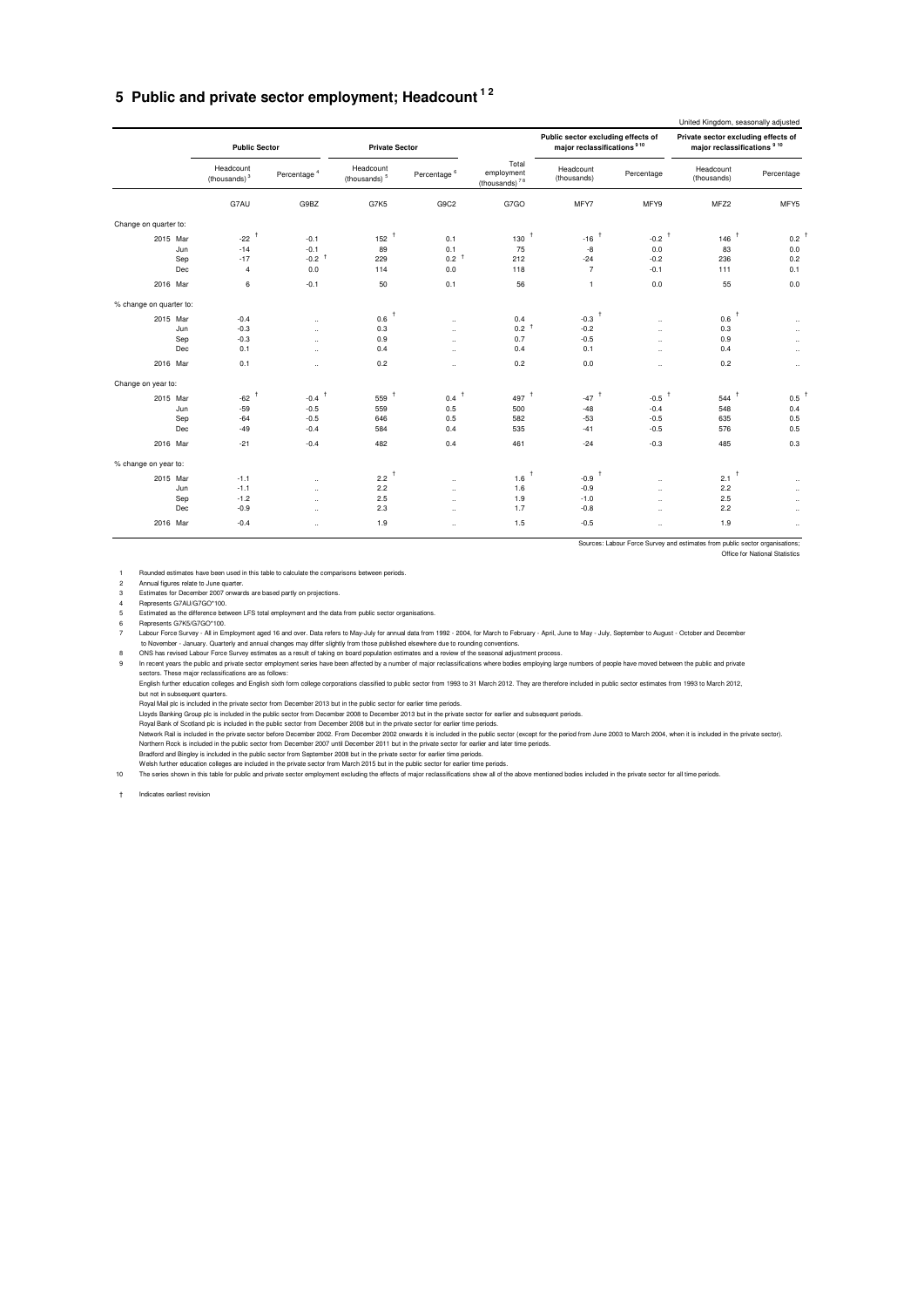# 5 Public and private sector employment; Headcount [1 2]

United Kingdom, seasonally adjusted

| | Public Sector | | Private Sector | | | Public sector excluding effects of major reclassifications [9 10] | | Private sector excluding effects of major reclassifications [9 10] | |
|---|---|---|---|---|---|---|---|---|---|
| | Headcount (thousands) [3] | Percentage [4] | Headcount (thousands) [5] | Percentage [6] | Total employment (thousands) [7 8] | Headcount (thousands) | Percentage | Headcount (thousands) | Percentage |
| | G7AU | G9BZ | G7K5 | G9C2 | G7GO | MFY7 | MFY9 | MFZ2 | MFY5 |
| **Change on quarter to:** | | | | | | | | | |
| 2015 Mar | -22 † | -0.1 | 152 † | 0.1 | 130 † | -16 † | -0.2 † | 146 † | 0.2 † |
| Jun | -14 | -0.1 | 89 | 0.1 | 75 | -8 | 0.0 | 83 | 0.0 |
| Sep | -17 | -0.2 † | 229 | 0.2 † | 212 | -24 | -0.2 | 236 | 0.2 |
| Dec | 4 | 0.0 | 114 | 0.0 | 118 | 7 | -0.1 | 111 | 0.1 |
| 2016 Mar | 6 | -0.1 | 50 | 0.1 | 56 | 1 | 0.0 | 55 | 0.0 |
| **% change on quarter to:** | | | | | | | | | |
| 2015 Mar | -0.4 | .. | 0.6 † | .. | 0.4 | -0.3 † | .. | 0.6 † | .. |
| Jun | -0.3 | .. | 0.3 | .. | 0.2 † | -0.2 | .. | 0.3 | .. |
| Sep | -0.3 | .. | 0.9 | .. | 0.7 | -0.5 | .. | 0.9 | .. |
| Dec | 0.1 | .. | 0.4 | .. | 0.4 | 0.1 | .. | 0.4 | .. |
| 2016 Mar | 0.1 | .. | 0.2 | .. | 0.2 | 0.0 | .. | 0.2 | .. |
| **Change on year to:** | | | | | | | | | |
| 2015 Mar | -62 † | -0.4 † | 559 † | 0.4 † | 497 † | -47 † | -0.5 † | 544 † | 0.5 † |
| Jun | -59 | -0.5 | 559 | 0.5 | 500 | -48 | -0.4 | 548 | 0.4 |
| Sep | -64 | -0.5 | 646 | 0.5 | 582 | -53 | -0.5 | 635 | 0.5 |
| Dec | -49 | -0.4 | 584 | 0.4 | 535 | -41 | -0.5 | 576 | 0.5 |
| 2016 Mar | -21 | -0.4 | 482 | 0.4 | 461 | -24 | -0.3 | 485 | 0.3 |
| **% change on year to:** | | | | | | | | | |
| 2015 Mar | -1.1 | .. | 2.2 † | .. | 1.6 † | -0.9 † | .. | 2.1 † | .. |
| Jun | -1.1 | .. | 2.2 | .. | 1.6 | -0.9 | .. | 2.2 | .. |
| Sep | -1.2 | .. | 2.5 | .. | 1.9 | -1.0 | .. | 2.5 | .. |
| Dec | -0.9 | .. | 2.3 | .. | 1.7 | -0.8 | .. | 2.2 | .. |
| 2016 Mar | -0.4 | .. | 1.9 | .. | 1.5 | -0.5 | .. | 1.9 | .. |

Sources: Labour Force Survey and estimates from public sector organisations; Office for National Statistics

1 Rounded estimates have been used in this table to calculate the comparisons between periods.
2 Annual figures relate to June quarter.
3 Estimates for December 2007 onwards are based partly on projections.
4 Represents G7AU/G7GO*100.
5 Estimated as the difference between LFS total employment and the data from public sector organisations.
6 Represents G7K5/G7GO*100.
7 Labour Force Survey - All in Employment aged 16 and over. Data refers to May-July for annual data from 1992 - 2004, for March to February - April, June to May - July, September to August - October and December to November - January. Quarterly and annual changes may differ slightly from those published elsewhere due to rounding conventions.
8 ONS has revised Labour Force Survey estimates as a result of taking on board population estimates and a review of the seasonal adjustment process.
9 In recent years the public and private sector employment series have been affected by a number of major reclassifications where bodies employing large numbers of people have moved between the public and private sectors. These major reclassifications are as follows:
English further education colleges and English sixth form college corporations classified to public sector from 1993 to 31 March 2012. They are therefore included in public sector estimates from 1993 to March 2012, but not in subsequent quarters.
Royal Mail plc is included in the private sector from December 2013 but in the public sector for earlier time periods.
Lloyds Banking Group plc is included in the public sector from December 2008 to December 2013 but in the private sector for earlier and subsequent periods.
Royal Bank of Scotland plc is included in the public sector from December 2008 but in the private sector for earlier time periods.
Network Rail is included in the private sector before December 2002. From December 2002 onwards it is included in the public sector (except for the period from June 2003 to March 2004, when it is included in the private sector).
Northern Rock is included in the public sector from December 2007 until December 2011 but in the private sector for earlier and later time periods.
Bradford and Bingley is included in the public sector from September 2008 but in the private sector for earlier time periods.
Welsh further education colleges are included in the private sector from March 2015 but in the public sector for earlier time periods.
10 The series shown in this table for public and private sector employment excluding the effects of major reclassifications show all of the above mentioned bodies included in the private sector for all time periods.

† Indicates earliest revision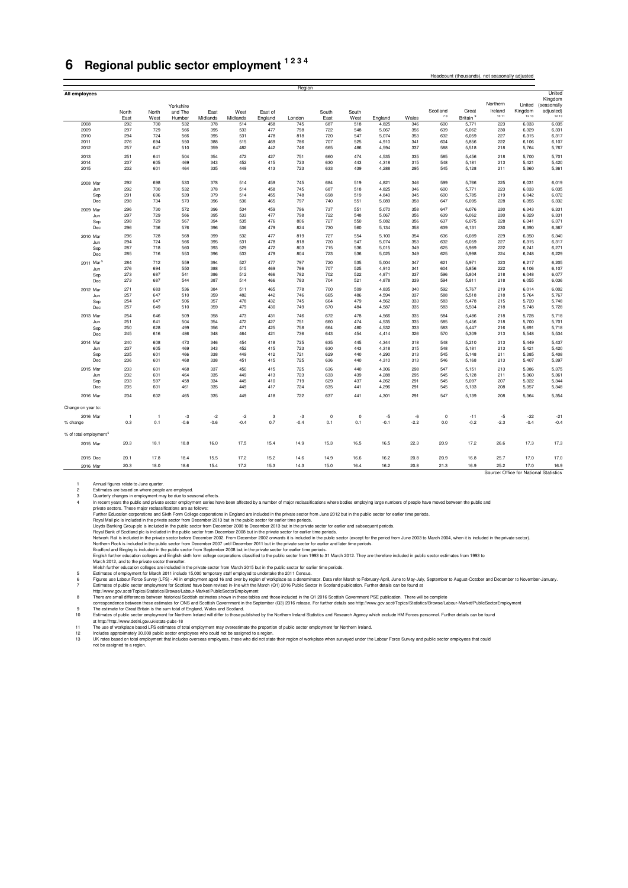# 6 Regional public sector employment [1 2 3 4]

Headcount (thousands), not seasonally adjusted

| All employees | | North East | North West | Yorkshire and The Humber | East Midlands | West Midlands | East of England | London | South East | South West | England | Wales | Scotland [7 8] | Great Britain [9] | Northern Ireland [10 11] | United Kingdom [12 13] | United Kingdom (seasonally adjusted) [12 13] |
|---|---|---|---|---|---|---|---|---|---|---|---|---|---|---|---|---|---|
| 2008 | | 292 | 700 | 532 | 378 | 514 | 458 | 745 | 687 | 518 | 4,825 | 346 | 600 | 5,771 | 223 | 6,033 | 6,035 |
| 2009 | | 297 | 729 | 566 | 395 | 533 | 477 | 798 | 722 | 548 | 5,067 | 356 | 639 | 6,062 | 230 | 6,329 | 6,331 |
| 2010 | | 294 | 724 | 566 | 395 | 531 | 478 | 818 | 720 | 547 | 5,074 | 353 | 632 | 6,059 | 227 | 6,315 | 6,317 |
| 2011 | | 276 | 694 | 550 | 388 | 515 | 469 | 786 | 707 | 525 | 4,910 | 341 | 604 | 5,856 | 222 | 6,106 | 6,107 |
| 2012 | | 257 | 647 | 510 | 359 | 482 | 442 | 746 | 665 | 486 | 4,594 | 337 | 588 | 5,518 | 218 | 5,764 | 5,767 |
| 2013 | | 251 | 641 | 504 | 354 | 472 | 427 | 751 | 660 | 474 | 4,535 | 335 | 585 | 5,456 | 218 | 5,700 | 5,701 |
| 2014 | | 237 | 605 | 469 | 343 | 452 | 415 | 723 | 630 | 443 | 4,318 | 315 | 548 | 5,181 | 213 | 5,421 | 5,420 |
| 2015 | | 232 | 601 | 464 | 335 | 449 | 413 | 723 | 633 | 439 | 4,288 | 295 | 545 | 5,128 | 211 | 5,360 | 5,361 |
| 2008 | Mar | 292 | 698 | 533 | 378 | 514 | 459 | 745 | 684 | 519 | 4,821 | 346 | 599 | 5,766 | 225 | 6,031 | 6,019 |
| | Jun | 292 | 700 | 532 | 378 | 514 | 458 | 745 | 687 | 518 | 4,825 | 346 | 600 | 5,771 | 223 | 6,033 | 6,035 |
| | Sep | 291 | 696 | 539 | 379 | 514 | 455 | 748 | 698 | 519 | 4,840 | 345 | 600 | 5,785 | 219 | 6,042 | 6,072 |
| | Dec | 298 | 734 | 573 | 396 | 536 | 465 | 797 | 740 | 551 | 5,089 | 358 | 647 | 6,095 | 228 | 6,355 | 6,332 |
| 2009 | Mar | 296 | 730 | 572 | 396 | 534 | 459 | 796 | 737 | 551 | 5,070 | 358 | 647 | 6,076 | 230 | 6,343 | 6,331 |
| | Jun | 297 | 729 | 566 | 395 | 533 | 477 | 798 | 722 | 548 | 5,067 | 356 | 639 | 6,062 | 230 | 6,329 | 6,331 |
| | Sep | 298 | 729 | 567 | 394 | 535 | 476 | 806 | 727 | 550 | 5,082 | 356 | 637 | 6,075 | 228 | 6,341 | 6,371 |
| | Dec | 296 | 736 | 576 | 396 | 536 | 479 | 824 | 730 | 560 | 5,134 | 358 | 639 | 6,131 | 230 | 6,390 | 6,367 |
| 2010 | Mar | 296 | 728 | 568 | 399 | 532 | 477 | 819 | 727 | 554 | 5,100 | 354 | 636 | 6,089 | 229 | 6,350 | 6,340 |
| | Jun | 294 | 724 | 566 | 395 | 531 | 478 | 818 | 720 | 547 | 5,074 | 353 | 632 | 6,059 | 227 | 6,315 | 6,317 |
| | Sep | 287 | 718 | 560 | 393 | 529 | 472 | 803 | 715 | 536 | 5,015 | 349 | 625 | 5,989 | 222 | 6,241 | 6,271 |
| | Dec | 285 | 716 | 553 | 396 | 533 | 479 | 804 | 723 | 536 | 5,025 | 349 | 625 | 5,998 | 224 | 6,248 | 6,229 |
| 2011 | Mar [5] | 284 | 712 | 559 | 394 | 527 | 477 | 797 | 720 | 535 | 5,004 | 347 | 621 | 5,971 | 223 | 6,217 | 6,205 |
| | Jun | 276 | 694 | 550 | 388 | 515 | 469 | 786 | 707 | 525 | 4,910 | 341 | 604 | 5,856 | 222 | 6,106 | 6,107 |
| | Sep | 273 | 687 | 541 | 386 | 512 | 466 | 782 | 702 | 522 | 4,871 | 337 | 596 | 5,804 | 218 | 6,048 | 6,077 |
| | Dec | 273 | 687 | 544 | 387 | 514 | 466 | 783 | 704 | 521 | 4,878 | 339 | 594 | 5,811 | 218 | 6,055 | 6,036 |
| 2012 | Mar | 271 | 683 | 536 | 384 | 511 | 465 | 778 | 700 | 509 | 4,835 | 340 | 592 | 5,767 | 219 | 6,014 | 6,002 |
| | Jun | 257 | 647 | 510 | 359 | 482 | 442 | 746 | 665 | 486 | 4,594 | 337 | 588 | 5,518 | 218 | 5,764 | 5,767 |
| | Sep | 254 | 647 | 506 | 357 | 478 | 432 | 745 | 664 | 479 | 4,562 | 333 | 583 | 5,478 | 215 | 5,720 | 5,748 |
| | Dec | 257 | 649 | 510 | 359 | 479 | 430 | 749 | 670 | 484 | 4,587 | 335 | 583 | 5,504 | 218 | 5,748 | 5,728 |
| 2013 | Mar | 254 | 646 | 509 | 358 | 473 | 431 | 746 | 672 | 478 | 4,566 | 335 | 584 | 5,486 | 218 | 5,728 | 5,718 |
| | Jun | 251 | 641 | 504 | 354 | 472 | 427 | 751 | 660 | 474 | 4,535 | 335 | 585 | 5,456 | 218 | 5,700 | 5,701 |
| | Sep | 250 | 628 | 499 | 356 | 471 | 425 | 758 | 664 | 480 | 4,532 | 333 | 583 | 5,447 | 216 | 5,691 | 5,718 |
| | Dec | 245 | 616 | 486 | 348 | 464 | 421 | 736 | 643 | 454 | 4,414 | 326 | 570 | 5,309 | 213 | 5,548 | 5,534 |
| 2014 | Mar | 240 | 608 | 473 | 346 | 454 | 418 | 725 | 635 | 445 | 4,344 | 318 | 548 | 5,210 | 213 | 5,449 | 5,437 |
| | Jun | 237 | 605 | 469 | 343 | 452 | 415 | 723 | 630 | 443 | 4,318 | 315 | 548 | 5,181 | 213 | 5,421 | 5,420 |
| | Sep | 235 | 601 | 466 | 338 | 449 | 412 | 721 | 629 | 440 | 4,290 | 313 | 545 | 5,148 | 211 | 5,385 | 5,408 |
| | Dec | 236 | 601 | 468 | 338 | 451 | 415 | 725 | 636 | 440 | 4,310 | 313 | 546 | 5,168 | 213 | 5,407 | 5,397 |
| 2015 | Mar | 233 | 601 | 468 | 337 | 450 | 415 | 725 | 636 | 440 | 4,306 | 298 | 547 | 5,151 | 213 | 5,386 | 5,375 |
| | Jun | 232 | 601 | 464 | 335 | 449 | 413 | 723 | 633 | 439 | 4,288 | 295 | 545 | 5,128 | 211 | 5,360 | 5,361 |
| | Sep | 233 | 597 | 458 | 334 | 445 | 410 | 719 | 629 | 437 | 4,262 | 291 | 545 | 5,097 | 207 | 5,322 | 5,344 |
| | Dec | 235 | 601 | 461 | 335 | 449 | 417 | 724 | 635 | 441 | 4,296 | 291 | 545 | 5,133 | 208 | 5,357 | 5,348 |
| 2016 | Mar | 234 | 602 | 465 | 335 | 449 | 418 | 722 | 637 | 441 | 4,301 | 291 | 547 | 5,139 | 208 | 5,364 | 5,354 |
| Change on year to: | | | | | | | | | | | | | | | | | |
| 2016 | Mar | 1 | 1 | -3 | -2 | -2 | 3 | -3 | 0 | 0 | -5 | -6 | 0 | -11 | -5 | -22 | -21 |
| % change | | 0.3 | 0.1 | -0.6 | -0.6 | -0.4 | 0.7 | -0.4 | 0.1 | 0.1 | -0.1 | -2.2 | 0.0 | -0.2 | -2.3 | -0.4 | -0.4 |
| % of total employment [6] | | | | | | | | | | | | | | | | | |
| 2015 | Mar | 20.3 | 18.1 | 18.8 | 16.0 | 17.5 | 15.4 | 14.9 | 15.3 | 16.5 | 16.5 | 22.3 | 20.9 | 17.2 | 26.6 | 17.3 | 17.3 |
| 2015 | Dec | 20.1 | 17.8 | 18.4 | 15.5 | 17.2 | 15.2 | 14.6 | 14.9 | 16.6 | 16.2 | 20.8 | 20.9 | 16.8 | 25.7 | 17.0 | 17.0 |
| 2016 | Mar | 20.3 | 18.0 | 18.6 | 15.4 | 17.2 | 15.3 | 14.3 | 15.0 | 16.4 | 16.2 | 20.8 | 21.3 | 16.9 | 25.2 | 17.0 | 16.9 |

Source: Office for National Statistics

1 Annual figures relate to June quarter.
2 Estimates are based on where people are employed.
3 Quarterly changes in employment may be due to seasonal effects.
4 In recent years the public and private sector employment series have been affected by a number of major reclassifications where bodies employing large numbers of people have moved between the public and private sectors. These major reclassifications are as follows:
Further Education corporations and Sixth Form College corporations in England are included in the private sector from June 2012 but in the public sector for earlier time periods.
Royal Mail plc is included in the private sector from December 2013 but in the public sector for earlier time periods.
Lloyds Banking Group plc is included in the public sector from December 2008 to December 2013 but in the private sector for earlier and subsequent periods.
Royal Bank of Scotland plc is included in the public sector from December 2008 but in the private sector for earlier time periods.
Network Rail is included in the private sector before December 2002. From December 2002 onwards it is included in the public sector (except for the period from June 2003 to March 2004, when it is included in the private sector).
Northern Rock is included in the public sector from December 2007 until December 2011 but in the private sector for earlier and later time periods.
Bradford and Bingley is included in the public sector from September 2008 but in the private sector for earlier time periods.
English further education colleges and English sixth form college corporations classified to the public sector from 1993 to 31 March 2012. They are therefore included in public sector estimates from 1993 to March 2012, and to the private sector thereafter.
Welsh further education colleges are included in the private sector from March 2015 but in the public sector for earlier time periods.
5 Estimates of employment for March 2011 include 15,000 temporary staff employed to undertake the 2011 Census.
6 Figures use Labour Force Survey (LFS) - All in employment aged 16 and over by region of workplace as a denominator. Data refer March to February-April, June to May-July, September to August-October and December to November-January.
7 Estimates of public sector employment for Scotland have been revised in-line with the March (Q1) 2016 Public Sector in Scotland publication. Further details can be found at http://www.gov.scot/Topics/Statistics/Browse/Labour-Market/PublicSectorEmployment
8 There are small differences between historical Scottish estimates shown in these tables and those included in the Q1 2016 Scottish Government PSE publication. There will be complete correspondence between these estimates for ONS and Scottish Government in the September (Q3) 2016 release. For further details see http://www.gov.scot/Topics/Statistics/Browse/Labour-Market/PublicSectorEmployment
9 The estimate for Great Britain is the sum total of England, Wales and Scotland.
10 Estimates of public sector employment for Northern Ireland will differ to those published by the Northern Ireland Statistics and Research Agency which exclude HM Forces personnel. Further details can be found at http://http://www.detini.gov.uk/stats-pubs-18
11 The use of workplace based LFS estimates of total employment may overestimate the proportion of public sector employment for Northern Ireland.
12 Includes approximately 30,000 public sector employees who could not be assigned to a region.
13 UK rates based on total employment that includes overseas employees, those who did not state their region of workplace when surveyed under the Labour Force Survey and public sector employees that could not be assigned to a region.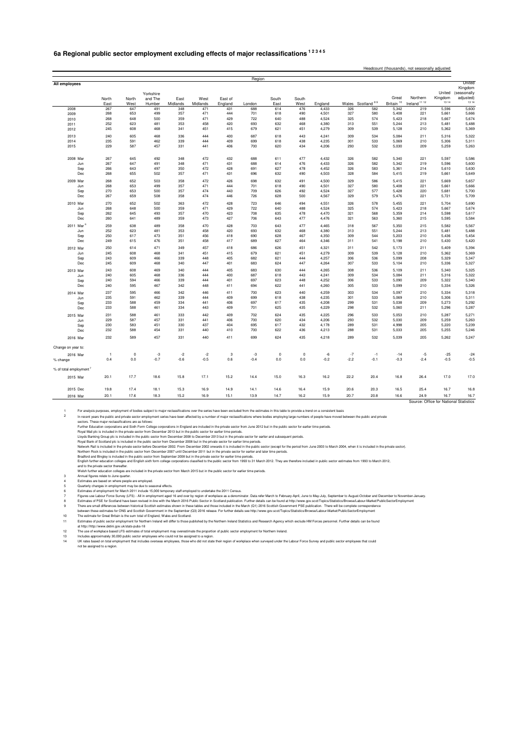# 6a Regional public sector employment excluding effects of major reclassifications [1 2 3 4 5]

Headcount (thousands), not seasonally adjusted

| All employees | | Region | | | | | | | | | | | | | | | | |
|---|---|---|---|---|---|---|---|---|---|---|---|---|---|---|---|---|---|---|
| | | North East | North West | Yorkshire and The Humber | East Midlands | West Midlands | East of England | London | South East | South West | England | Wales | Scotland [8 9] | Great Britain [10] | Northern Ireland [11 12] | United Kingdom [13 14] | United Kingdom (seasonally adjusted) [13 14] |
| 2008 | | 267 | 647 | 491 | 348 | 471 | 431 | 688 | 614 | 476 | 4,433 | 326 | 582 | 5,342 | 219 | 5,596 | 5,600 |
| 2009 | | 268 | 653 | 499 | 357 | 471 | 444 | 701 | 618 | 490 | 4,501 | 327 | 580 | 5,408 | 221 | 5,661 | 5,666 |
| 2010 | | 268 | 648 | 500 | 359 | 471 | 429 | 722 | 640 | 488 | 4,524 | 325 | 574 | 5,423 | 218 | 5,667 | 5,674 |
| 2011 | | 252 | 623 | 481 | 353 | 458 | 420 | 693 | 632 | 468 | 4,380 | 313 | 551 | 5,244 | 213 | 5,481 | 5,488 |
| 2012 | | 245 | 608 | 468 | 341 | 451 | 415 | 679 | 621 | 451 | 4,279 | 309 | 539 | 5,128 | 210 | 5,362 | 5,369 |
| 2013 | | 240 | 605 | 468 | 336 | 444 | 400 | 687 | 618 | 443 | 4,241 | 309 | 534 | 5,084 | 211 | 5,316 | 5,322 |
| 2014 | | 235 | 591 | 462 | 339 | 444 | 409 | 699 | 618 | 438 | 4,235 | 301 | 533 | 5,069 | 210 | 5,306 | 5,311 |
| 2015 | | 229 | 587 | 457 | 331 | 441 | 406 | 700 | 620 | 434 | 4,206 | 293 | 532 | 5,030 | 209 | 5,259 | 5,263 |
| 2008 | Mar | 267 | 645 | 492 | 348 | 472 | 432 | 688 | 611 | 477 | 4,432 | 326 | 582 | 5,340 | 221 | 5,597 | 5,586 |
| | Jun | 267 | 647 | 491 | 348 | 471 | 431 | 688 | 614 | 476 | 4,433 | 326 | 582 | 5,342 | 219 | 5,596 | 5,600 |
| | Sep | 266 | 643 | 497 | 350 | 472 | 428 | 691 | 627 | 478 | 4,452 | 326 | 583 | 5,361 | 214 | 5,610 | 5,630 |
| | Dec | 268 | 655 | 502 | 357 | 471 | 431 | 696 | 632 | 490 | 4,503 | 328 | 584 | 5,415 | 219 | 5,661 | 5,649 |
| 2009 | Mar | 268 | 652 | 503 | 358 | 472 | 426 | 698 | 632 | 491 | 4,500 | 329 | 586 | 5,415 | 221 | 5,669 | 5,657 |
| | Jun | 268 | 653 | 499 | 357 | 471 | 444 | 701 | 618 | 490 | 4,501 | 327 | 580 | 5,408 | 221 | 5,661 | 5,666 |
| | Sep | 270 | 653 | 500 | 357 | 474 | 443 | 709 | 626 | 492 | 4,524 | 327 | 577 | 5,428 | 220 | 5,681 | 5,700 |
| | Dec | 267 | 659 | 508 | 358 | 474 | 446 | 726 | 628 | 500 | 4,567 | 329 | 579 | 5,476 | 221 | 5,721 | 5,709 |
| 2010 | Mar | 270 | 652 | 502 | 363 | 472 | 428 | 723 | 646 | 494 | 4,551 | 326 | 578 | 5,455 | 221 | 5,704 | 5,690 |
| | Jun | 268 | 648 | 500 | 359 | 471 | 429 | 722 | 640 | 488 | 4,524 | 325 | 574 | 5,423 | 218 | 5,667 | 5,674 |
| | Sep | 262 | 645 | 493 | 357 | 470 | 423 | 708 | 635 | 478 | 4,470 | 321 | 568 | 5,359 | 214 | 5,598 | 5,617 |
| | Dec | 260 | 641 | 489 | 359 | 473 | 427 | 706 | 643 | 477 | 4,476 | 321 | 563 | 5,360 | 215 | 5,595 | 5,584 |
| 2011 | Mar [6] | 259 | 638 | 489 | 358 | 470 | 428 | 703 | 643 | 477 | 4,465 | 318 | 567 | 5,350 | 215 | 5,582 | 5,567 |
| | Jun | 252 | 623 | 481 | 353 | 458 | 420 | 693 | 632 | 468 | 4,380 | 313 | 551 | 5,244 | 213 | 5,481 | 5,488 |
| | Sep | 250 | 617 | 473 | 351 | 456 | 418 | 690 | 628 | 467 | 4,350 | 309 | 544 | 5,203 | 210 | 5,436 | 5,454 |
| | Dec | 249 | 615 | 476 | 351 | 458 | 417 | 689 | 627 | 464 | 4,346 | 311 | 541 | 5,198 | 210 | 5,430 | 5,420 |
| 2012 | Mar | 250 | 614 | 471 | 349 | 457 | 418 | 686 | 626 | 451 | 4,321 | 311 | 542 | 5,173 | 211 | 5,409 | 5,394 |
| | Jun | 245 | 608 | 468 | 341 | 451 | 415 | 679 | 621 | 451 | 4,279 | 309 | 539 | 5,128 | 210 | 5,362 | 5,369 |
| | Sep | 243 | 609 | 466 | 339 | 448 | 405 | 682 | 621 | 444 | 4,257 | 306 | 536 | 5,099 | 208 | 5,329 | 5,347 |
| | Dec | 245 | 609 | 468 | 340 | 447 | 401 | 683 | 624 | 447 | 4,264 | 307 | 533 | 5,104 | 210 | 5,336 | 5,327 |
| 2013 | Mar | 243 | 608 | 469 | 340 | 444 | 405 | 683 | 630 | 444 | 4,265 | 308 | 536 | 5,109 | 211 | 5,340 | 5,325 |
| | Jun | 240 | 605 | 468 | 336 | 444 | 400 | 687 | 618 | 443 | 4,241 | 309 | 534 | 5,084 | 211 | 5,316 | 5,322 |
| | Sep | 240 | 594 | 466 | 339 | 444 | 401 | 697 | 623 | 448 | 4,252 | 306 | 533 | 5,090 | 209 | 5,322 | 5,340 |
| | Dec | 240 | 595 | 467 | 342 | 448 | 411 | 694 | 622 | 441 | 4,260 | 305 | 533 | 5,099 | 210 | 5,334 | 5,326 |
| 2014 | Mar | 237 | 595 | 466 | 342 | 446 | 411 | 700 | 623 | 440 | 4,259 | 303 | 534 | 5,097 | 210 | 5,334 | 5,318 |
| | Jun | 235 | 591 | 462 | 339 | 444 | 409 | 699 | 618 | 438 | 4,235 | 301 | 533 | 5,069 | 210 | 5,306 | 5,311 |
| | Sep | 233 | 588 | 459 | 334 | 441 | 406 | 697 | 617 | 435 | 4,208 | 299 | 531 | 5,038 | 209 | 5,273 | 5,292 |
| | Dec | 233 | 588 | 461 | 334 | 443 | 409 | 701 | 625 | 435 | 4,229 | 298 | 532 | 5,060 | 211 | 5,296 | 5,287 |
| 2015 | Mar | 231 | 588 | 461 | 333 | 442 | 409 | 702 | 624 | 435 | 4,225 | 296 | 533 | 5,053 | 210 | 5,287 | 5,271 |
| | Jun | 229 | 587 | 457 | 331 | 441 | 406 | 700 | 620 | 434 | 4,206 | 293 | 532 | 5,030 | 209 | 5,259 | 5,263 |
| | Sep | 230 | 583 | 451 | 330 | 437 | 404 | 695 | 617 | 432 | 4,178 | 289 | 531 | 4,998 | 205 | 5,220 | 5,239 |
| | Dec | 232 | 588 | 454 | 331 | 440 | 410 | 700 | 622 | 436 | 4,213 | 288 | 531 | 5,033 | 205 | 5,255 | 5,246 |
| 2016 | Mar | 232 | 589 | 457 | 331 | 440 | 411 | 699 | 624 | 435 | 4,218 | 289 | 532 | 5,039 | 205 | 5,262 | 5,247 |
| Change on year to: | | | | | | | | | | | | | | | | | |
| 2016 | Mar | 1 | 0 | -3 | -2 | -2 | 3 | -3 | 0 | 0 | -6 | -7 | -1 | -14 | -5 | -25 | -24 |
| % change | | 0.4 | 0.0 | -0.7 | -0.6 | -0.5 | 0.6 | -0.4 | 0.0 | 0.0 | -0.2 | -2.2 | -0.1 | -0.3 | -2.4 | -0.5 | -0.5 |
| % of total employment [7] | | | | | | | | | | | | | | | | | |
| 2015 | Mar | 20.1 | 17.7 | 18.6 | 15.8 | 17.1 | 15.2 | 14.4 | 15.0 | 16.3 | 16.2 | 22.2 | 20.4 | 16.8 | 26.4 | 17.0 | 17.0 |
| 2015 | Dec | 19.8 | 17.4 | 18.1 | 15.3 | 16.9 | 14.9 | 14.1 | 14.6 | 16.4 | 15.9 | 20.6 | 20.3 | 16.5 | 25.4 | 16.7 | 16.8 |
| 2016 | Mar | 20.1 | 17.6 | 18.3 | 15.2 | 16.9 | 15.1 | 13.9 | 14.7 | 16.2 | 15.9 | 20.7 | 20.8 | 16.6 | 24.9 | 16.7 | 16.7 |

Source: Office for National Statistics

1 For analysis purposes, employment of bodies subject to major reclassifications over the series have been excluded from the estimates in this table to provide a trend on a consistent basis

2 In recent years the public and private sector employment series have been affected by a number of major reclassifications where bodies employing large numbers of people have moved between the public and private sectors. These major reclassifications are as follows:
Further Education corporations and Sixth Form College corporations in England are included in the private sector from June 2012 but in the public sector for earlier time periods.
Royal Mail plc is included in the private sector from December 2013 but in the public sector for earlier time periods.
Lloyds Banking Group plc is included in the public sector from December 2008 to December 2013 but in the private sector for earlier and subsequent periods.
Royal Bank of Scotland plc is included in the public sector from December 2008 but in the private sector for earlier time periods.
Network Rail is included in the private sector before December 2002. From December 2002 onwards it is included in the public sector (except for the period from June 2003 to March 2004, when it is included in the private sector).
Northern Rock is included in the public sector from December 2007 until December 2011 but in the private sector for earlier and later time periods.
Bradford and Bingley is included in the public sector from September 2008 but in the private sector for earlier time periods.
English further education colleges and English sixth form college corporations classified to the public sector from 1993 to 31 March 2012. They are therefore included in public sector estimates from 1993 to March 2012, and to the private sector thereafter.
Welsh further education colleges are included in the private sector from March 2015 but in the public sector for earlier time periods.

3 Annual figures relate to June quarter.

4 Estimates are based on where people are employed.

5 Quarterly changes in employment may be due to seasonal effects.

6 Estimates of employment for March 2011 include 15,000 temporary staff employed to undertake the 2011 Census.

7 Figures use Labour Force Survey (LFS) - All in employment aged 16 and over by region of workplace as a denominator. Data refer March to February-April, June to May-July, September to August-October and December to November-January.

8 Estimates of PSE for Scotland have been revised in-line with the March 2016 Public Sector in Scotland publication. Further details can be found at http://www.gov.scot/Topics/Statistics/Browse/Labour-Market/PublicSectorEmployment

9 There are small differences between historical Scottish estimates shown in these tables and those included in the March (Q1) 2016 Scottish Government PSE publication. There will be complete correspondence between these estimates for ONS and Scottish Government in the September (Q3) 2016 release. For further details see http://www.gov.scot/Topics/Statistics/Browse/Labour-Market/PublicSectorEmployment

10 The estimate for Great Britain is the sum total of England, Wales and Scotland.

11 Estimates of public sector employment for Northern Ireland will differ to those published by the Northern Ireland Statistics and Research Agency which exclude HM Forces personnel. Further details can be found at http://http://www.detini.gov.uk/stats-pubs-18

12 The use of workplace based LFS estimates of total employment may overestimate the proportion of public sector employment for Northern Ireland.

13 Includes approximately 30,000 public sector employees who could not be assigned to a region.

14 UK rates based on total employment that includes overseas employees, those who did not state their region of workplace when surveyed under the Labour Force Survey and public sector employees that could not be assigned to a region.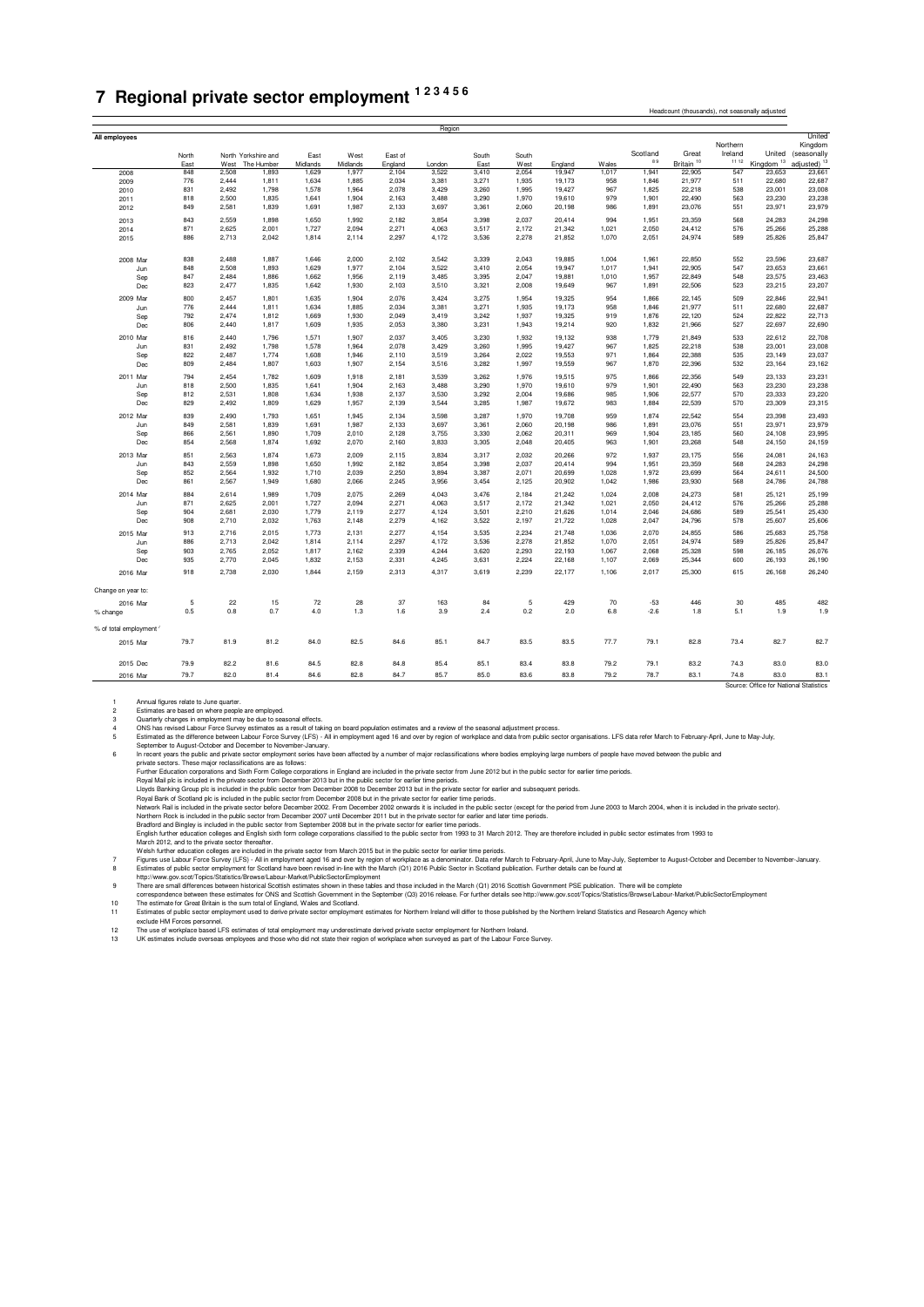# 7 Regional private sector employment [1 2 3 4 5 6]

Headcount (thousands), not seasonally adjusted

| All employees | North East | North West | Yorkshire and The Humber | East Midlands | West Midlands | East of England | London | South East | South West | England | Wales | Scotland [8 9] | Great Britain [10] | Northern Ireland [11 12] | United Kingdom [13] | United Kingdom (seasonally adjusted) [13] |
|---|---|---|---|---|---|---|---|---|---|---|---|---|---|---|---|---|
| 2008 | 848 | 2,508 | 1,893 | 1,629 | 1,977 | 2,104 | 3,522 | 3,410 | 2,054 | 19,947 | 1,017 | 1,941 | 22,905 | 547 | 23,653 | 23,661 |
| 2009 | 776 | 2,444 | 1,811 | 1,634 | 1,885 | 2,034 | 3,381 | 3,271 | 1,935 | 19,173 | 958 | 1,846 | 21,977 | 511 | 22,680 | 22,687 |
| 2010 | 831 | 2,492 | 1,798 | 1,578 | 1,964 | 2,078 | 3,429 | 3,260 | 1,995 | 19,427 | 967 | 1,825 | 22,218 | 538 | 23,001 | 23,008 |
| 2011 | 818 | 2,500 | 1,835 | 1,641 | 1,904 | 2,163 | 3,488 | 3,290 | 1,970 | 19,610 | 979 | 1,901 | 22,490 | 563 | 23,230 | 23,238 |
| 2012 | 849 | 2,581 | 1,839 | 1,691 | 1,987 | 2,133 | 3,697 | 3,361 | 2,060 | 20,198 | 986 | 1,891 | 23,076 | 551 | 23,971 | 23,979 |
| 2013 | 843 | 2,559 | 1,898 | 1,650 | 1,992 | 2,182 | 3,854 | 3,398 | 2,037 | 20,414 | 994 | 1,951 | 23,359 | 568 | 24,283 | 24,298 |
| 2014 | 871 | 2,625 | 2,001 | 1,727 | 2,094 | 2,271 | 4,063 | 3,517 | 2,172 | 21,342 | 1,021 | 2,050 | 24,412 | 576 | 25,266 | 25,288 |
| 2015 | 886 | 2,713 | 2,042 | 1,814 | 2,114 | 2,297 | 4,172 | 3,536 | 2,278 | 21,852 | 1,070 | 2,051 | 24,974 | 589 | 25,826 | 25,847 |
| 2008 Mar | 838 | 2,488 | 1,887 | 1,646 | 2,000 | 2,102 | 3,542 | 3,339 | 2,043 | 19,885 | 1,004 | 1,961 | 22,850 | 552 | 23,596 | 23,687 |
| Jun | 848 | 2,508 | 1,893 | 1,629 | 1,977 | 2,104 | 3,522 | 3,410 | 2,054 | 19,947 | 1,017 | 1,941 | 22,905 | 547 | 23,653 | 23,661 |
| Sep | 847 | 2,484 | 1,886 | 1,662 | 1,956 | 2,119 | 3,485 | 3,395 | 2,047 | 19,881 | 1,010 | 1,957 | 22,849 | 548 | 23,575 | 23,463 |
| Dec | 823 | 2,477 | 1,835 | 1,642 | 1,930 | 2,103 | 3,510 | 3,321 | 2,008 | 19,649 | 967 | 1,891 | 22,506 | 523 | 23,215 | 23,207 |
| 2009 Mar | 800 | 2,457 | 1,801 | 1,635 | 1,904 | 2,076 | 3,424 | 3,275 | 1,954 | 19,325 | 954 | 1,866 | 22,145 | 509 | 22,846 | 22,941 |
| Jun | 776 | 2,444 | 1,811 | 1,634 | 1,885 | 2,034 | 3,381 | 3,271 | 1,935 | 19,173 | 958 | 1,846 | 21,977 | 511 | 22,680 | 22,687 |
| Sep | 792 | 2,474 | 1,812 | 1,669 | 1,930 | 2,049 | 3,419 | 3,242 | 1,937 | 19,325 | 919 | 1,876 | 22,120 | 524 | 22,822 | 22,713 |
| Dec | 806 | 2,440 | 1,817 | 1,609 | 1,935 | 2,053 | 3,380 | 3,231 | 1,943 | 19,214 | 920 | 1,832 | 21,966 | 527 | 22,697 | 22,690 |
| 2010 Mar | 816 | 2,440 | 1,796 | 1,571 | 1,907 | 2,037 | 3,405 | 3,230 | 1,932 | 19,132 | 938 | 1,779 | 21,849 | 533 | 22,612 | 22,708 |
| Jun | 831 | 2,492 | 1,798 | 1,578 | 1,964 | 2,078 | 3,429 | 3,260 | 1,995 | 19,427 | 967 | 1,825 | 22,218 | 538 | 23,001 | 23,008 |
| Sep | 822 | 2,487 | 1,774 | 1,608 | 1,946 | 2,110 | 3,519 | 3,264 | 2,022 | 19,553 | 971 | 1,864 | 22,388 | 535 | 23,149 | 23,037 |
| Dec | 809 | 2,484 | 1,807 | 1,603 | 1,907 | 2,154 | 3,516 | 3,282 | 1,997 | 19,559 | 967 | 1,870 | 22,396 | 532 | 23,164 | 23,162 |
| 2011 Mar | 794 | 2,454 | 1,782 | 1,609 | 1,918 | 2,181 | 3,539 | 3,262 | 1,976 | 19,515 | 975 | 1,866 | 22,356 | 549 | 23,133 | 23,231 |
| Jun | 818 | 2,500 | 1,835 | 1,641 | 1,904 | 2,163 | 3,488 | 3,290 | 1,970 | 19,610 | 979 | 1,901 | 22,490 | 563 | 23,230 | 23,238 |
| Sep | 812 | 2,531 | 1,808 | 1,634 | 1,938 | 2,137 | 3,530 | 3,292 | 2,004 | 19,686 | 985 | 1,906 | 22,577 | 570 | 23,333 | 23,220 |
| Dec | 829 | 2,492 | 1,809 | 1,629 | 1,957 | 2,139 | 3,544 | 3,285 | 1,987 | 19,672 | 983 | 1,884 | 22,539 | 570 | 23,309 | 23,315 |
| 2012 Mar | 839 | 2,490 | 1,793 | 1,651 | 1,945 | 2,134 | 3,598 | 3,287 | 1,970 | 19,708 | 959 | 1,874 | 22,542 | 554 | 23,398 | 23,493 |
| Jun | 849 | 2,581 | 1,839 | 1,691 | 1,987 | 2,133 | 3,697 | 3,361 | 2,060 | 20,198 | 986 | 1,891 | 23,076 | 551 | 23,971 | 23,979 |
| Sep | 866 | 2,561 | 1,890 | 1,709 | 2,010 | 2,128 | 3,755 | 3,330 | 2,062 | 20,311 | 969 | 1,904 | 23,185 | 560 | 24,108 | 23,995 |
| Dec | 854 | 2,568 | 1,874 | 1,692 | 2,070 | 2,160 | 3,833 | 3,305 | 2,048 | 20,405 | 963 | 1,901 | 23,268 | 548 | 24,150 | 24,159 |
| 2013 Mar | 851 | 2,563 | 1,874 | 1,673 | 2,009 | 2,115 | 3,834 | 3,317 | 2,032 | 20,266 | 972 | 1,937 | 23,175 | 556 | 24,081 | 24,163 |
| Jun | 843 | 2,559 | 1,898 | 1,650 | 1,992 | 2,182 | 3,854 | 3,398 | 2,037 | 20,414 | 994 | 1,951 | 23,359 | 568 | 24,283 | 24,298 |
| Sep | 852 | 2,564 | 1,932 | 1,710 | 2,039 | 2,250 | 3,894 | 3,387 | 2,071 | 20,699 | 1,028 | 1,972 | 23,699 | 564 | 24,611 | 24,500 |
| Dec | 861 | 2,567 | 1,949 | 1,680 | 2,066 | 2,245 | 3,956 | 3,454 | 2,125 | 20,902 | 1,042 | 1,986 | 23,930 | 568 | 24,786 | 24,788 |
| 2014 Mar | 884 | 2,614 | 1,989 | 1,709 | 2,075 | 2,269 | 4,043 | 3,476 | 2,184 | 21,242 | 1,024 | 2,008 | 24,273 | 581 | 25,121 | 25,199 |
| Jun | 871 | 2,625 | 2,001 | 1,727 | 2,094 | 2,271 | 4,063 | 3,517 | 2,172 | 21,342 | 1,021 | 2,050 | 24,412 | 576 | 25,266 | 25,288 |
| Sep | 904 | 2,681 | 2,030 | 1,779 | 2,119 | 2,277 | 4,124 | 3,501 | 2,210 | 21,626 | 1,014 | 2,046 | 24,686 | 589 | 25,541 | 25,430 |
| Dec | 908 | 2,710 | 2,032 | 1,763 | 2,148 | 2,279 | 4,162 | 3,522 | 2,197 | 21,722 | 1,028 | 2,047 | 24,796 | 578 | 25,607 | 25,606 |
| 2015 Mar | 913 | 2,716 | 2,015 | 1,773 | 2,131 | 2,277 | 4,154 | 3,535 | 2,234 | 21,748 | 1,036 | 2,070 | 24,855 | 586 | 25,683 | 25,758 |
| Jun | 886 | 2,713 | 2,042 | 1,814 | 2,114 | 2,297 | 4,172 | 3,536 | 2,278 | 21,852 | 1,070 | 2,051 | 24,974 | 589 | 25,826 | 25,847 |
| Sep | 903 | 2,765 | 2,052 | 1,817 | 2,162 | 2,339 | 4,244 | 3,620 | 2,293 | 22,193 | 1,067 | 2,068 | 25,328 | 598 | 26,185 | 26,076 |
| Dec | 935 | 2,770 | 2,045 | 1,832 | 2,153 | 2,331 | 4,245 | 3,631 | 2,224 | 22,168 | 1,107 | 2,069 | 25,344 | 600 | 26,193 | 26,190 |
| 2016 Mar | 918 | 2,738 | 2,030 | 1,844 | 2,159 | 2,313 | 4,317 | 3,619 | 2,239 | 22,177 | 1,106 | 2,017 | 25,300 | 615 | 26,168 | 26,240 |
| **Change on year to:** | | | | | | | | | | | | | | | | |
| 2016 Mar | 5 | 22 | 15 | 72 | 28 | 37 | 163 | 84 | 5 | 429 | 70 | -53 | 446 | 30 | 485 | 482 |
| % change | 0.5 | 0.8 | 0.7 | 4.0 | 1.3 | 1.6 | 3.9 | 2.4 | 0.2 | 2.0 | 6.8 | -2.6 | 1.8 | 5.1 | 1.9 | 1.9 |
| **% of total employment [7]** | | | | | | | | | | | | | | | | |
| 2015 Mar | 79.7 | 81.9 | 81.2 | 84.0 | 82.5 | 84.6 | 85.1 | 84.7 | 83.5 | 83.5 | 77.7 | 79.1 | 82.8 | 73.4 | 82.7 | 82.7 |
| 2015 Dec | 79.9 | 82.2 | 81.6 | 84.5 | 82.8 | 84.8 | 85.4 | 85.1 | 83.4 | 83.8 | 79.2 | 79.1 | 83.2 | 74.3 | 83.0 | 83.0 |
| 2016 Mar | 79.7 | 82.0 | 81.4 | 84.6 | 82.8 | 84.7 | 85.7 | 85.0 | 83.6 | 83.8 | 79.2 | 78.7 | 83.1 | 74.8 | 83.0 | 83.1 |

Source: Office for National Statistics

1. Annual figures relate to June quarter.
2. Estimates are based on where people are employed.
3. Quarterly changes in employment may be due to seasonal effects.
4. ONS has revised Labour Force Survey estimates as a result of taking on board population estimates and a review of the seasonal adjustment process.
5. Estimated as the difference between Labour Force Survey (LFS) - All in employment aged 16 and over by region of workplace and data from public sector organisations. LFS data refer March to February-April, June to May-July, September to August-October and December to November-January.
6. In recent years the public and private sector employment series have been affected by a number of major reclassifications where bodies employing large numbers of people have moved between the public and private sectors. These major reclassifications are as follows:
   Further Education corporations and Sixth Form College corporations in England are included in the private sector from June 2012 but in the public sector for earlier time periods.
   Royal Mail plc is included in the private sector from December 2013 but in the public sector for earlier time periods.
   Lloyds Banking Group plc is included in the public sector from December 2008 to December 2013 but in the private sector for earlier and subsequent periods.
   Royal Bank of Scotland plc is included in the public sector from December 2008 but in the private sector for earlier time periods.
   Network Rail is included in the private sector before December 2002. From December 2002 onwards it is included in the public sector (except for the period from June 2003 to March 2004, when it is included in the private sector).
   Northern Rock is included in the public sector from December 2007 until December 2011 but in the private sector for earlier and later time periods.
   Bradford and Bingley is included in the public sector from September 2008 but in the private sector for earlier time periods.
   English further education colleges and English sixth form college corporations classified to the public sector from 1993 to 31 March 2012. They are therefore included in public sector estimates from 1993 to March 2012, and to the private sector thereafter.
   Welsh further education colleges are included in the private sector from March 2015 but in the public sector for earlier time periods.
7. Figures use Labour Force Survey (LFS) - All in employment aged 16 and over by region of workplace as a denominator. Data refer March to February-April, June to May-July, September to August-October and December to November-January.
8. Estimates of public sector employment for Scotland have been revised in-line with the March (Q1) 2016 Public Sector in Scotland publication. Further details can be found at http://www.gov.scot/Topics/Statistics/Browse/Labour-Market/PublicSectorEmployment
9. There are small differences between historical Scottish estimates shown in these tables and those included in the March (Q1) 2016 Scottish Government PSE publication. There will be complete correspondence between these estimates for ONS and Scottish Government in the September (Q3) 2016 release. For further details see http://www.gov.scot/Topics/Statistics/Browse/Labour-Market/PublicSectorEmployment
10. The estimate for Great Britain is the sum total of England, Wales and Scotland.
11. Estimates of public sector employment used to derive private sector employment estimates for Northern Ireland will differ to those published by the Northern Ireland Statistics and Research Agency which exclude HM Forces personnel.
12. The use of workplace based LFS estimates of total employment may underestimate derived private sector employment for Northern Ireland.
13. UK estimates include overseas employees and those who did not state their region of workplace when surveyed as part of the Labour Force Survey.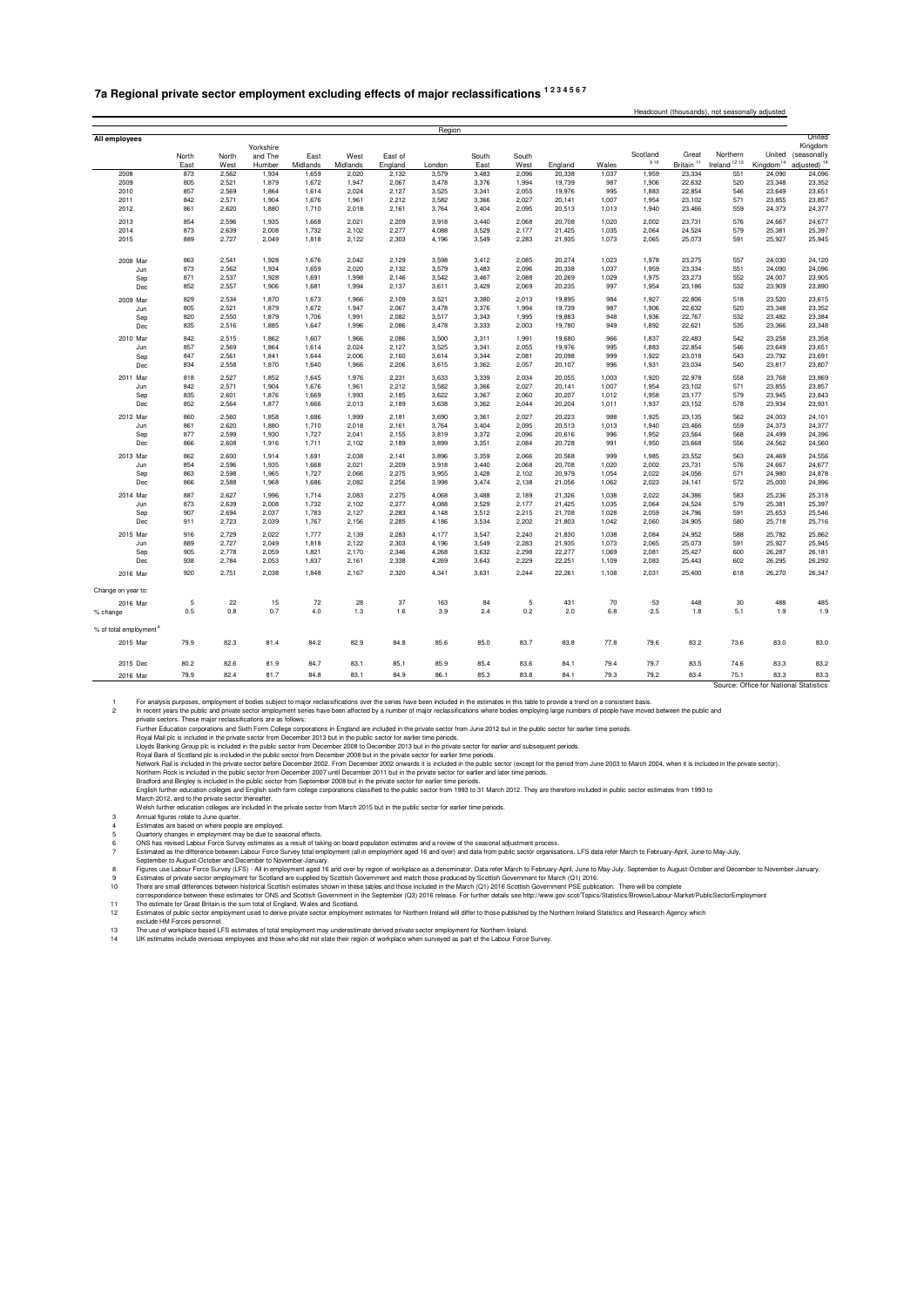# 7a Regional private sector employment excluding effects of major reclassifications [1 2 3 4 5 6 7]

Headcount (thousands), not seasonally adjusted

| All employees | North East | North West | Yorkshire and The Humber | East Midlands | West Midlands | East of England | London | South East | South West | England | Wales | Scotland [9 10] | Great Britain [11] | Northern Ireland [12 13] | United Kingdom [14] | United Kingdom (seasonally adjusted) [14] |
|---|---|---|---|---|---|---|---|---|---|---|---|---|---|---|---|---|
| 2008 | 873 | 2,562 | 1,934 | 1,659 | 2,020 | 2,132 | 3,579 | 3,483 | 2,096 | 20,338 | 1,037 | 1,959 | 23,334 | 551 | 24,090 | 24,096 |
| 2009 | 805 | 2,521 | 1,879 | 1,672 | 1,947 | 2,067 | 3,478 | 3,376 | 1,994 | 19,739 | 987 | 1,906 | 22,632 | 520 | 23,348 | 23,352 |
| 2010 | 857 | 2,569 | 1,864 | 1,614 | 2,024 | 2,127 | 3,525 | 3,341 | 2,055 | 19,976 | 995 | 1,883 | 22,854 | 546 | 23,649 | 23,651 |
| 2011 | 842 | 2,571 | 1,904 | 1,676 | 1,961 | 2,212 | 3,582 | 3,366 | 2,027 | 20,141 | 1,007 | 1,954 | 23,102 | 571 | 23,855 | 23,857 |
| 2012 | 861 | 2,620 | 1,880 | 1,710 | 2,018 | 2,161 | 3,764 | 3,404 | 2,095 | 20,513 | 1,013 | 1,940 | 23,466 | 559 | 24,373 | 24,377 |
| 2013 | 854 | 2,596 | 1,935 | 1,668 | 2,021 | 2,209 | 3,918 | 3,440 | 2,068 | 20,708 | 1,020 | 2,002 | 23,731 | 576 | 24,667 | 24,677 |
| 2014 | 873 | 2,639 | 2,008 | 1,732 | 2,102 | 2,277 | 4,088 | 3,529 | 2,177 | 21,425 | 1,035 | 2,064 | 24,524 | 579 | 25,381 | 25,397 |
| 2015 | 889 | 2,727 | 2,049 | 1,818 | 2,122 | 2,303 | 4,196 | 3,549 | 2,283 | 21,935 | 1,073 | 2,065 | 25,073 | 591 | 25,927 | 25,945 |
| 2008 Mar | 863 | 2,541 | 1,928 | 1,676 | 2,042 | 2,129 | 3,598 | 3,412 | 2,085 | 20,274 | 1,023 | 1,978 | 23,275 | 557 | 24,030 | 24,120 |
| Jun | 873 | 2,562 | 1,934 | 1,659 | 2,020 | 2,132 | 3,579 | 3,483 | 2,096 | 20,338 | 1,037 | 1,959 | 23,334 | 551 | 24,090 | 24,096 |
| Sep | 871 | 2,537 | 1,928 | 1,691 | 1,998 | 2,146 | 3,542 | 3,467 | 2,088 | 20,269 | 1,029 | 1,975 | 23,273 | 552 | 24,007 | 23,905 |
| Dec | 852 | 2,557 | 1,906 | 1,681 | 1,994 | 2,137 | 3,611 | 3,429 | 2,069 | 20,235 | 997 | 1,954 | 23,186 | 532 | 23,909 | 23,890 |
| 2009 Mar | 829 | 2,534 | 1,870 | 1,673 | 1,966 | 2,109 | 3,521 | 3,380 | 2,013 | 19,895 | 984 | 1,927 | 22,806 | 518 | 23,520 | 23,615 |
| Jun | 805 | 2,521 | 1,879 | 1,672 | 1,947 | 2,067 | 3,478 | 3,376 | 1,994 | 19,739 | 987 | 1,906 | 22,632 | 520 | 23,348 | 23,352 |
| Sep | 820 | 2,550 | 1,879 | 1,706 | 1,991 | 2,082 | 3,517 | 3,343 | 1,995 | 19,883 | 948 | 1,936 | 22,767 | 532 | 23,482 | 23,384 |
| Dec | 835 | 2,516 | 1,885 | 1,647 | 1,996 | 2,086 | 3,478 | 3,333 | 2,003 | 19,780 | 949 | 1,892 | 22,621 | 535 | 23,366 | 23,348 |
| 2010 Mar | 842 | 2,515 | 1,862 | 1,607 | 1,966 | 2,086 | 3,500 | 3,311 | 1,991 | 19,680 | 966 | 1,837 | 22,483 | 542 | 23,258 | 23,358 |
| Jun | 857 | 2,569 | 1,864 | 1,614 | 2,024 | 2,127 | 3,525 | 3,341 | 2,055 | 19,976 | 995 | 1,883 | 22,854 | 546 | 23,649 | 23,651 |
| Sep | 847 | 2,561 | 1,841 | 1,644 | 2,006 | 2,160 | 3,614 | 3,344 | 2,081 | 20,098 | 999 | 1,922 | 23,018 | 543 | 23,792 | 23,691 |
| Dec | 834 | 2,558 | 1,870 | 1,640 | 1,966 | 2,206 | 3,615 | 3,362 | 2,057 | 20,107 | 996 | 1,931 | 23,034 | 540 | 23,817 | 23,807 |
| 2011 Mar | 818 | 2,527 | 1,852 | 1,645 | 1,976 | 2,231 | 3,633 | 3,339 | 2,034 | 20,055 | 1,003 | 1,920 | 22,978 | 558 | 23,768 | 23,869 |
| Jun | 842 | 2,571 | 1,904 | 1,676 | 1,961 | 2,212 | 3,582 | 3,366 | 2,027 | 20,141 | 1,007 | 1,954 | 23,102 | 571 | 23,855 | 23,857 |
| Sep | 835 | 2,601 | 1,876 | 1,669 | 1,993 | 2,185 | 3,622 | 3,367 | 2,060 | 20,207 | 1,012 | 1,958 | 23,177 | 579 | 23,945 | 23,843 |
| Dec | 852 | 2,564 | 1,877 | 1,666 | 2,013 | 2,189 | 3,638 | 3,362 | 2,044 | 20,204 | 1,011 | 1,937 | 23,152 | 578 | 23,934 | 23,931 |
| 2012 Mar | 860 | 2,560 | 1,858 | 1,686 | 1,999 | 2,181 | 3,690 | 3,361 | 2,027 | 20,223 | 988 | 1,925 | 23,135 | 562 | 24,003 | 24,101 |
| Jun | 861 | 2,620 | 1,880 | 1,710 | 2,018 | 2,161 | 3,764 | 3,404 | 2,095 | 20,513 | 1,013 | 1,940 | 23,466 | 559 | 24,373 | 24,377 |
| Sep | 877 | 2,599 | 1,930 | 1,727 | 2,041 | 2,155 | 3,819 | 3,372 | 2,096 | 20,616 | 996 | 1,952 | 23,564 | 568 | 24,499 | 24,396 |
| Dec | 866 | 2,608 | 1,916 | 1,711 | 2,102 | 2,189 | 3,899 | 3,351 | 2,084 | 20,728 | 991 | 1,950 | 23,668 | 556 | 24,562 | 24,560 |
| 2013 Mar | 862 | 2,600 | 1,914 | 1,691 | 2,038 | 2,141 | 3,896 | 3,359 | 2,066 | 20,568 | 999 | 1,985 | 23,552 | 563 | 24,469 | 24,556 |
| Jun | 854 | 2,596 | 1,935 | 1,668 | 2,021 | 2,209 | 3,918 | 3,440 | 2,068 | 20,708 | 1,020 | 2,002 | 23,731 | 576 | 24,667 | 24,677 |
| Sep | 863 | 2,598 | 1,965 | 1,727 | 2,066 | 2,275 | 3,955 | 3,428 | 2,102 | 20,979 | 1,054 | 2,022 | 24,056 | 571 | 24,980 | 24,878 |
| Dec | 866 | 2,588 | 1,968 | 1,686 | 2,082 | 2,256 | 3,998 | 3,474 | 2,138 | 21,056 | 1,062 | 2,023 | 24,141 | 572 | 25,000 | 24,996 |
| 2014 Mar | 887 | 2,627 | 1,996 | 1,714 | 2,083 | 2,275 | 4,068 | 3,488 | 2,189 | 21,326 | 1,038 | 2,022 | 24,386 | 583 | 25,236 | 25,318 |
| Jun | 873 | 2,639 | 2,008 | 1,732 | 2,102 | 2,277 | 4,088 | 3,529 | 2,177 | 21,425 | 1,035 | 2,064 | 24,524 | 579 | 25,381 | 25,397 |
| Sep | 907 | 2,694 | 2,037 | 1,783 | 2,127 | 2,283 | 4,148 | 3,512 | 2,215 | 21,708 | 1,028 | 2,059 | 24,796 | 591 | 25,653 | 25,546 |
| Dec | 911 | 2,723 | 2,039 | 1,767 | 2,156 | 2,285 | 4,186 | 3,534 | 2,202 | 21,803 | 1,042 | 2,060 | 24,905 | 580 | 25,718 | 25,716 |
| 2015 Mar | 916 | 2,729 | 2,022 | 1,777 | 2,139 | 2,283 | 4,177 | 3,547 | 2,240 | 21,830 | 1,038 | 2,084 | 24,952 | 588 | 25,782 | 25,862 |
| Jun | 889 | 2,727 | 2,049 | 1,818 | 2,122 | 2,303 | 4,196 | 3,549 | 2,283 | 21,935 | 1,073 | 2,065 | 25,073 | 591 | 25,927 | 25,945 |
| Sep | 905 | 2,778 | 2,059 | 1,821 | 2,170 | 2,346 | 4,268 | 3,632 | 2,298 | 22,277 | 1,069 | 2,081 | 25,427 | 600 | 26,287 | 26,181 |
| Dec | 938 | 2,784 | 2,053 | 1,837 | 2,161 | 2,338 | 4,269 | 3,643 | 2,229 | 22,251 | 1,109 | 2,083 | 25,443 | 602 | 26,295 | 26,292 |
| 2016 Mar | 920 | 2,751 | 2,038 | 1,848 | 2,167 | 2,320 | 4,341 | 3,631 | 2,244 | 22,261 | 1,108 | 2,031 | 25,400 | 618 | 26,270 | 26,347 |
| **Change on year to:** | | | | | | | | | | | | | | | | |
| 2016 Mar | 5 | 22 | 15 | 72 | 28 | 37 | 163 | 84 | 5 | 431 | 70 | -53 | 448 | 30 | 488 | 485 |
| % change | 0.5 | 0.8 | 0.7 | 4.0 | 1.3 | 1.6 | 3.9 | 2.4 | 0.2 | 2.0 | 6.8 | -2.5 | 1.8 | 5.1 | 1.9 | 1.9 |
| **% of total employment [8]** | | | | | | | | | | | | | | | | |
| 2015 Mar | 79.9 | 82.3 | 81.4 | 84.2 | 82.9 | 84.8 | 85.6 | 85.0 | 83.7 | 83.8 | 77.8 | 79.6 | 83.2 | 73.6 | 83.0 | 83.0 |
| 2015 Dec | 80.2 | 82.6 | 81.9 | 84.7 | 83.1 | 85.1 | 85.9 | 85.4 | 83.6 | 84.1 | 79.4 | 79.7 | 83.5 | 74.6 | 83.3 | 83.2 |
| 2016 Mar | 79.9 | 82.4 | 81.7 | 84.8 | 83.1 | 84.9 | 86.1 | 85.3 | 83.8 | 84.1 | 79.3 | 79.2 | 83.4 | 75.1 | 83.3 | 83.3 |

Source: Office for National Statistics

1. For analysis purposes, employment of bodies subject to major reclassifications over the series have been included in the estimates in this table to provide a trend on a consistent basis.
2. In recent years the public and private sector employment series have been affected by a number of major reclassifications where bodies employing large numbers of people have moved between the public and private sectors. These major reclassifications are as follows:
   Further Education corporations and Sixth Form College corporations in England are included in the private sector from June 2012 but in the public sector for earlier time periods.
   Royal Mail plc is included in the private sector from December 2013 but in the public sector for earlier time periods.
   Lloyds Banking Group plc is included in the public sector from December 2008 to December 2013 but in the private sector for earlier and subsequent periods.
   Royal Bank of Scotland plc is included in the public sector from December 2008 but in the private sector for earlier time periods.
   Network Rail is included in the private sector before December 2002. From December 2002 onwards it is included in the public sector (except for the period from June 2003 to March 2004, when it is included in the private sector).
   Northern Rock is included in the public sector from December 2007 until December 2011 but in the private sector for earlier and later time periods.
   Bradford and Bingley is included in the public sector from September 2008 but in the private sector for earlier time periods.
   English further education colleges and English sixth form college corporations classified to the public sector from 1993 to 31 March 2012. They are therefore included in public sector estimates from 1993 to March 2012, and to the private sector thereafter.
   Welsh further education colleges are included in the private sector from March 2015 but in the public sector for earlier time periods.
3. Annual figures relate to June quarter.
4. Estimates are based on where people are employed.
5. Quarterly changes in employment may be due to seasonal effects.
6. ONS has revised Labour Force Survey estimates as a result of taking on board population estimates and a review of the seasonal adjustment process.
7. Estimated as the difference between Labour Force Survey total employment (all in employment aged 16 and over) and data from public sector organisations. LFS data refer March to February-April, June to May-July, September to August-October and December to November-January.
8. Figures use Labour Force Survey (LFS) - All in employment aged 16 and over by region of workplace as a denominator. Data refer March to February-April, June to May-July, September to August-October and December to November-January.
9. Estimates of private sector employment for Scotland are supplied by Scottish Government and match those produced by Scottish Government for March (Q1) 2016.
10. There are small differences between historical Scottish estimates shown in these tables and those included in the March (Q1) 2016 Scottish Government PSE publication. There will be complete correspondence between these estimates for ONS and Scottish Government in the September (Q3) 2016 release. For further details see http://www.gov.scot/Topics/Statistics/Browse/Labour-Market/PublicSectorEmployment
11. The estimate for Great Britain is the sum total of England, Wales and Scotland.
12. Estimates of public sector employment used to derive private sector employment estimates for Northern Ireland will differ to those published by the Northern Ireland Statistics and Research Agency which exclude HM Forces personnel.
13. The use of workplace based LFS estimates of total employment may underestimate derived private sector employment for Northern Ireland.
14. UK estimates include overseas employees and those who did not state their region of workplace when surveyed as part of the Labour Force Survey.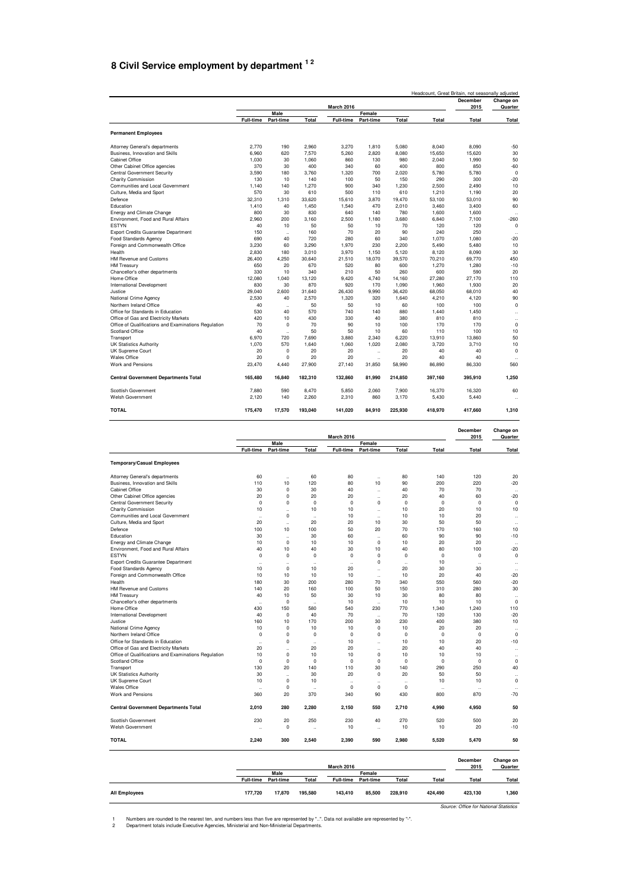# 8 Civil Service employment by department [1 2]

Headcount, Great Britain, not seasonally adjusted

| | March 2016 | | | | | | | December 2015 | Change on Quarter |
|---|---|---|---|---|---|---|---|---|---|
| | Male | | | Female | | | | | |
| | Full-time | Part-time | Total | Full-time | Part-time | Total | Total | Total | Total |
| **Permanent Employees** | | | | | | | | | |
| Attorney General's departments | 2,770 | 190 | 2,960 | 3,270 | 1,810 | 5,080 | 8,040 | 8,090 | -50 |
| Business, Innovation and Skills | 6,960 | 620 | 7,570 | 5,260 | 2,820 | 8,080 | 15,650 | 15,620 | 30 |
| Cabinet Office | 1,030 | 30 | 1,060 | 860 | 130 | 980 | 2,040 | 1,990 | 50 |
| Other Cabinet Office agencies | 370 | 30 | 400 | 340 | 60 | 400 | 800 | 850 | -60 |
| Central Government Security | 3,590 | 180 | 3,760 | 1,320 | 700 | 2,020 | 5,780 | 5,780 | 0 |
| Charity Commission | 130 | 10 | 140 | 100 | 50 | 150 | 290 | 300 | -20 |
| Communities and Local Government | 1,140 | 140 | 1,270 | 900 | 340 | 1,230 | 2,500 | 2,490 | 10 |
| Culture, Media and Sport | 570 | 30 | 610 | 500 | 110 | 610 | 1,210 | 1,190 | 20 |
| Defence | 32,310 | 1,310 | 33,620 | 15,610 | 3,870 | 19,470 | 53,100 | 53,010 | 90 |
| Education | 1,410 | 40 | 1,450 | 1,540 | 470 | 2,010 | 3,460 | 3,400 | 60 |
| Energy and Climate Change | 800 | 30 | 830 | 640 | 140 | 780 | 1,600 | 1,600 | .. |
| Environment, Food and Rural Affairs | 2,960 | 200 | 3,160 | 2,500 | 1,180 | 3,680 | 6,840 | 7,100 | -260 |
| ESTYN | 40 | 10 | 50 | 50 | 10 | 70 | 120 | 120 | 0 |
| Export Credits Guarantee Department | 150 | .. | 160 | 70 | 20 | 90 | 240 | 250 | .. |
| Food Standards Agency | 690 | 40 | 720 | 280 | 60 | 340 | 1,070 | 1,080 | -20 |
| Foreign and Commonwealth Office | 3,230 | 60 | 3,290 | 1,970 | 230 | 2,200 | 5,490 | 5,480 | 10 |
| Health | 2,830 | 180 | 3,010 | 3,970 | 1,150 | 5,120 | 8,120 | 8,090 | 30 |
| HM Revenue and Customs | 26,400 | 4,250 | 30,640 | 21,510 | 18,070 | 39,570 | 70,210 | 69,770 | 450 |
| HM Treasury | 650 | 20 | 670 | 520 | 80 | 600 | 1,270 | 1,280 | -10 |
| Chancellor's other departments | 330 | 10 | 340 | 210 | 50 | 260 | 600 | 590 | 20 |
| Home Office | 12,080 | 1,040 | 13,120 | 9,420 | 4,740 | 14,160 | 27,280 | 27,170 | 110 |
| International Development | 830 | 30 | 870 | 920 | 170 | 1,090 | 1,960 | 1,930 | 20 |
| Justice | 29,040 | 2,600 | 31,640 | 26,430 | 9,990 | 36,420 | 68,050 | 68,010 | 40 |
| National Crime Agency | 2,530 | 40 | 2,570 | 1,320 | 320 | 1,640 | 4,210 | 4,120 | 90 |
| Northern Ireland Office | 40 | .. | 50 | 50 | 10 | 60 | 100 | 100 | 0 |
| Office for Standards in Education | 530 | 40 | 570 | 740 | 140 | 880 | 1,440 | 1,450 | .. |
| Office of Gas and Electricity Markets | 420 | 10 | 430 | 330 | 40 | 380 | 810 | 810 | .. |
| Office of Qualifications and Examinations Regulation | 70 | 0 | 70 | 90 | 10 | 100 | 170 | 170 | 0 |
| Scotland Office | 40 | .. | 50 | 50 | 10 | 60 | 110 | 100 | 10 |
| Transport | 6,970 | 720 | 7,690 | 3,880 | 2,340 | 6,220 | 13,910 | 13,860 | 50 |
| UK Statistics Authority | 1,070 | 570 | 1,640 | 1,060 | 1,020 | 2,080 | 3,720 | 3,710 | 10 |
| UK Supreme Court | 20 | 0 | 20 | 20 | .. | 20 | 40 | 40 | 0 |
| Wales Office | 20 | 0 | 20 | 20 | .. | 20 | 40 | 40 | .. |
| Work and Pensions | 23,470 | 4,440 | 27,900 | 27,140 | 31,850 | 58,990 | 86,890 | 86,330 | 560 |
| **Central Government Departments Total** | **165,480** | **16,840** | **182,310** | **132,860** | **81,990** | **214,850** | **397,160** | **395,910** | **1,250** |
| Scottish Government | 7,880 | 590 | 8,470 | 5,850 | 2,060 | 7,900 | 16,370 | 16,320 | 60 |
| Welsh Government | 2,120 | 140 | 2,260 | 2,310 | 860 | 3,170 | 5,430 | 5,440 | .. |
| **TOTAL** | **175,470** | **17,570** | **193,040** | **141,020** | **84,910** | **225,930** | **418,970** | **417,660** | **1,310** |

| | March 2016 | | | | | | | December 2015 | Change on Quarter |
|---|---|---|---|---|---|---|---|---|---|
| | Male | | | Female | | | | | |
| | Full-time | Part-time | Total | Full-time | Part-time | Total | Total | Total | Total |
| **Temporary/Casual Employees** | | | | | | | | | |
| Attorney General's departments | 60 | .. | 60 | 80 | .. | 80 | 140 | 120 | 20 |
| Business, Innovation and Skills | 110 | 10 | 120 | 80 | 10 | 90 | 200 | 220 | -20 |
| Cabinet Office | 30 | 0 | 30 | 40 | .. | 40 | 70 | 70 | .. |
| Other Cabinet Office agencies | 20 | 0 | 20 | 20 | .. | 20 | 40 | 60 | -20 |
| Central Government Security | 0 | 0 | 0 | 0 | 0 | 0 | 0 | 0 | 0 |
| Charity Commission | 10 | .. | 10 | 10 | .. | 10 | 20 | 10 | 10 |
| Communities and Local Government | .. | 0 | .. | 10 | .. | 10 | 10 | 20 | .. |
| Culture, Media and Sport | 20 | .. | 20 | 20 | 10 | 30 | 50 | 50 | .. |
| Defence | 100 | 10 | 100 | 50 | 20 | 70 | 170 | 160 | 10 |
| Education | 30 | .. | 30 | 60 | .. | 60 | 90 | 90 | -10 |
| Energy and Climate Change | 10 | 0 | 10 | 10 | 0 | 10 | 20 | 20 | .. |
| Environment, Food and Rural Affairs | 40 | 10 | 40 | 30 | 10 | 40 | 80 | 100 | -20 |
| ESTYN | 0 | 0 | 0 | 0 | 0 | 0 | 0 | 0 | 0 |
| Export Credits Guarantee Department | .. | .. | .. | .. | 0 | .. | 10 | .. | .. |
| Food Standards Agency | 10 | 0 | 10 | 20 | .. | 20 | 30 | 30 | .. |
| Foreign and Commonwealth Office | 10 | 10 | 10 | 10 | .. | 10 | 20 | 40 | -20 |
| Health | 180 | 30 | 200 | 280 | 70 | 340 | 550 | 560 | -20 |
| HM Revenue and Customs | 140 | 20 | 160 | 100 | 50 | 150 | 310 | 280 | 30 |
| HM Treasury | 40 | 10 | 50 | 30 | 10 | 30 | 80 | 80 | .. |
| Chancellor's other departments | .. | 0 | .. | 10 | .. | 10 | 10 | 10 | 0 |
| Home Office | 430 | 150 | 580 | 540 | 230 | 770 | 1,340 | 1,240 | 110 |
| International Development | 40 | 0 | 40 | 70 | .. | 70 | 120 | 130 | -20 |
| Justice | 160 | 10 | 170 | 200 | 30 | 230 | 400 | 380 | 10 |
| National Crime Agency | 10 | 0 | 10 | 10 | 0 | 10 | 20 | 20 | .. |
| Northern Ireland Office | 0 | 0 | 0 | 0 | 0 | 0 | 0 | 0 | 0 |
| Office for Standards in Education | .. | 0 | .. | 10 | .. | 10 | 10 | 20 | -10 |
| Office of Gas and Electricity Markets | 20 | .. | 20 | 20 | .. | 20 | 40 | 40 | .. |
| Office of Qualifications and Examinations Regulation | 10 | 0 | 10 | 10 | 0 | 10 | 10 | 10 | .. |
| Scotland Office | 0 | 0 | 0 | 0 | 0 | 0 | 0 | 0 | 0 |
| Transport | 130 | 20 | 140 | 110 | 30 | 140 | 290 | 250 | 40 |
| UK Statistics Authority | 30 | .. | 30 | 20 | 0 | 20 | 50 | 50 | .. |
| UK Supreme Court | 10 | 0 | 10 | .. | .. | .. | 10 | 10 | 0 |
| Wales Office | .. | 0 | .. | 0 | 0 | 0 | .. | .. | .. |
| Work and Pensions | 360 | 20 | 370 | 340 | 90 | 430 | 800 | 870 | -70 |
| **Central Government Departments Total** | **2,010** | **280** | **2,280** | **2,150** | **550** | **2,710** | **4,990** | **4,950** | **50** |
| Scottish Government | 230 | 20 | 250 | 230 | 40 | 270 | 520 | 500 | 20 |
| Welsh Government | .. | 0 | .. | 10 | .. | 10 | 10 | 20 | -10 |
| **TOTAL** | **2,240** | **300** | **2,540** | **2,390** | **590** | **2,980** | **5,520** | **5,470** | **50** |

| | March 2016 | | | | | | | December 2015 | Change on Quarter |
|---|---|---|---|---|---|---|---|---|---|
| | Male | | | Female | | | | | |
| | Full-time | Part-time | Total | Full-time | Part-time | Total | Total | Total | Total |
| **All Employees** | **177,720** | **17,870** | **195,580** | **143,410** | **85,500** | **228,910** | **424,490** | **423,130** | **1,360** |

*Source: Office for National Statistics*

1 Numbers are rounded to the nearest ten, and numbers less than five are represented by "..". Data not available are represented by "-".

2 Department totals include Executive Agencies, Ministerial and Non-Ministerial Departments.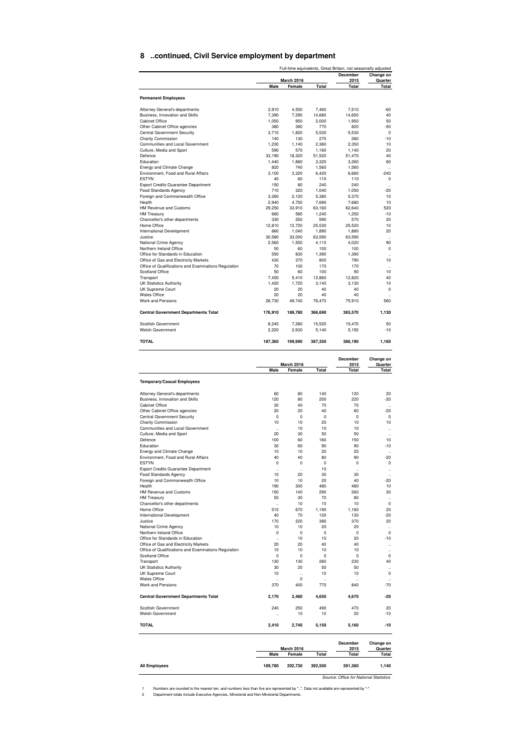## 8 ..continued, Civil Service employment by department

Full-time equivalents, Great Britain, not seasonally adjusted

| | March 2016 | | | December 2015 | Change on Quarter |
|---|---|---|---|---|---|
| | Male | Female | Total | Total | Total |
| **Permanent Employees** | | | | | |
| Attorney General's departments | 2,910 | 4,550 | 7,460 | 7,510 | -60 |
| Business, Innovation and Skills | 7,390 | 7,290 | 14,680 | 14,650 | 40 |
| Cabinet Office | 1,050 | 950 | 2,000 | 1,950 | 50 |
| Other Cabinet Office agencies | 380 | 380 | 770 | 820 | -50 |
| Central Government Security | 3,710 | 1,820 | 5,530 | 5,530 | 0 |
| Charity Commission | 140 | 130 | 270 | 280 | -10 |
| Communities and Local Government | 1,230 | 1,140 | 2,360 | 2,350 | 10 |
| Culture, Media and Sport | 590 | 570 | 1,160 | 1,140 | 20 |
| Defence | 33,190 | 18,320 | 51,520 | 51,470 | 40 |
| Education | 1,440 | 1,880 | 3,320 | 3,260 | 60 |
| Energy and Climate Change | 820 | 740 | 1,560 | 1,560 | .. |
| Environment, Food and Rural Affairs | 3,100 | 3,320 | 6,420 | 6,660 | -240 |
| ESTYN | 40 | 60 | 110 | 110 | 0 |
| Export Credits Guarantee Department | 150 | 80 | 240 | 240 | .. |
| Food Standards Agency | 710 | 320 | 1,040 | 1,050 | -20 |
| Foreign and Commonwealth Office | 3,260 | 2,120 | 5,380 | 5,370 | 10 |
| Health | 2,940 | 4,750 | 7,690 | 7,680 | 10 |
| HM Revenue and Customs | 29,250 | 33,910 | 63,160 | 62,640 | 520 |
| HM Treasury | 660 | 580 | 1,240 | 1,250 | -10 |
| Chancellor's other departments | 330 | 250 | 590 | 570 | 20 |
| Home Office | 12,810 | 12,720 | 25,530 | 25,520 | 10 |
| International Development | 860 | 1,040 | 1,890 | 1,880 | 20 |
| Justice | 30,580 | 33,000 | 63,590 | 63,590 | .. |
| National Crime Agency | 2,560 | 1,550 | 4,110 | 4,020 | 90 |
| Northern Ireland Office | 50 | 60 | 100 | 100 | 0 |
| Office for Standards in Education | 550 | 830 | 1,390 | 1,390 | .. |
| Office of Gas and Electricity Markets | 430 | 370 | 800 | 790 | 10 |
| Office of Qualifications and Examinations Regulation | 70 | 100 | 170 | 170 | .. |
| Scotland Office | 50 | 60 | 100 | 90 | 10 |
| Transport | 7,450 | 5,410 | 12,860 | 12,820 | 40 |
| UK Statistics Authority | 1,420 | 1,720 | 3,140 | 3,130 | 10 |
| UK Supreme Court | 20 | 20 | 40 | 40 | 0 |
| Wales Office | 20 | 20 | 40 | 40 | .. |
| Work and Pensions | 26,730 | 49,740 | 76,470 | 75,910 | 560 |
| **Central Government Departments Total** | **176,910** | **189,780** | **366,690** | **365,570** | **1,130** |
| Scottish Government | 8,240 | 7,280 | 15,520 | 15,470 | 50 |
| Welsh Government | 2,220 | 2,930 | 5,140 | 5,150 | -10 |
| **TOTAL** | **187,360** | **199,990** | **387,350** | **386,190** | **1,160** |

| | March 2016 | | | December 2015 | Change on Quarter |
|---|---|---|---|---|---|
| | Male | Female | Total | Total | Total |
| **Temporary/Casual Employees** | | | | | |
| Attorney General's departments | 60 | 80 | 140 | 120 | 20 |
| Business, Innovation and Skills | 120 | 80 | 200 | 220 | -20 |
| Cabinet Office | 30 | 40 | 70 | 70 | .. |
| Other Cabinet Office agencies | 20 | 20 | 40 | 60 | -20 |
| Central Government Security | 0 | 0 | 0 | 0 | 0 |
| Charity Commission | 10 | 10 | 20 | 10 | 10 |
| Communities and Local Government | .. | 10 | 10 | 10 | .. |
| Culture, Media and Sport | 20 | 30 | 50 | 50 | .. |
| Defence | 100 | 60 | 160 | 150 | 10 |
| Education | 30 | 60 | 90 | 90 | -10 |
| Energy and Climate Change | 10 | 10 | 20 | 20 | .. |
| Environment, Food and Rural Affairs | 40 | 40 | 80 | 90 | -20 |
| ESTYN | 0 | 0 | 0 | 0 | 0 |
| Export Credits Guarantee Department | .. | .. | 10 | .. | .. |
| Food Standards Agency | 10 | 20 | 30 | 30 | .. |
| Foreign and Commonwealth Office | 10 | 10 | 20 | 40 | -20 |
| Health | 190 | 300 | 480 | 480 | 10 |
| HM Revenue and Customs | 150 | 140 | 290 | 260 | 30 |
| HM Treasury | 50 | 30 | 70 | 80 | .. |
| Chancellor's other departments | .. | 10 | 10 | 10 | 0 |
| Home Office | 510 | 670 | 1,190 | 1,160 | 20 |
| International Development | 40 | 70 | 120 | 130 | -20 |
| Justice | 170 | 220 | 390 | 370 | 20 |
| National Crime Agency | 10 | 10 | 20 | 20 | .. |
| Northern Ireland Office | 0 | 0 | 0 | 0 | 0 |
| Office for Standards in Education | .. | 10 | 10 | 20 | -10 |
| Office of Gas and Electricity Markets | 20 | 20 | 40 | 40 | .. |
| Office of Qualifications and Examinations Regulation | 10 | 10 | 10 | 10 | .. |
| Scotland Office | 0 | 0 | 0 | 0 | 0 |
| Transport | 130 | 130 | 260 | 230 | 40 |
| UK Statistics Authority | 30 | 20 | 50 | 50 | .. |
| UK Supreme Court | 10 | .. | 10 | 10 | 0 |
| Wales Office | .. | 0 | .. | .. | .. |
| Work and Pensions | 370 | 400 | 770 | 840 | -70 |
| **Central Government Departments Total** | **2,170** | **2,480** | **4,650** | **4,670** | **-20** |
| Scottish Government | 240 | 250 | 490 | 470 | 20 |
| Welsh Government | .. | 10 | 10 | 20 | -10 |
| **TOTAL** | **2,410** | **2,740** | **5,150** | **5,160** | **-10** |

| | March 2016 | | | December 2015 | Change on Quarter |
|---|---|---|---|---|---|
| | Male | Female | Total | Total | Total |
| **All Employees** | **189,780** | **202,730** | **392,500** | **391,360** | **1,140** |

*Source: Office for National Statistics*

1 Numbers are rounded to the nearest ten, and numbers less than five are represented by "..". Data not available are represented by "-".

2 Department totals include Executive Agencies, Ministerial and Non-Ministerial Departments.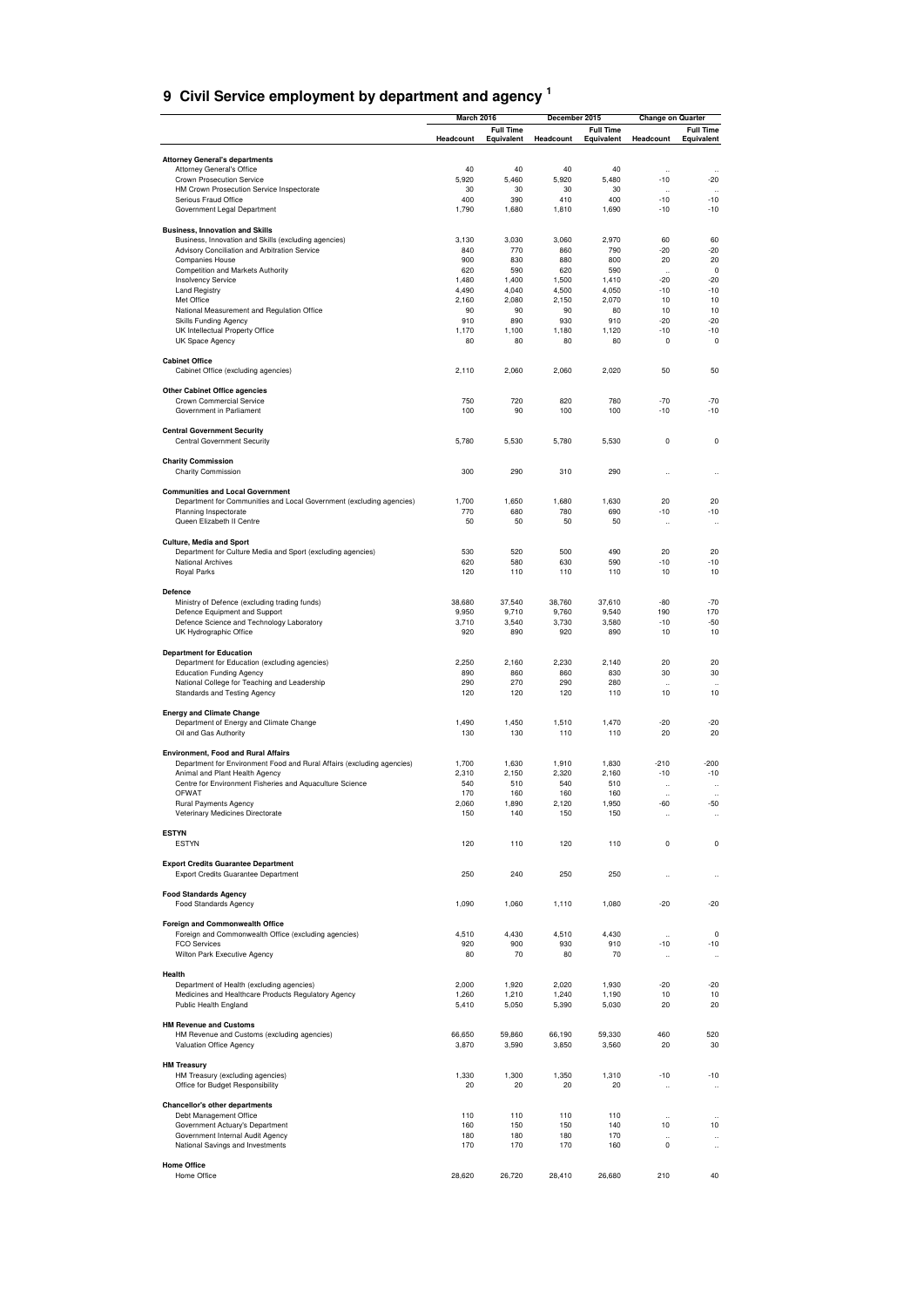# 9 Civil Service employment by department and agency [1]

| | March 2016 | | December 2015 | | Change on Quarter | |
|---|---|---|---|---|---|---|
| | Headcount | Full Time Equivalent | Headcount | Full Time Equivalent | Headcount | Full Time Equivalent |
| **Attorney General's departments** | | | | | | |
| Attorney General's Office | 40 | 40 | 40 | 40 | .. | .. |
| Crown Prosecution Service | 5,920 | 5,460 | 5,920 | 5,480 | -10 | -20 |
| HM Crown Prosecution Service Inspectorate | 30 | 30 | 30 | 30 | .. | .. |
| Serious Fraud Office | 400 | 390 | 410 | 400 | -10 | -10 |
| Government Legal Department | 1,790 | 1,680 | 1,810 | 1,690 | -10 | -10 |
| **Business, Innovation and Skills** | | | | | | |
| Business, Innovation and Skills (excluding agencies) | 3,130 | 3,030 | 3,060 | 2,970 | 60 | 60 |
| Advisory Conciliation and Arbitration Service | 840 | 770 | 860 | 790 | -20 | -20 |
| Companies House | 900 | 830 | 880 | 800 | 20 | 20 |
| Competition and Markets Authority | 620 | 590 | 620 | 590 | .. | 0 |
| Insolvency Service | 1,480 | 1,400 | 1,500 | 1,410 | -20 | -20 |
| Land Registry | 4,490 | 4,040 | 4,500 | 4,050 | -10 | -10 |
| Met Office | 2,160 | 2,080 | 2,150 | 2,070 | 10 | 10 |
| National Measurement and Regulation Office | 90 | 90 | 90 | 80 | 10 | 10 |
| Skills Funding Agency | 910 | 890 | 930 | 910 | -20 | -20 |
| UK Intellectual Property Office | 1,170 | 1,100 | 1,180 | 1,120 | -10 | -10 |
| UK Space Agency | 80 | 80 | 80 | 80 | 0 | 0 |
| **Cabinet Office** | | | | | | |
| Cabinet Office (excluding agencies) | 2,110 | 2,060 | 2,060 | 2,020 | 50 | 50 |
| **Other Cabinet Office agencies** | | | | | | |
| Crown Commercial Service | 750 | 720 | 820 | 780 | -70 | -70 |
| Government in Parliament | 100 | 90 | 100 | 100 | -10 | -10 |
| **Central Government Security** | | | | | | |
| Central Government Security | 5,780 | 5,530 | 5,780 | 5,530 | 0 | 0 |
| **Charity Commission** | | | | | | |
| Charity Commission | 300 | 290 | 310 | 290 | .. | .. |
| **Communities and Local Government** | | | | | | |
| Department for Communities and Local Government (excluding agencies) | 1,700 | 1,650 | 1,680 | 1,630 | 20 | 20 |
| Planning Inspectorate | 770 | 680 | 780 | 690 | -10 | -10 |
| Queen Elizabeth II Centre | 50 | 50 | 50 | 50 | .. | .. |
| **Culture, Media and Sport** | | | | | | |
| Department for Culture Media and Sport (excluding agencies) | 530 | 520 | 500 | 490 | 20 | 20 |
| National Archives | 620 | 580 | 630 | 590 | -10 | -10 |
| Royal Parks | 120 | 110 | 110 | 110 | 10 | 10 |
| **Defence** | | | | | | |
| Ministry of Defence (excluding trading funds) | 38,680 | 37,540 | 38,760 | 37,610 | -80 | -70 |
| Defence Equipment and Support | 9,950 | 9,710 | 9,760 | 9,540 | 190 | 170 |
| Defence Science and Technology Laboratory | 3,710 | 3,540 | 3,730 | 3,580 | -10 | -50 |
| UK Hydrographic Office | 920 | 890 | 920 | 890 | 10 | 10 |
| **Department for Education** | | | | | | |
| Department for Education (excluding agencies) | 2,250 | 2,160 | 2,230 | 2,140 | 20 | 20 |
| Education Funding Agency | 890 | 860 | 860 | 830 | 30 | 30 |
| National College for Teaching and Leadership | 290 | 270 | 290 | 280 | .. | .. |
| Standards and Testing Agency | 120 | 120 | 120 | 110 | 10 | 10 |
| **Energy and Climate Change** | | | | | | |
| Department of Energy and Climate Change | 1,490 | 1,450 | 1,510 | 1,470 | -20 | -20 |
| Oil and Gas Authority | 130 | 130 | 110 | 110 | 20 | 20 |
| **Environment, Food and Rural Affairs** | | | | | | |
| Department for Environment Food and Rural Affairs (excluding agencies) | 1,700 | 1,630 | 1,910 | 1,830 | -210 | -200 |
| Animal and Plant Health Agency | 2,310 | 2,150 | 2,320 | 2,160 | -10 | -10 |
| Centre for Environment Fisheries and Aquaculture Science | 540 | 510 | 540 | 510 | .. | .. |
| OFWAT | 170 | 160 | 160 | 160 | .. | .. |
| Rural Payments Agency | 2,060 | 1,890 | 2,120 | 1,950 | -60 | -50 |
| Veterinary Medicines Directorate | 150 | 140 | 150 | 150 | .. | .. |
| **ESTYN** | | | | | | |
| ESTYN | 120 | 110 | 120 | 110 | 0 | 0 |
| **Export Credits Guarantee Department** | | | | | | |
| Export Credits Guarantee Department | 250 | 240 | 250 | 250 | .. | .. |
| **Food Standards Agency** | | | | | | |
| Food Standards Agency | 1,090 | 1,060 | 1,110 | 1,080 | -20 | -20 |
| **Foreign and Commonwealth Office** | | | | | | |
| Foreign and Commonwealth Office (excluding agencies) | 4,510 | 4,430 | 4,510 | 4,430 | .. | 0 |
| FCO Services | 920 | 900 | 930 | 910 | -10 | -10 |
| Wilton Park Executive Agency | 80 | 70 | 80 | 70 | .. | .. |
| **Health** | | | | | | |
| Department of Health (excluding agencies) | 2,000 | 1,920 | 2,020 | 1,930 | -20 | -20 |
| Medicines and Healthcare Products Regulatory Agency | 1,260 | 1,210 | 1,240 | 1,190 | 10 | 10 |
| Public Health England | 5,410 | 5,050 | 5,390 | 5,030 | 20 | 20 |
| **HM Revenue and Customs** | | | | | | |
| HM Revenue and Customs (excluding agencies) | 66,650 | 59,860 | 66,190 | 59,330 | 460 | 520 |
| Valuation Office Agency | 3,870 | 3,590 | 3,850 | 3,560 | 20 | 30 |
| **HM Treasury** | | | | | | |
| HM Treasury (excluding agencies) | 1,330 | 1,300 | 1,350 | 1,310 | -10 | -10 |
| Office for Budget Responsibility | 20 | 20 | 20 | 20 | .. | .. |
| **Chancellor's other departments** | | | | | | |
| Debt Management Office | 110 | 110 | 110 | 110 | .. | .. |
| Government Actuary's Department | 160 | 150 | 150 | 140 | 10 | 10 |
| Government Internal Audit Agency | 180 | 180 | 180 | 170 | .. | .. |
| National Savings and Investments | 170 | 170 | 170 | 160 | 0 | .. |
| **Home Office** | | | | | | |
| Home Office | 28,620 | 26,720 | 28,410 | 26,680 | 210 | 40 |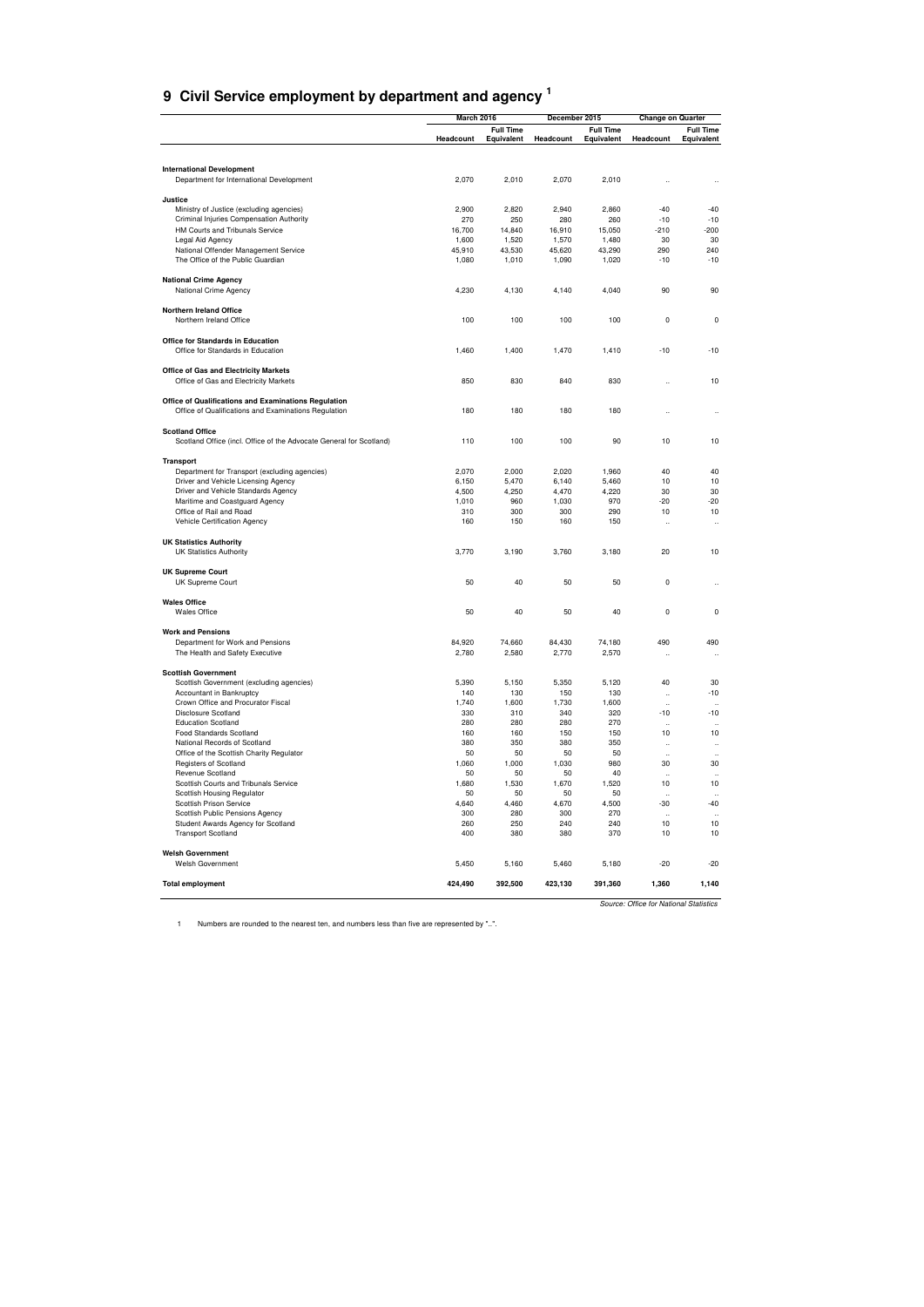# 9 Civil Service employment by department and agency [1]

| | March 2016 | | December 2015 | | Change on Quarter | |
|---|---|---|---|---|---|---|
| | Headcount | Full Time Equivalent | Headcount | Full Time Equivalent | Headcount | Full Time Equivalent |
| **International Development** | | | | | | |
| Department for International Development | 2,070 | 2,010 | 2,070 | 2,010 | .. | .. |
| **Justice** | | | | | | |
| Ministry of Justice (excluding agencies) | 2,900 | 2,820 | 2,940 | 2,860 | -40 | -40 |
| Criminal Injuries Compensation Authority | 270 | 250 | 280 | 260 | -10 | -10 |
| HM Courts and Tribunals Service | 16,700 | 14,840 | 16,910 | 15,050 | -210 | -200 |
| Legal Aid Agency | 1,600 | 1,520 | 1,570 | 1,480 | 30 | 30 |
| National Offender Management Service | 45,910 | 43,530 | 45,620 | 43,290 | 290 | 240 |
| The Office of the Public Guardian | 1,080 | 1,010 | 1,090 | 1,020 | -10 | -10 |
| **National Crime Agency** | | | | | | |
| National Crime Agency | 4,230 | 4,130 | 4,140 | 4,040 | 90 | 90 |
| **Northern Ireland Office** | | | | | | |
| Northern Ireland Office | 100 | 100 | 100 | 100 | 0 | 0 |
| **Office for Standards in Education** | | | | | | |
| Office for Standards in Education | 1,460 | 1,400 | 1,470 | 1,410 | -10 | -10 |
| **Office of Gas and Electricity Markets** | | | | | | |
| Office of Gas and Electricity Markets | 850 | 830 | 840 | 830 | .. | 10 |
| **Office of Qualifications and Examinations Regulation** | | | | | | |
| Office of Qualifications and Examinations Regulation | 180 | 180 | 180 | 180 | .. | .. |
| **Scotland Office** | | | | | | |
| Scotland Office (incl. Office of the Advocate General for Scotland) | 110 | 100 | 100 | 90 | 10 | 10 |
| **Transport** | | | | | | |
| Department for Transport (excluding agencies) | 2,070 | 2,000 | 2,020 | 1,960 | 40 | 40 |
| Driver and Vehicle Licensing Agency | 6,150 | 5,470 | 6,140 | 5,460 | 10 | 10 |
| Driver and Vehicle Standards Agency | 4,500 | 4,250 | 4,470 | 4,220 | 30 | 30 |
| Maritime and Coastguard Agency | 1,010 | 960 | 1,030 | 970 | -20 | -20 |
| Office of Rail and Road | 310 | 300 | 300 | 290 | 10 | 10 |
| Vehicle Certification Agency | 160 | 150 | 160 | 150 | .. | .. |
| **UK Statistics Authority** | | | | | | |
| UK Statistics Authority | 3,770 | 3,190 | 3,760 | 3,180 | 20 | 10 |
| **UK Supreme Court** | | | | | | |
| UK Supreme Court | 50 | 40 | 50 | 50 | 0 | .. |
| **Wales Office** | | | | | | |
| Wales Office | 50 | 40 | 50 | 40 | 0 | 0 |
| **Work and Pensions** | | | | | | |
| Department for Work and Pensions | 84,920 | 74,660 | 84,430 | 74,180 | 490 | 490 |
| The Health and Safety Executive | 2,780 | 2,580 | 2,770 | 2,570 | .. | .. |
| **Scottish Government** | | | | | | |
| Scottish Government (excluding agencies) | 5,390 | 5,150 | 5,350 | 5,120 | 40 | 30 |
| Accountant in Bankruptcy | 140 | 130 | 150 | 130 | .. | -10 |
| Crown Office and Procurator Fiscal | 1,740 | 1,600 | 1,730 | 1,600 | .. | .. |
| Disclosure Scotland | 330 | 310 | 340 | 320 | -10 | -10 |
| Education Scotland | 280 | 280 | 280 | 270 | .. | .. |
| Food Standards Scotland | 160 | 160 | 150 | 150 | 10 | 10 |
| National Records of Scotland | 380 | 350 | 380 | 350 | .. | .. |
| Office of the Scottish Charity Regulator | 50 | 50 | 50 | 50 | .. | .. |
| Registers of Scotland | 1,060 | 1,000 | 1,030 | 980 | 30 | 30 |
| Revenue Scotland | 50 | 50 | 50 | 40 | .. | .. |
| Scottish Courts and Tribunals Service | 1,680 | 1,530 | 1,670 | 1,520 | 10 | 10 |
| Scottish Housing Regulator | 50 | 50 | 50 | 50 | .. | .. |
| Scottish Prison Service | 4,640 | 4,460 | 4,670 | 4,500 | -30 | -40 |
| Scottish Public Pensions Agency | 300 | 280 | 300 | 270 | .. | .. |
| Student Awards Agency for Scotland | 260 | 250 | 240 | 240 | 10 | 10 |
| Transport Scotland | 400 | 380 | 380 | 370 | 10 | 10 |
| **Welsh Government** | | | | | | |
| Welsh Government | 5,450 | 5,160 | 5,460 | 5,180 | -20 | -20 |
| **Total employment** | **424,490** | **392,500** | **423,130** | **391,360** | **1,360** | **1,140** |

*Source: Office for National Statistics*

1 Numbers are rounded to the nearest ten, and numbers less than five are represented by "..".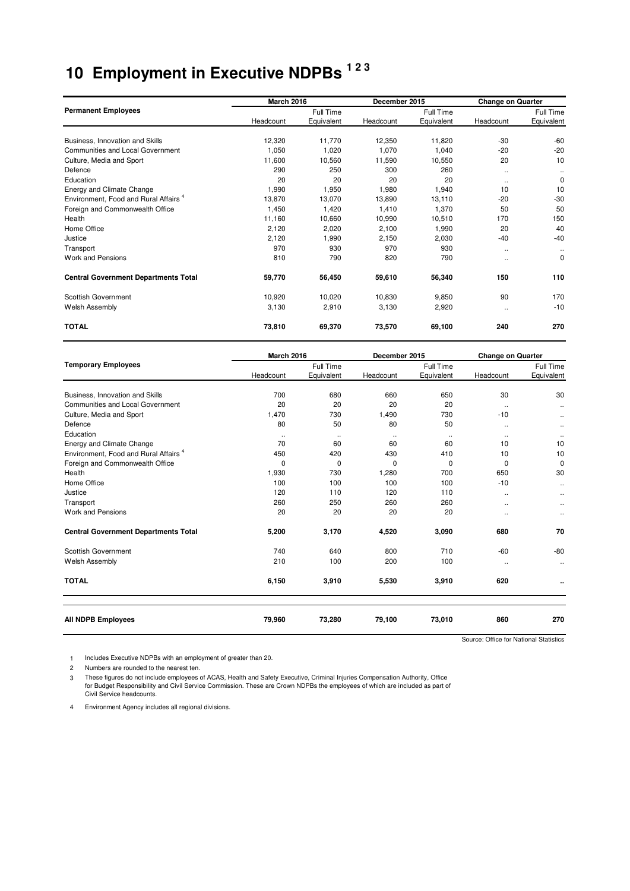# 10 Employment in Executive NDPBs [1 2 3]

| Permanent Employees | March 2016 | | December 2015 | | Change on Quarter | |
|---|---|---|---|---|---|---|
| | Headcount | Full Time Equivalent | Headcount | Full Time Equivalent | Headcount | Full Time Equivalent |
| Business, Innovation and Skills | 12,320 | 11,770 | 12,350 | 11,820 | -30 | -60 |
| Communities and Local Government | 1,050 | 1,020 | 1,070 | 1,040 | -20 | -20 |
| Culture, Media and Sport | 11,600 | 10,560 | 11,590 | 10,550 | 20 | 10 |
| Defence | 290 | 250 | 300 | 260 | .. | .. |
| Education | 20 | 20 | 20 | 20 | .. | 0 |
| Energy and Climate Change | 1,990 | 1,950 | 1,980 | 1,940 | 10 | 10 |
| Environment, Food and Rural Affairs [4] | 13,870 | 13,070 | 13,890 | 13,110 | -20 | -30 |
| Foreign and Commonwealth Office | 1,450 | 1,420 | 1,410 | 1,370 | 50 | 50 |
| Health | 11,160 | 10,660 | 10,990 | 10,510 | 170 | 150 |
| Home Office | 2,120 | 2,020 | 2,100 | 1,990 | 20 | 40 |
| Justice | 2,120 | 1,990 | 2,150 | 2,030 | -40 | -40 |
| Transport | 970 | 930 | 970 | 930 | .. | .. |
| Work and Pensions | 810 | 790 | 820 | 790 | .. | 0 |
| **Central Government Departments Total** | **59,770** | **56,450** | **59,610** | **56,340** | **150** | **110** |
| Scottish Government | 10,920 | 10,020 | 10,830 | 9,850 | 90 | 170 |
| Welsh Assembly | 3,130 | 2,910 | 3,130 | 2,920 | .. | -10 |
| **TOTAL** | **73,810** | **69,370** | **73,570** | **69,100** | **240** | **270** |

| Temporary Employees | March 2016 | | December 2015 | | Change on Quarter | |
|---|---|---|---|---|---|---|
| | Headcount | Full Time Equivalent | Headcount | Full Time Equivalent | Headcount | Full Time Equivalent |
| Business, Innovation and Skills | 700 | 680 | 660 | 650 | 30 | 30 |
| Communities and Local Government | 20 | 20 | 20 | 20 | .. | .. |
| Culture, Media and Sport | 1,470 | 730 | 1,490 | 730 | -10 | .. |
| Defence | 80 | 50 | 80 | 50 | .. | .. |
| Education | .. | .. | .. | .. | .. | .. |
| Energy and Climate Change | 70 | 60 | 60 | 60 | 10 | 10 |
| Environment, Food and Rural Affairs [4] | 450 | 420 | 430 | 410 | 10 | 10 |
| Foreign and Commonwealth Office | 0 | 0 | 0 | 0 | 0 | 0 |
| Health | 1,930 | 730 | 1,280 | 700 | 650 | 30 |
| Home Office | 100 | 100 | 100 | 100 | -10 | .. |
| Justice | 120 | 110 | 120 | 110 | .. | .. |
| Transport | 260 | 250 | 260 | 260 | .. | .. |
| Work and Pensions | 20 | 20 | 20 | 20 | .. | .. |
| **Central Government Departments Total** | **5,200** | **3,170** | **4,520** | **3,090** | **680** | **70** |
| Scottish Government | 740 | 640 | 800 | 710 | -60 | -80 |
| Welsh Assembly | 210 | 100 | 200 | 100 | .. | .. |
| **TOTAL** | **6,150** | **3,910** | **5,530** | **3,910** | **620** | **..** |
| | | | | | | |
| **All NDPB Employees** | **79,960** | **73,280** | **79,100** | **73,010** | **860** | **270** |

Source: Office for National Statistics

1 Includes Executive NDPBs with an employment of greater than 20.

2 Numbers are rounded to the nearest ten.

3 These figures do not include employees of ACAS, Health and Safety Executive, Criminal Injuries Compensation Authority, Office for Budget Responsibility and Civil Service Commission. These are Crown NDPBs the employees of which are included as part of Civil Service headcounts.

4 Environment Agency includes all regional divisions.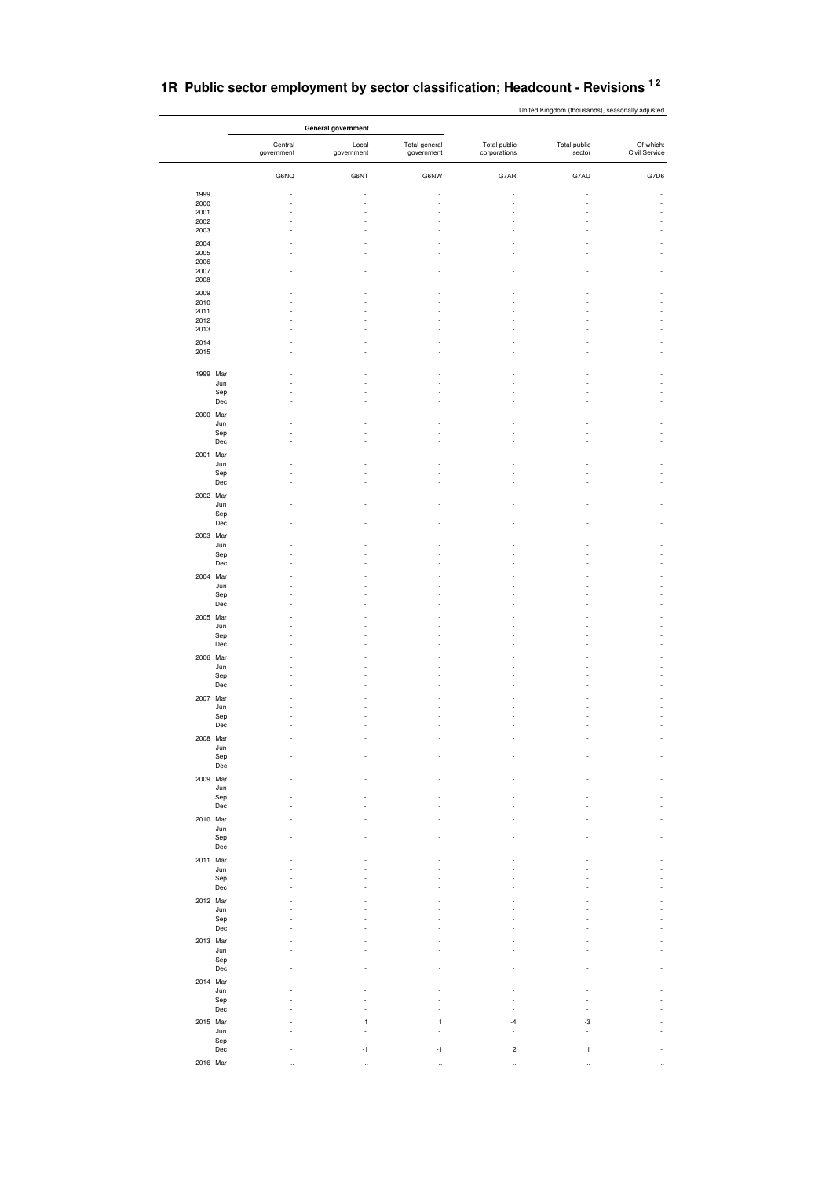# 1R Public sector employment by sector classification; Headcount - Revisions [1 2]

United Kingdom (thousands), seasonally adjusted

| | General government | | | | | |
|---|---|---|---|---|---|---|
| | Central government | Local government | Total general government | Total public corporations | Total public sector | Of which: Civil Service |
| | G6NQ | G6NT | G6NW | G7AR | G7AU | G7D6 |
| 1999 | - | - | - | - | - | - |
| 2000 | - | - | - | - | - | - |
| 2001 | - | - | - | - | - | - |
| 2002 | - | - | - | - | - | - |
| 2003 | - | - | - | - | - | - |
| 2004 | - | - | - | - | - | - |
| 2005 | - | - | - | - | - | - |
| 2006 | - | - | - | - | - | - |
| 2007 | - | - | - | - | - | - |
| 2008 | - | - | - | - | - | - |
| 2009 | - | - | - | - | - | - |
| 2010 | - | - | - | - | - | - |
| 2011 | - | - | - | - | - | - |
| 2012 | - | - | - | - | - | - |
| 2013 | - | - | - | - | - | - |
| 2014 | - | - | - | - | - | - |
| 2015 | - | - | - | - | - | - |
| 1999 Mar | - | - | - | - | - | - |
| Jun | - | - | - | - | - | - |
| Sep | - | - | - | - | - | - |
| Dec | - | - | - | - | - | - |
| 2000 Mar | - | - | - | - | - | - |
| Jun | - | - | - | - | - | - |
| Sep | - | - | - | - | - | - |
| Dec | - | - | - | - | - | - |
| 2001 Mar | - | - | - | - | - | - |
| Jun | - | - | - | - | - | - |
| Sep | - | - | - | - | - | - |
| Dec | - | - | - | - | - | - |
| 2002 Mar | - | - | - | - | - | - |
| Jun | - | - | - | - | - | - |
| Sep | - | - | - | - | - | - |
| Dec | - | - | - | - | - | - |
| 2003 Mar | - | - | - | - | - | - |
| Jun | - | - | - | - | - | - |
| Sep | - | - | - | - | - | - |
| Dec | - | - | - | - | - | - |
| 2004 Mar | - | - | - | - | - | - |
| Jun | - | - | - | - | - | - |
| Sep | - | - | - | - | - | - |
| Dec | - | - | - | - | - | - |
| 2005 Mar | - | - | - | - | - | - |
| Jun | - | - | - | - | - | - |
| Sep | - | - | - | - | - | - |
| Dec | - | - | - | - | - | - |
| 2006 Mar | - | - | - | - | - | - |
| Jun | - | - | - | - | - | - |
| Sep | - | - | - | - | - | - |
| Dec | - | - | - | - | - | - |
| 2007 Mar | - | - | - | - | - | - |
| Jun | - | - | - | - | - | - |
| Sep | - | - | - | - | - | - |
| Dec | - | - | - | - | - | - |
| 2008 Mar | - | - | - | - | - | - |
| Jun | - | - | - | - | - | - |
| Sep | - | - | - | - | - | - |
| Dec | - | - | - | - | - | - |
| 2009 Mar | - | - | - | - | - | - |
| Jun | - | - | - | - | - | - |
| Sep | - | - | - | - | - | - |
| Dec | - | - | - | - | - | - |
| 2010 Mar | - | - | - | - | - | - |
| Jun | - | - | - | - | - | - |
| Sep | - | - | - | - | - | - |
| Dec | - | - | - | - | - | - |
| 2011 Mar | - | - | - | - | - | - |
| Jun | - | - | - | - | - | - |
| Sep | - | - | - | - | - | - |
| Dec | - | - | - | - | - | - |
| 2012 Mar | - | - | - | - | - | - |
| Jun | - | - | - | - | - | - |
| Sep | - | - | - | - | - | - |
| Dec | - | - | - | - | - | - |
| 2013 Mar | - | - | - | - | - | - |
| Jun | - | - | - | - | - | - |
| Sep | - | - | - | - | - | - |
| Dec | - | - | - | - | - | - |
| 2014 Mar | - | - | - | - | - | - |
| Jun | - | - | - | - | - | - |
| Sep | - | - | - | - | - | - |
| Dec | - | - | - | - | - | - |
| 2015 Mar | - | 1 | 1 | -4 | -3 | - |
| Jun | - | - | - | - | - | - |
| Sep | - | - | - | - | - | - |
| Dec | - | -1 | -1 | 2 | 1 | - |
| 2016 Mar | .. | .. | .. | .. | .. | .. |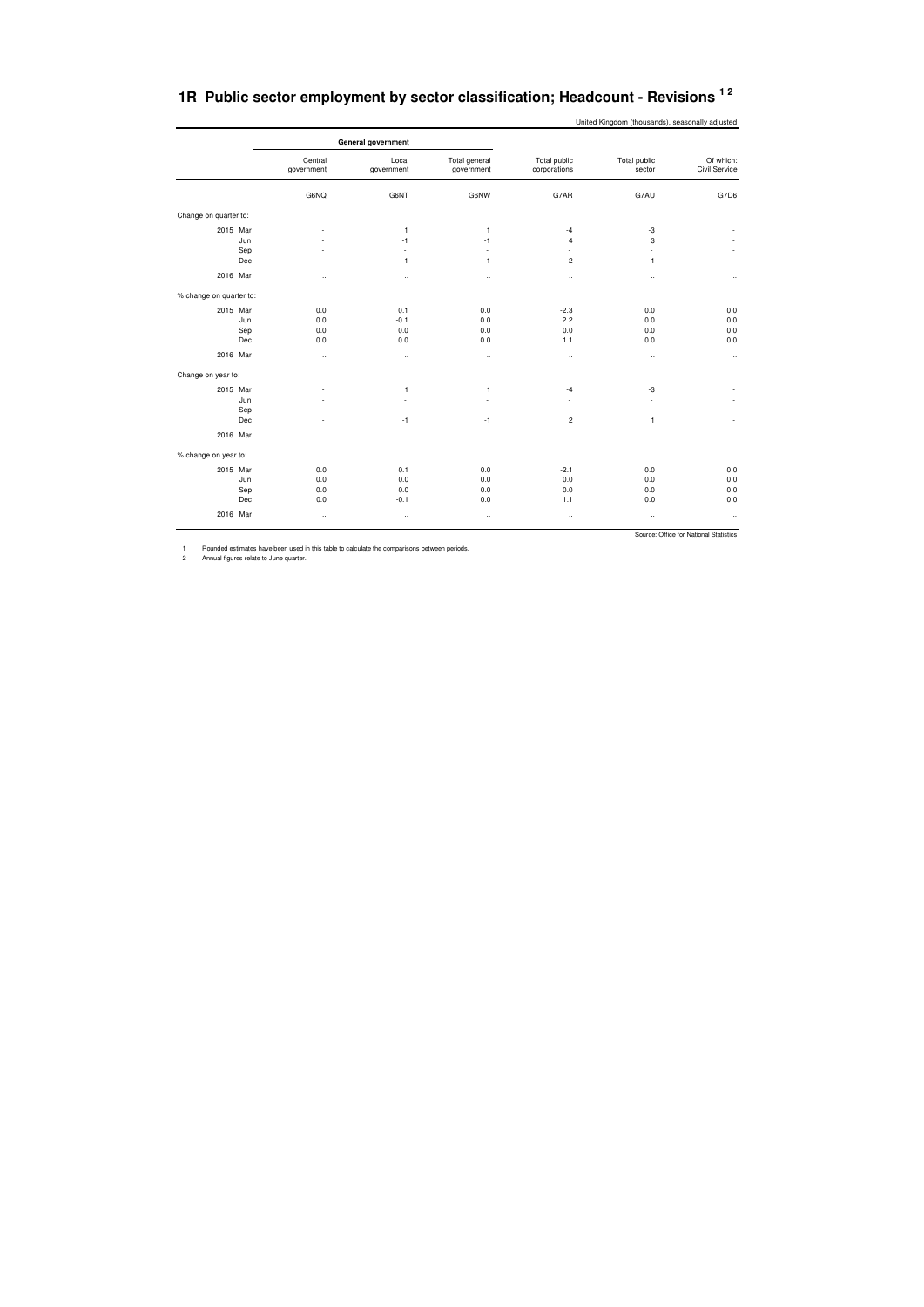# 1R Public sector employment by sector classification; Headcount - Revisions [1,2]

United Kingdom (thousands), seasonally adjusted

| | General government | | | | | |
|---|---|---|---|---|---|---|
| | Central government | Local government | Total general government | Total public corporations | Total public sector | Of which: Civil Service |
| | G6NQ | G6NT | G6NW | G7AR | G7AU | G7D6 |
| **Change on quarter to:** | | | | | | |
| 2015 Mar | - | 1 | 1 | -4 | -3 | - |
| Jun | - | -1 | -1 | 4 | 3 | - |
| Sep | - | - | - | - | - | - |
| Dec | - | -1 | -1 | 2 | 1 | - |
| 2016 Mar | .. | .. | .. | .. | .. | .. |
| **% change on quarter to:** | | | | | | |
| 2015 Mar | 0.0 | 0.1 | 0.0 | -2.3 | 0.0 | 0.0 |
| Jun | 0.0 | -0.1 | 0.0 | 2.2 | 0.0 | 0.0 |
| Sep | 0.0 | 0.0 | 0.0 | 0.0 | 0.0 | 0.0 |
| Dec | 0.0 | 0.0 | 0.0 | 1.1 | 0.0 | 0.0 |
| 2016 Mar | .. | .. | .. | .. | .. | .. |
| **Change on year to:** | | | | | | |
| 2015 Mar | - | 1 | 1 | -4 | -3 | - |
| Jun | - | - | - | - | - | - |
| Sep | - | - | - | - | - | - |
| Dec | - | -1 | -1 | 2 | 1 | - |
| 2016 Mar | .. | .. | .. | .. | .. | .. |
| **% change on year to:** | | | | | | |
| 2015 Mar | 0.0 | 0.1 | 0.0 | -2.1 | 0.0 | 0.0 |
| Jun | 0.0 | 0.0 | 0.0 | 0.0 | 0.0 | 0.0 |
| Sep | 0.0 | 0.0 | 0.0 | 0.0 | 0.0 | 0.0 |
| Dec | 0.0 | -0.1 | 0.0 | 1.1 | 0.0 | 0.0 |
| 2016 Mar | .. | .. | .. | .. | .. | .. |

Source: Office for National Statistics

1 Rounded estimates have been used in this table to calculate the comparisons between periods.

2 Annual figures relate to June quarter.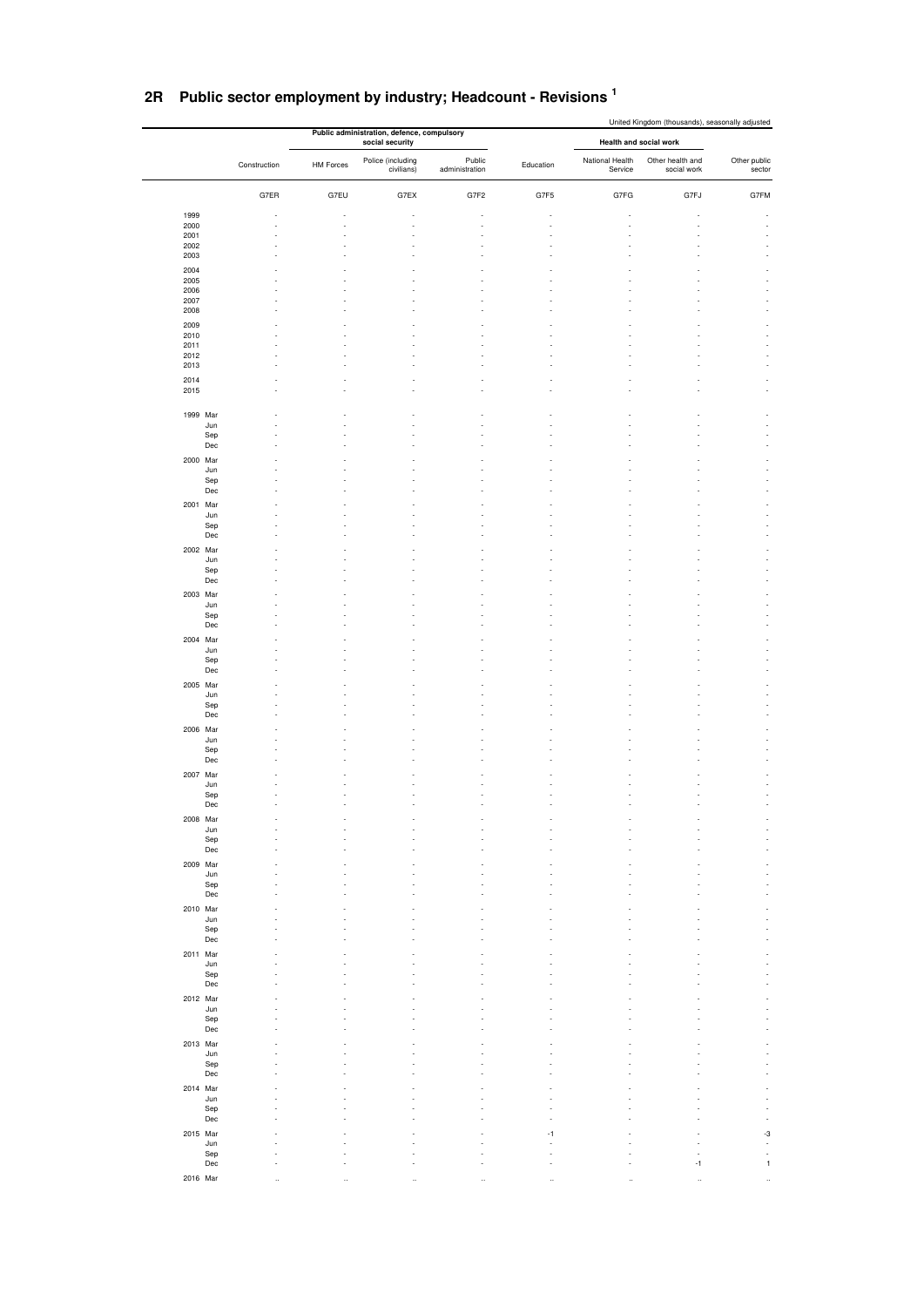## 2R Public sector employment by industry; Headcount - Revisions [1]

United Kingdom (thousands), seasonally adjusted

| | Construction | Public administration, defence, compulsory social security | | | Education | Health and social work | | Other public sector |
|---|---|---|---|---|---|---|---|---|
| | | HM Forces | Police (including civilians) | Public administration | | National Health Service | Other health and social work | |
| | G7ER | G7EU | G7EX | G7F2 | G7F5 | G7FG | G7FJ | G7FM |
| 1999 | - | - | - | - | - | - | - | - |
| 2000 | - | - | - | - | - | - | - | - |
| 2001 | - | - | - | - | - | - | - | - |
| 2002 | - | - | - | - | - | - | - | - |
| 2003 | - | - | - | - | - | - | - | - |
| 2004 | - | - | - | - | - | - | - | - |
| 2005 | - | - | - | - | - | - | - | - |
| 2006 | - | - | - | - | - | - | - | - |
| 2007 | - | - | - | - | - | - | - | - |
| 2008 | - | - | - | - | - | - | - | - |
| 2009 | - | - | - | - | - | - | - | - |
| 2010 | - | - | - | - | - | - | - | - |
| 2011 | - | - | - | - | - | - | - | - |
| 2012 | - | - | - | - | - | - | - | - |
| 2013 | - | - | - | - | - | - | - | - |
| 2014 | - | - | - | - | - | - | - | - |
| 2015 | - | - | - | - | - | - | - | - |
| 1999 Mar | - | - | - | - | - | - | - | - |
| Jun | - | - | - | - | - | - | - | - |
| Sep | - | - | - | - | - | - | - | - |
| Dec | - | - | - | - | - | - | - | - |
| 2000 Mar | - | - | - | - | - | - | - | - |
| Jun | - | - | - | - | - | - | - | - |
| Sep | - | - | - | - | - | - | - | - |
| Dec | - | - | - | - | - | - | - | - |
| 2001 Mar | - | - | - | - | - | - | - | - |
| Jun | - | - | - | - | - | - | - | - |
| Sep | - | - | - | - | - | - | - | - |
| Dec | - | - | - | - | - | - | - | - |
| 2002 Mar | - | - | - | - | - | - | - | - |
| Jun | - | - | - | - | - | - | - | - |
| Sep | - | - | - | - | - | - | - | - |
| Dec | - | - | - | - | - | - | - | - |
| 2003 Mar | - | - | - | - | - | - | - | - |
| Jun | - | - | - | - | - | - | - | - |
| Sep | - | - | - | - | - | - | - | - |
| Dec | - | - | - | - | - | - | - | - |
| 2004 Mar | - | - | - | - | - | - | - | - |
| Jun | - | - | - | - | - | - | - | - |
| Sep | - | - | - | - | - | - | - | - |
| Dec | - | - | - | - | - | - | - | - |
| 2005 Mar | - | - | - | - | - | - | - | - |
| Jun | - | - | - | - | - | - | - | - |
| Sep | - | - | - | - | - | - | - | - |
| Dec | - | - | - | - | - | - | - | - |
| 2006 Mar | - | - | - | - | - | - | - | - |
| Jun | - | - | - | - | - | - | - | - |
| Sep | - | - | - | - | - | - | - | - |
| Dec | - | - | - | - | - | - | - | - |
| 2007 Mar | - | - | - | - | - | - | - | - |
| Jun | - | - | - | - | - | - | - | - |
| Sep | - | - | - | - | - | - | - | - |
| Dec | - | - | - | - | - | - | - | - |
| 2008 Mar | - | - | - | - | - | - | - | - |
| Jun | - | - | - | - | - | - | - | - |
| Sep | - | - | - | - | - | - | - | - |
| Dec | - | - | - | - | - | - | - | - |
| 2009 Mar | - | - | - | - | - | - | - | - |
| Jun | - | - | - | - | - | - | - | - |
| Sep | - | - | - | - | - | - | - | - |
| Dec | - | - | - | - | - | - | - | - |
| 2010 Mar | - | - | - | - | - | - | - | - |
| Jun | - | - | - | - | - | - | - | - |
| Sep | - | - | - | - | - | - | - | - |
| Dec | - | - | - | - | - | - | - | - |
| 2011 Mar | - | - | - | - | - | - | - | - |
| Jun | - | - | - | - | - | - | - | - |
| Sep | - | - | - | - | - | - | - | - |
| Dec | - | - | - | - | - | - | - | - |
| 2012 Mar | - | - | - | - | - | - | - | - |
| Jun | - | - | - | - | - | - | - | - |
| Sep | - | - | - | - | - | - | - | - |
| Dec | - | - | - | - | - | - | - | - |
| 2013 Mar | - | - | - | - | - | - | - | - |
| Jun | - | - | - | - | - | - | - | - |
| Sep | - | - | - | - | - | - | - | - |
| Dec | - | - | - | - | - | - | - | - |
| 2014 Mar | - | - | - | - | - | - | - | - |
| Jun | - | - | - | - | - | - | - | - |
| Sep | - | - | - | - | - | - | - | - |
| Dec | - | - | - | - | - | - | - | - |
| 2015 Mar | - | - | - | - | -1 | - | - | -3 |
| Jun | - | - | - | - | - | - | - | - |
| Sep | - | - | - | - | - | - | - | - |
| Dec | - | - | - | - | - | - | -1 | 1 |
| 2016 Mar | .. | .. | .. | .. | .. | .. | .. | .. |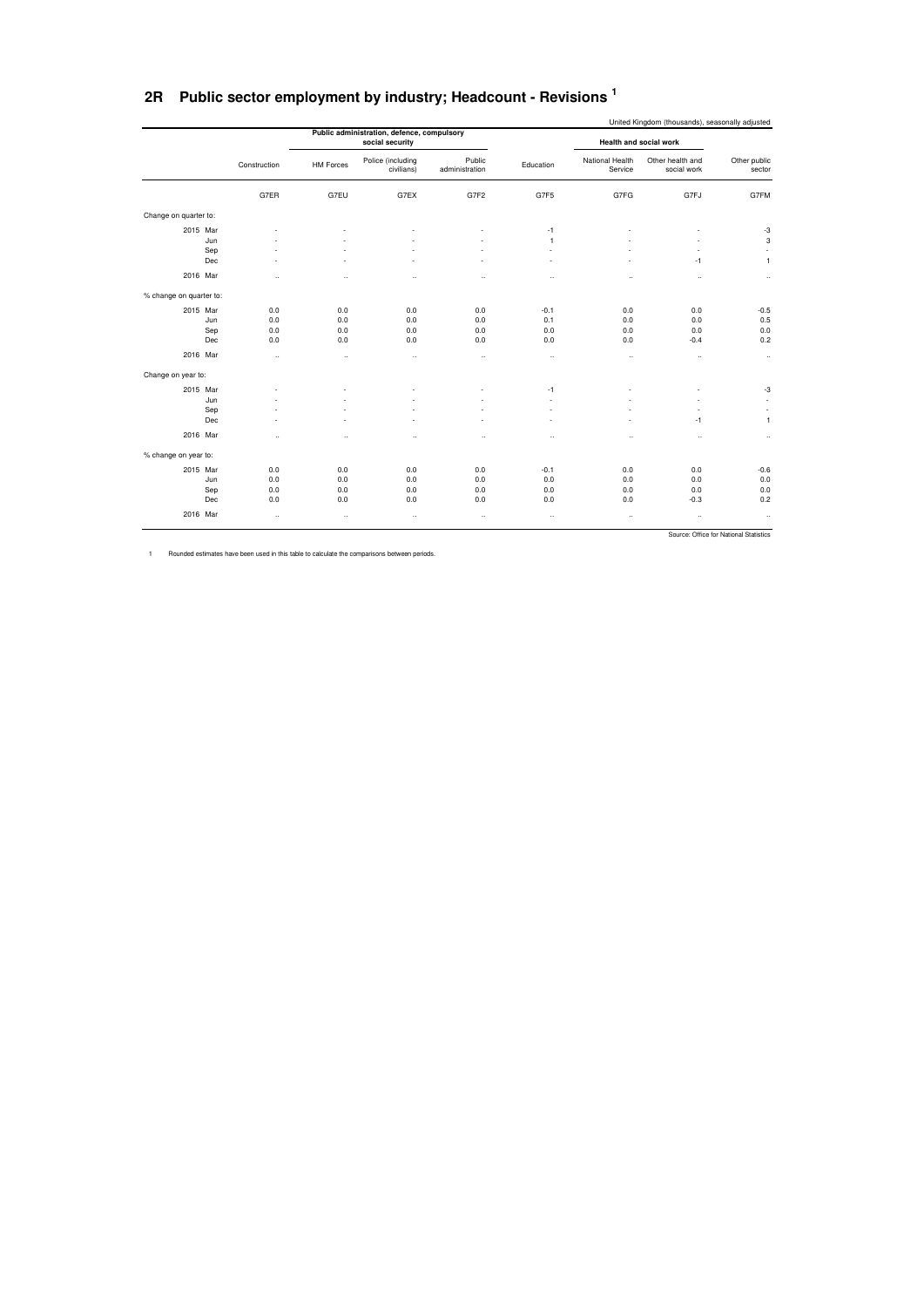## 2R Public sector employment by industry; Headcount - Revisions [1]

United Kingdom (thousands), seasonally adjusted

| | | | Public administration, defence, compulsory social security | | | Health and social work | | |
|---|---|---|---|---|---|---|---|---|
| | Construction | HM Forces | Police (including civilians) | Public administration | Education | National Health Service | Other health and social work | Other public sector |
| | G7ER | G7EU | G7EX | G7F2 | G7F5 | G7FG | G7FJ | G7FM |
| **Change on quarter to:** | | | | | | | | |
| 2015 Mar | - | - | - | - | -1 | - | - | -3 |
| Jun | - | - | - | - | 1 | - | - | 3 |
| Sep | - | - | - | - | - | - | - | - |
| Dec | - | - | - | - | - | - | -1 | 1 |
| 2016 Mar | .. | .. | .. | .. | .. | .. | .. | .. |
| **% change on quarter to:** | | | | | | | | |
| 2015 Mar | 0.0 | 0.0 | 0.0 | 0.0 | -0.1 | 0.0 | 0.0 | -0.5 |
| Jun | 0.0 | 0.0 | 0.0 | 0.0 | 0.1 | 0.0 | 0.0 | 0.5 |
| Sep | 0.0 | 0.0 | 0.0 | 0.0 | 0.0 | 0.0 | 0.0 | 0.0 |
| Dec | 0.0 | 0.0 | 0.0 | 0.0 | 0.0 | 0.0 | -0.4 | 0.2 |
| 2016 Mar | .. | .. | .. | .. | .. | .. | .. | .. |
| **Change on year to:** | | | | | | | | |
| 2015 Mar | - | - | - | - | -1 | - | - | -3 |
| Jun | - | - | - | - | - | - | - | - |
| Sep | - | - | - | - | - | - | - | - |
| Dec | - | - | - | - | - | - | -1 | 1 |
| 2016 Mar | .. | .. | .. | .. | .. | .. | .. | .. |
| **% change on year to:** | | | | | | | | |
| 2015 Mar | 0.0 | 0.0 | 0.0 | 0.0 | -0.1 | 0.0 | 0.0 | -0.6 |
| Jun | 0.0 | 0.0 | 0.0 | 0.0 | 0.0 | 0.0 | 0.0 | 0.0 |
| Sep | 0.0 | 0.0 | 0.0 | 0.0 | 0.0 | 0.0 | 0.0 | 0.0 |
| Dec | 0.0 | 0.0 | 0.0 | 0.0 | 0.0 | 0.0 | -0.3 | 0.2 |
| 2016 Mar | .. | .. | .. | .. | .. | .. | .. | .. |

Source: Office for National Statistics

1 Rounded estimates have been used in this table to calculate the comparisons between periods.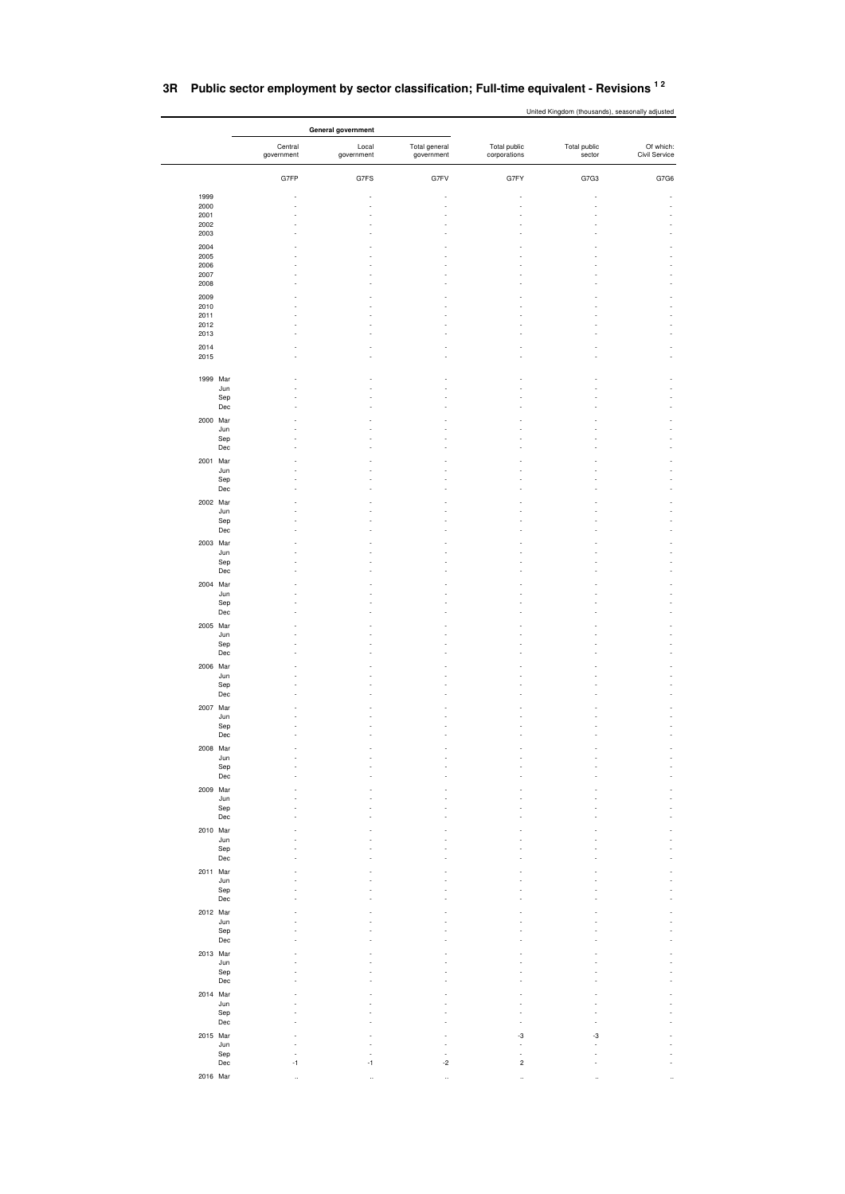# 3R Public sector employment by sector classification; Full-time equivalent - Revisions [1 2]

United Kingdom (thousands), seasonally adjusted

| | General government | | | | | |
|---|---|---|---|---|---|---|
| | Central government | Local government | Total general government | Total public corporations | Total public sector | Of which: Civil Service |
| | G7FP | G7FS | G7FV | G7FY | G7G3 | G7G6 |
| 1999 | - | - | - | - | - | - |
| 2000 | - | - | - | - | - | - |
| 2001 | - | - | - | - | - | - |
| 2002 | - | - | - | - | - | - |
| 2003 | - | - | - | - | - | - |
| 2004 | - | - | - | - | - | - |
| 2005 | - | - | - | - | - | - |
| 2006 | - | - | - | - | - | - |
| 2007 | - | - | - | - | - | - |
| 2008 | - | - | - | - | - | - |
| 2009 | - | - | - | - | - | - |
| 2010 | - | - | - | - | - | - |
| 2011 | - | - | - | - | - | - |
| 2012 | - | - | - | - | - | - |
| 2013 | - | - | - | - | - | - |
| 2014 | - | - | - | - | - | - |
| 2015 | - | - | - | - | - | - |
| 1999 Mar | - | - | - | - | - | - |
| Jun | - | - | - | - | - | - |
| Sep | - | - | - | - | - | - |
| Dec | - | - | - | - | - | - |
| 2000 Mar | - | - | - | - | - | - |
| Jun | - | - | - | - | - | - |
| Sep | - | - | - | - | - | - |
| Dec | - | - | - | - | - | - |
| 2001 Mar | - | - | - | - | - | - |
| Jun | - | - | - | - | - | - |
| Sep | - | - | - | - | - | - |
| Dec | - | - | - | - | - | - |
| 2002 Mar | - | - | - | - | - | - |
| Jun | - | - | - | - | - | - |
| Sep | - | - | - | - | - | - |
| Dec | - | - | - | - | - | - |
| 2003 Mar | - | - | - | - | - | - |
| Jun | - | - | - | - | - | - |
| Sep | - | - | - | - | - | - |
| Dec | - | - | - | - | - | - |
| 2004 Mar | - | - | - | - | - | - |
| Jun | - | - | - | - | - | - |
| Sep | - | - | - | - | - | - |
| Dec | - | - | - | - | - | - |
| 2005 Mar | - | - | - | - | - | - |
| Jun | - | - | - | - | - | - |
| Sep | - | - | - | - | - | - |
| Dec | - | - | - | - | - | - |
| 2006 Mar | - | - | - | - | - | - |
| Jun | - | - | - | - | - | - |
| Sep | - | - | - | - | - | - |
| Dec | - | - | - | - | - | - |
| 2007 Mar | - | - | - | - | - | - |
| Jun | - | - | - | - | - | - |
| Sep | - | - | - | - | - | - |
| Dec | - | - | - | - | - | - |
| 2008 Mar | - | - | - | - | - | - |
| Jun | - | - | - | - | - | - |
| Sep | - | - | - | - | - | - |
| Dec | - | - | - | - | - | - |
| 2009 Mar | - | - | - | - | - | - |
| Jun | - | - | - | - | - | - |
| Sep | - | - | - | - | - | - |
| Dec | - | - | - | - | - | - |
| 2010 Mar | - | - | - | - | - | - |
| Jun | - | - | - | - | - | - |
| Sep | - | - | - | - | - | - |
| Dec | - | - | - | - | - | - |
| 2011 Mar | - | - | - | - | - | - |
| Jun | - | - | - | - | - | - |
| Sep | - | - | - | - | - | - |
| Dec | - | - | - | - | - | - |
| 2012 Mar | - | - | - | - | - | - |
| Jun | - | - | - | - | - | - |
| Sep | - | - | - | - | - | - |
| Dec | - | - | - | - | - | - |
| 2013 Mar | - | - | - | - | - | - |
| Jun | - | - | - | - | - | - |
| Sep | - | - | - | - | - | - |
| Dec | - | - | - | - | - | - |
| 2014 Mar | - | - | - | - | - | - |
| Jun | - | - | - | - | - | - |
| Sep | - | - | - | - | - | - |
| Dec | - | - | - | - | - | - |
| 2015 Mar | - | - | - | -3 | -3 | - |
| Jun | - | - | - | - | - | - |
| Sep | - | - | - | - | - | - |
| Dec | -1 | -1 | -2 | 2 | - | - |
| 2016 Mar | .. | .. | .. | .. | .. | .. |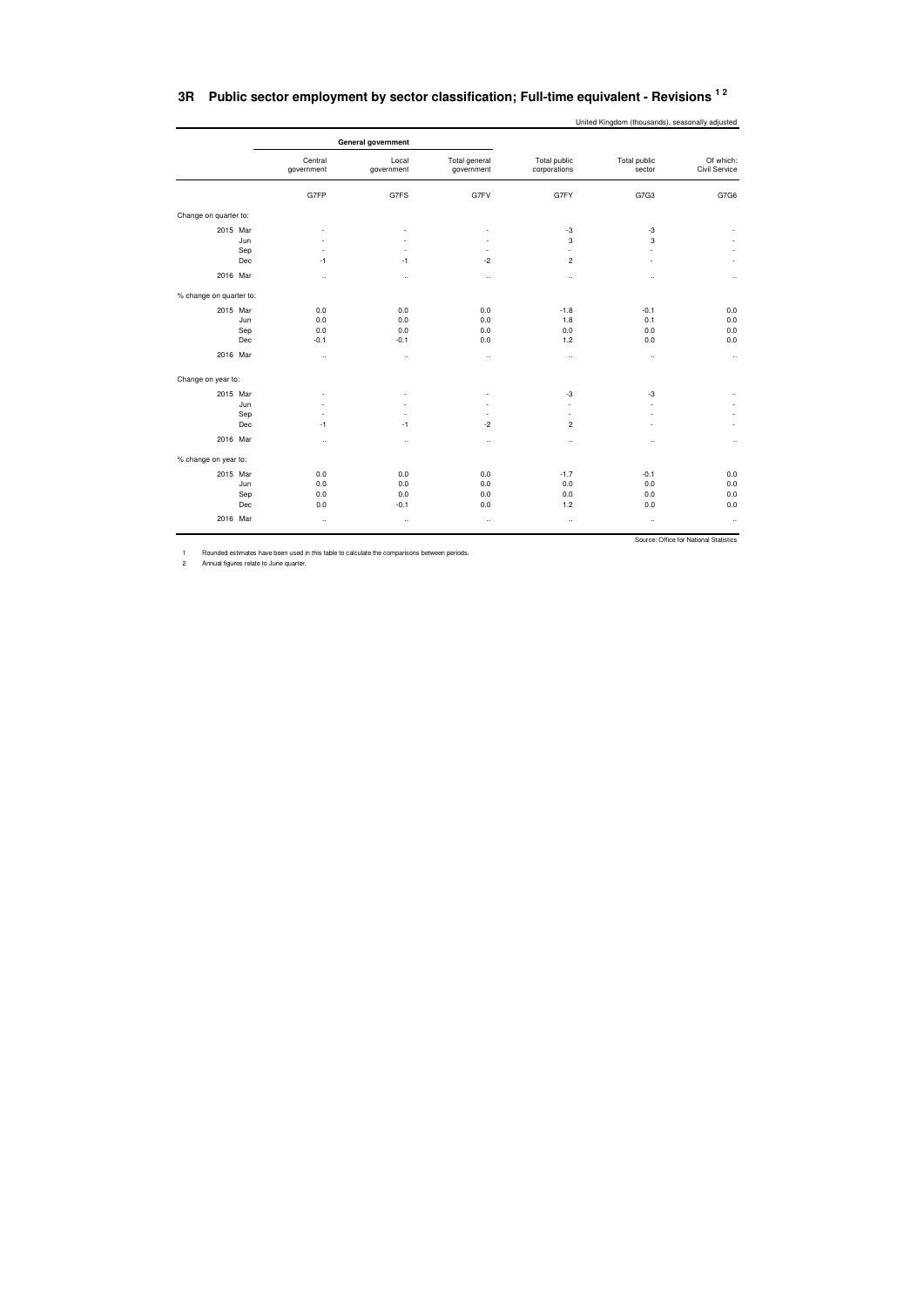## 3R Public sector employment by sector classification; Full-time equivalent - Revisions [1 2]

United Kingdom (thousands), seasonally adjusted

| | General government | | | | | |
|---|---|---|---|---|---|---|
| | Central government | Local government | Total general government | Total public corporations | Total public sector | Of which: Civil Service |
| | G7FP | G7FS | G7FV | G7FY | G7G3 | G7G6 |
| **Change on quarter to:** | | | | | | |
| 2015 Mar | - | - | - | -3 | -3 | - |
| Jun | - | - | - | 3 | 3 | - |
| Sep | - | - | - | - | - | - |
| Dec | -1 | -1 | -2 | 2 | - | - |
| 2016 Mar | .. | .. | .. | .. | .. | .. |
| **% change on quarter to:** | | | | | | |
| 2015 Mar | 0.0 | 0.0 | 0.0 | -1.8 | -0.1 | 0.0 |
| Jun | 0.0 | 0.0 | 0.0 | 1.8 | 0.1 | 0.0 |
| Sep | 0.0 | 0.0 | 0.0 | 0.0 | 0.0 | 0.0 |
| Dec | -0.1 | -0.1 | 0.0 | 1.2 | 0.0 | 0.0 |
| 2016 Mar | .. | .. | .. | .. | .. | .. |
| **Change on year to:** | | | | | | |
| 2015 Mar | - | - | - | -3 | -3 | - |
| Jun | - | - | - | - | - | - |
| Sep | - | - | - | - | - | - |
| Dec | -1 | -1 | -2 | 2 | - | - |
| 2016 Mar | .. | .. | .. | .. | .. | .. |
| **% change on year to:** | | | | | | |
| 2015 Mar | 0.0 | 0.0 | 0.0 | -1.7 | -0.1 | 0.0 |
| Jun | 0.0 | 0.0 | 0.0 | 0.0 | 0.0 | 0.0 |
| Sep | 0.0 | 0.0 | 0.0 | 0.0 | 0.0 | 0.0 |
| Dec | 0.0 | -0.1 | 0.0 | 1.2 | 0.0 | 0.0 |
| 2016 Mar | .. | .. | .. | .. | .. | .. |

Source: Office for National Statistics

1 Rounded estimates have been used in this table to calculate the comparisons between periods.

2 Annual figures relate to June quarter.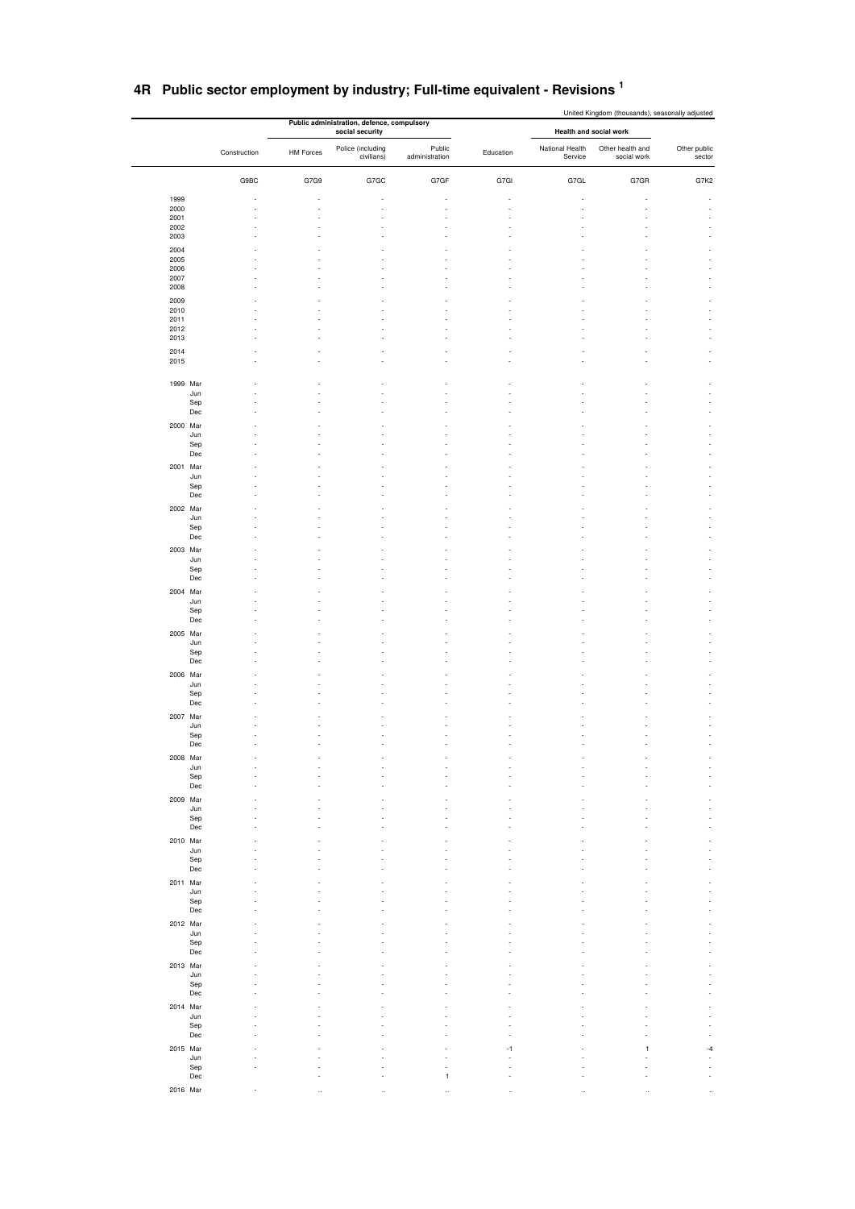# 4R Public sector employment by industry; Full-time equivalent - Revisions [1]

United Kingdom (thousands), seasonally adjusted

| | Construction | Public administration, defence, compulsory social security | | | Education | Health and social work | | Other public sector |
|---|---|---|---|---|---|---|---|---|
| | | HM Forces | Police (including civilians) | Public administration | | National Health Service | Other health and social work | |
| | G9BC | G7G9 | G7GC | G7GF | G7GI | G7GL | G7GR | G7K2 |
| 1999 | - | - | - | - | - | - | - | - |
| 2000 | - | - | - | - | - | - | - | - |
| 2001 | - | - | - | - | - | - | - | - |
| 2002 | - | - | - | - | - | - | - | - |
| 2003 | - | - | - | - | - | - | - | - |
| 2004 | - | - | - | - | - | - | - | - |
| 2005 | - | - | - | - | - | - | - | - |
| 2006 | - | - | - | - | - | - | - | - |
| 2007 | - | - | - | - | - | - | - | - |
| 2008 | - | - | - | - | - | - | - | - |
| 2009 | - | - | - | - | - | - | - | - |
| 2010 | - | - | - | - | - | - | - | - |
| 2011 | - | - | - | - | - | - | - | - |
| 2012 | - | - | - | - | - | - | - | - |
| 2013 | - | - | - | - | - | - | - | - |
| 2014 | - | - | - | - | - | - | - | - |
| 2015 | - | - | - | - | - | - | - | - |
| 1999 Mar | - | - | - | - | - | - | - | - |
| Jun | - | - | - | - | - | - | - | - |
| Sep | - | - | - | - | - | - | - | - |
| Dec | - | - | - | - | - | - | - | - |
| 2000 Mar | - | - | - | - | - | - | - | - |
| Jun | - | - | - | - | - | - | - | - |
| Sep | - | - | - | - | - | - | - | - |
| Dec | - | - | - | - | - | - | - | - |
| 2001 Mar | - | - | - | - | - | - | - | - |
| Jun | - | - | - | - | - | - | - | - |
| Sep | - | - | - | - | - | - | - | - |
| Dec | - | - | - | - | - | - | - | - |
| 2002 Mar | - | - | - | - | - | - | - | - |
| Jun | - | - | - | - | - | - | - | - |
| Sep | - | - | - | - | - | - | - | - |
| Dec | - | - | - | - | - | - | - | - |
| 2003 Mar | - | - | - | - | - | - | - | - |
| Jun | - | - | - | - | - | - | - | - |
| Sep | - | - | - | - | - | - | - | - |
| Dec | - | - | - | - | - | - | - | - |
| 2004 Mar | - | - | - | - | - | - | - | - |
| Jun | - | - | - | - | - | - | - | - |
| Sep | - | - | - | - | - | - | - | - |
| Dec | - | - | - | - | - | - | - | - |
| 2005 Mar | - | - | - | - | - | - | - | - |
| Jun | - | - | - | - | - | - | - | - |
| Sep | - | - | - | - | - | - | - | - |
| Dec | - | - | - | - | - | - | - | - |
| 2006 Mar | - | - | - | - | - | - | - | - |
| Jun | - | - | - | - | - | - | - | - |
| Sep | - | - | - | - | - | - | - | - |
| Dec | - | - | - | - | - | - | - | - |
| 2007 Mar | - | - | - | - | - | - | - | - |
| Jun | - | - | - | - | - | - | - | - |
| Sep | - | - | - | - | - | - | - | - |
| Dec | - | - | - | - | - | - | - | - |
| 2008 Mar | - | - | - | - | - | - | - | - |
| Jun | - | - | - | - | - | - | - | - |
| Sep | - | - | - | - | - | - | - | - |
| Dec | - | - | - | - | - | - | - | - |
| 2009 Mar | - | - | - | - | - | - | - | - |
| Jun | - | - | - | - | - | - | - | - |
| Sep | - | - | - | - | - | - | - | - |
| Dec | - | - | - | - | - | - | - | - |
| 2010 Mar | - | - | - | - | - | - | - | - |
| Jun | - | - | - | - | - | - | - | - |
| Sep | - | - | - | - | - | - | - | - |
| Dec | - | - | - | - | - | - | - | - |
| 2011 Mar | - | - | - | - | - | - | - | - |
| Jun | - | - | - | - | - | - | - | - |
| Sep | - | - | - | - | - | - | - | - |
| Dec | - | - | - | - | - | - | - | - |
| 2012 Mar | - | - | - | - | - | - | - | - |
| Jun | - | - | - | - | - | - | - | - |
| Sep | - | - | - | - | - | - | - | - |
| Dec | - | - | - | - | - | - | - | - |
| 2013 Mar | - | - | - | - | - | - | - | - |
| Jun | - | - | - | - | - | - | - | - |
| Sep | - | - | - | - | - | - | - | - |
| Dec | - | - | - | - | - | - | - | - |
| 2014 Mar | - | - | - | - | - | - | - | - |
| Jun | - | - | - | - | - | - | - | - |
| Sep | - | - | - | - | - | - | - | - |
| Dec | - | - | - | - | - | - | - | - |
| 2015 Mar | - | - | - | - | -1 | - | 1 | -4 |
| Jun | - | - | - | - | - | - | - | - |
| Sep | - | - | - | - | - | - | - | - |
| Dec | | - | - | 1 | - | - | - | - |
| 2016 Mar | - | .. | .. | .. | .. | .. | .. | .. |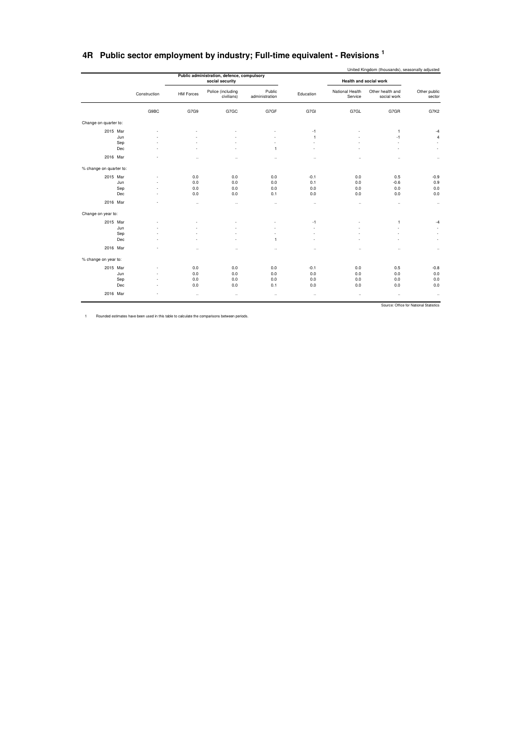# 4R Public sector employment by industry; Full-time equivalent - Revisions [1]

United Kingdom (thousands), seasonally adjusted

| | | | Public administration, defence, compulsory social security | | | Health and social work | | |
|---|---|---|---|---|---|---|---|---|
| | Construction | HM Forces | Police (including civilians) | Public administration | Education | National Health Service | Other health and social work | Other public sector |
| | G9BC | G7G9 | G7GC | G7GF | G7GI | G7GL | G7GR | G7K2 |
| **Change on quarter to:** | | | | | | | | |
| 2015 Mar | - | - | - | - | -1 | - | 1 | -4 |
| Jun | - | - | - | - | 1 | - | -1 | 4 |
| Sep | - | - | - | - | - | - | - | - |
| Dec | - | - | - | 1 | - | - | - | - |
| 2016 Mar | - | .. | .. | .. | .. | .. | .. | .. |
| **% change on quarter to:** | | | | | | | | |
| 2015 Mar | - | 0.0 | 0.0 | 0.0 | -0.1 | 0.0 | 0.5 | -0.9 |
| Jun | - | 0.0 | 0.0 | 0.0 | 0.1 | 0.0 | -0.6 | 0.9 |
| Sep | - | 0.0 | 0.0 | 0.0 | 0.0 | 0.0 | 0.0 | 0.0 |
| Dec | - | 0.0 | 0.0 | 0.1 | 0.0 | 0.0 | 0.0 | 0.0 |
| 2016 Mar | - | .. | .. | .. | .. | .. | .. | .. |
| **Change on year to:** | | | | | | | | |
| 2015 Mar | - | - | - | - | -1 | - | 1 | -4 |
| Jun | - | - | - | - | - | - | - | - |
| Sep | - | - | - | - | - | - | - | - |
| Dec | - | - | - | 1 | - | - | - | - |
| 2016 Mar | - | .. | .. | .. | .. | .. | .. | .. |
| **% change on year to:** | | | | | | | | |
| 2015 Mar | - | 0.0 | 0.0 | 0.0 | -0.1 | 0.0 | 0.5 | -0.8 |
| Jun | - | 0.0 | 0.0 | 0.0 | 0.0 | 0.0 | 0.0 | 0.0 |
| Sep | - | 0.0 | 0.0 | 0.0 | 0.0 | 0.0 | 0.0 | 0.0 |
| Dec | - | 0.0 | 0.0 | 0.1 | 0.0 | 0.0 | 0.0 | 0.0 |
| 2016 Mar | - | .. | .. | .. | .. | .. | .. | .. |

Source: Office for National Statistics

1 Rounded estimates have been used in this table to calculate the comparisons between periods.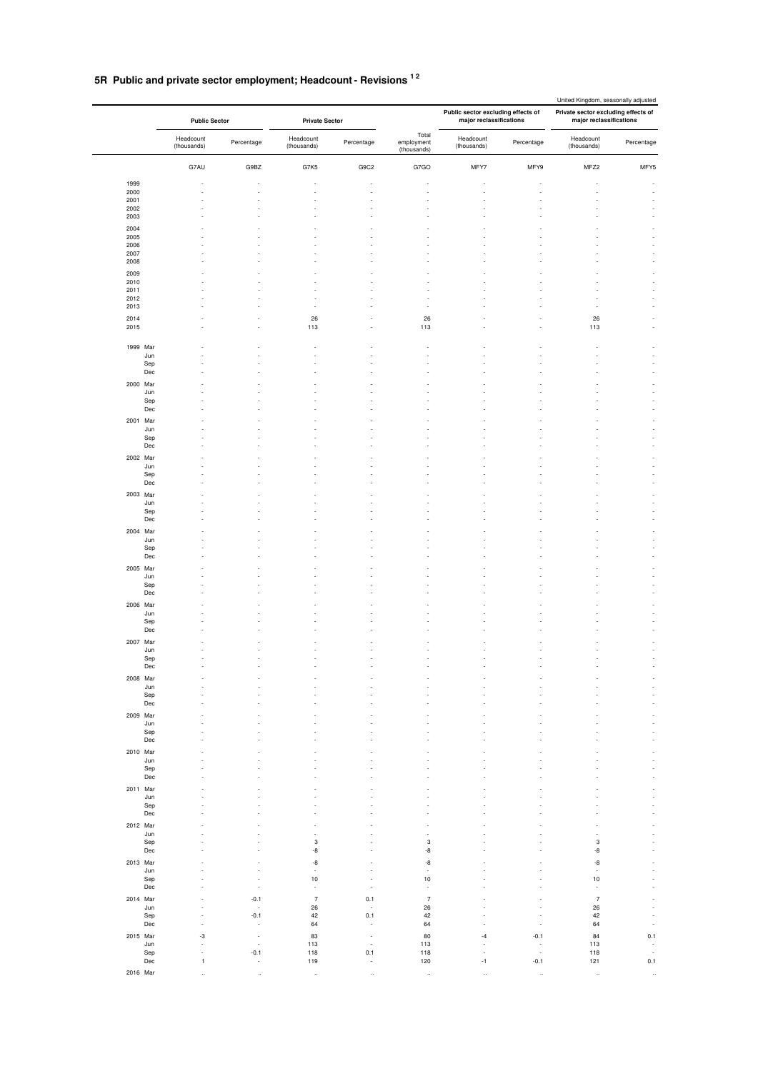## 5R Public and private sector employment; Headcount - Revisions [1 2]

United Kingdom, seasonally adjusted

| | Public Sector | | Private Sector | | | Public sector excluding effects of major reclassifications | | Private sector excluding effects of major reclassifications | |
|---|---|---|---|---|---|---|---|---|---|
| | Headcount (thousands) | Percentage | Headcount (thousands) | Percentage | Total employment (thousands) | Headcount (thousands) | Percentage | Headcount (thousands) | Percentage |
| | G7AU | G9BZ | G7K5 | G9C2 | G7GO | MFY7 | MFY9 | MFZ2 | MFY5 |
| 1999 | - | - | - | - | - | - | - | - | - |
| 2000 | - | - | - | - | - | - | - | - | - |
| 2001 | - | - | - | - | - | - | - | - | - |
| 2002 | - | - | - | - | - | - | - | - | - |
| 2003 | - | - | - | - | - | - | - | - | - |
| 2004 | - | - | - | - | - | - | - | - | - |
| 2005 | - | - | - | - | - | - | - | - | - |
| 2006 | - | - | - | - | - | - | - | - | - |
| 2007 | - | - | - | - | - | - | - | - | - |
| 2008 | - | - | - | - | - | - | - | - | - |
| 2009 | - | - | - | - | - | - | - | - | - |
| 2010 | - | - | - | - | - | - | - | - | - |
| 2011 | - | - | - | - | - | - | - | - | - |
| 2012 | - | - | - | - | - | - | - | - | - |
| 2013 | - | - | - | - | - | - | - | - | - |
| 2014 | - | - | 26 | - | 26 | - | - | 26 | - |
| 2015 | - | - | 113 | - | 113 | - | - | 113 | - |
| 1999 Mar | - | - | - | - | - | - | - | - | - |
| Jun | - | - | - | - | - | - | - | - | - |
| Sep | - | - | - | - | - | - | - | - | - |
| Dec | - | - | - | - | - | - | - | - | - |
| 2000 Mar | - | - | - | - | - | - | - | - | - |
| Jun | - | - | - | - | - | - | - | - | - |
| Sep | - | - | - | - | - | - | - | - | - |
| Dec | - | - | - | - | - | - | - | - | - |
| 2001 Mar | - | - | - | - | - | - | - | - | - |
| Jun | - | - | - | - | - | - | - | - | - |
| Sep | - | - | - | - | - | - | - | - | - |
| Dec | - | - | - | - | - | - | - | - | - |
| 2002 Mar | - | - | - | - | - | - | - | - | - |
| Jun | - | - | - | - | - | - | - | - | - |
| Sep | - | - | - | - | - | - | - | - | - |
| Dec | - | - | - | - | - | - | - | - | - |
| 2003 Mar | - | - | - | - | - | - | - | - | - |
| Jun | - | - | - | - | - | - | - | - | - |
| Sep | - | - | - | - | - | - | - | - | - |
| Dec | - | - | - | - | - | - | - | - | - |
| 2004 Mar | - | - | - | - | - | - | - | - | - |
| Jun | - | - | - | - | - | - | - | - | - |
| Sep | - | - | - | - | - | - | - | - | - |
| Dec | - | - | - | - | - | - | - | - | - |
| 2005 Mar | - | - | - | - | - | - | - | - | - |
| Jun | - | - | - | - | - | - | - | - | - |
| Sep | - | - | - | - | - | - | - | - | - |
| Dec | - | - | - | - | - | - | - | - | - |
| 2006 Mar | - | - | - | - | - | - | - | - | - |
| Jun | - | - | - | - | - | - | - | - | - |
| Sep | - | - | - | - | - | - | - | - | - |
| Dec | - | - | - | - | - | - | - | - | - |
| 2007 Mar | - | - | - | - | - | - | - | - | - |
| Jun | - | - | - | - | - | - | - | - | - |
| Sep | - | - | - | - | - | - | - | - | - |
| Dec | - | - | - | - | - | - | - | - | - |
| 2008 Mar | - | - | - | - | - | - | - | - | - |
| Jun | - | - | - | - | - | - | - | - | - |
| Sep | - | - | - | - | - | - | - | - | - |
| Dec | - | - | - | - | - | - | - | - | - |
| 2009 Mar | - | - | - | - | - | - | - | - | - |
| Jun | - | - | - | - | - | - | - | - | - |
| Sep | - | - | - | - | - | - | - | - | - |
| Dec | - | - | - | - | - | - | - | - | - |
| 2010 Mar | - | - | - | - | - | - | - | - | - |
| Jun | - | - | - | - | - | - | - | - | - |
| Sep | - | - | - | - | - | - | - | - | - |
| Dec | - | - | - | - | - | - | - | - | - |
| 2011 Mar | - | - | - | - | - | - | - | - | - |
| Jun | - | - | - | - | - | - | - | - | - |
| Sep | - | - | - | - | - | - | - | - | - |
| Dec | - | - | - | - | - | - | - | - | - |
| 2012 Mar | - | - | - | - | - | - | - | - | - |
| Jun | - | - | - | - | - | - | - | - | - |
| Sep | - | - | 3 | - | 3 | - | - | 3 | - |
| Dec | - | - | -8 | - | -8 | - | - | -8 | - |
| 2013 Mar | - | - | -8 | - | -8 | - | - | -8 | - |
| Jun | - | - | - | - | - | - | - | - | - |
| Sep | - | - | 10 | - | 10 | - | - | 10 | - |
| Dec | - | - | - | - | - | - | - | - | - |
| 2014 Mar | - | -0.1 | 7 | 0.1 | 7 | - | - | 7 | - |
| Jun | - | - | 26 | - | 26 | - | - | 26 | - |
| Sep | - | -0.1 | 42 | 0.1 | 42 | - | - | 42 | - |
| Dec | - | - | 64 | - | 64 | - | - | 64 | - |
| 2015 Mar | -3 | - | 83 | - | 80 | -4 | -0.1 | 84 | 0.1 |
| Jun | - | - | 113 | - | 113 | - | - | 113 | - |
| Sep | - | -0.1 | 118 | 0.1 | 118 | - | - | 118 | - |
| Dec | 1 | - | 119 | - | 120 | -1 | -0.1 | 121 | 0.1 |
| 2016 Mar | .. | .. | .. | .. | .. | .. | .. | .. | .. |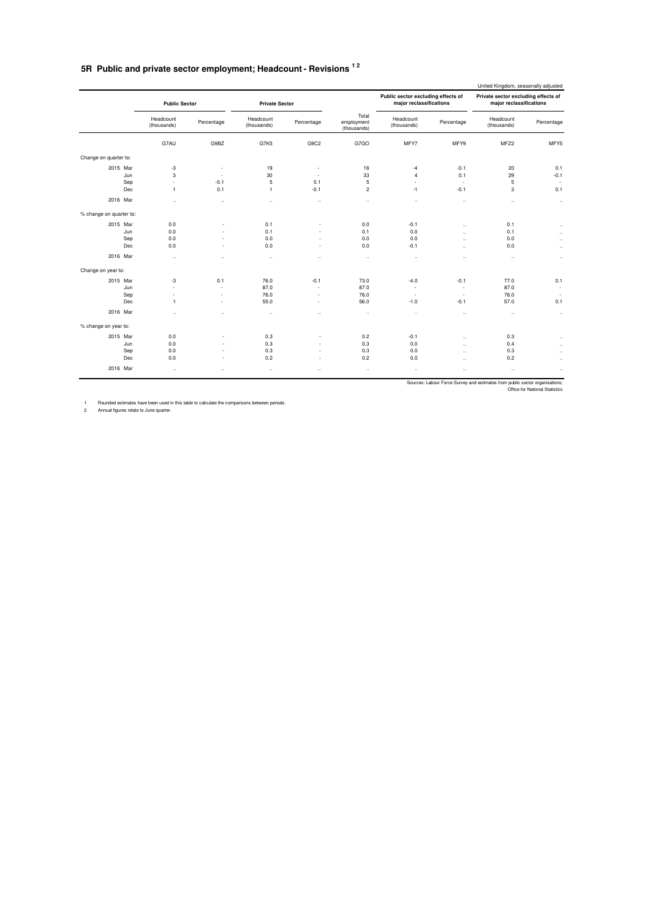## 5R Public and private sector employment; Headcount - Revisions [1 2]

United Kingdom, seasonally adjusted

| | Public Sector | | Private Sector | | | Public sector excluding effects of major reclassifications | | Private sector excluding effects of major reclassifications | |
|---|---|---|---|---|---|---|---|---|---|
| | Headcount (thousands) | Percentage | Headcount (thousands) | Percentage | Total employment (thousands) | Headcount (thousands) | Percentage | Headcount (thousands) | Percentage |
| | G7AU | G9BZ | G7K5 | G9C2 | G7GO | MFY7 | MFY9 | MFZ2 | MFY5 |
| **Change on quarter to:** | | | | | | | | | |
| 2015 Mar | -3 | - | 19 | - | 16 | -4 | -0.1 | 20 | 0.1 |
| Jun | 3 | - | 30 | - | 33 | 4 | 0.1 | 29 | -0.1 |
| Sep | - | -0.1 | 5 | 0.1 | 5 | - | - | 5 | - |
| Dec | 1 | 0.1 | 1 | -0.1 | 2 | -1 | -0.1 | 3 | 0.1 |
| 2016 Mar | .. | .. | .. | .. | .. | .. | .. | .. | .. |
| **% change on quarter to:** | | | | | | | | | |
| 2015 Mar | 0.0 | - | 0.1 | - | 0.0 | -0.1 | .. | 0.1 | .. |
| Jun | 0.0 | - | 0.1 | - | 0.1 | 0.0 | .. | 0.1 | .. |
| Sep | 0.0 | - | 0.0 | - | 0.0 | 0.0 | .. | 0.0 | .. |
| Dec | 0.0 | - | 0.0 | - | 0.0 | -0.1 | .. | 0.0 | .. |
| 2016 Mar | .. | .. | .. | .. | .. | .. | .. | .. | .. |
| **Change on year to:** | | | | | | | | | |
| 2015 Mar | -3 | 0.1 | 76.0 | -0.1 | 73.0 | -4.0 | -0.1 | 77.0 | 0.1 |
| Jun | - | - | 87.0 | - | 87.0 | - | - | 87.0 | - |
| Sep | - | - | 76.0 | - | 76.0 | - | - | 76.0 | - |
| Dec | 1 | - | 55.0 | - | 56.0 | -1.0 | -0.1 | 57.0 | 0.1 |
| 2016 Mar | .. | .. | .. | .. | .. | .. | .. | .. | .. |
| **% change on year to:** | | | | | | | | | |
| 2015 Mar | 0.0 | - | 0.3 | - | 0.2 | -0.1 | .. | 0.3 | .. |
| Jun | 0.0 | - | 0.3 | - | 0.3 | 0.0 | .. | 0.4 | .. |
| Sep | 0.0 | - | 0.3 | - | 0.3 | 0.0 | .. | 0.3 | .. |
| Dec | 0.0 | - | 0.2 | - | 0.2 | 0.0 | .. | 0.2 | .. |
| 2016 Mar | .. | .. | .. | .. | .. | .. | .. | .. | .. |

Sources: Labour Force Survey and estimates from public sector organisations; Office for National Statistics

1 Rounded estimates have been used in this table to calculate the comparisons between periods.
2 Annual figures relate to June quarter.